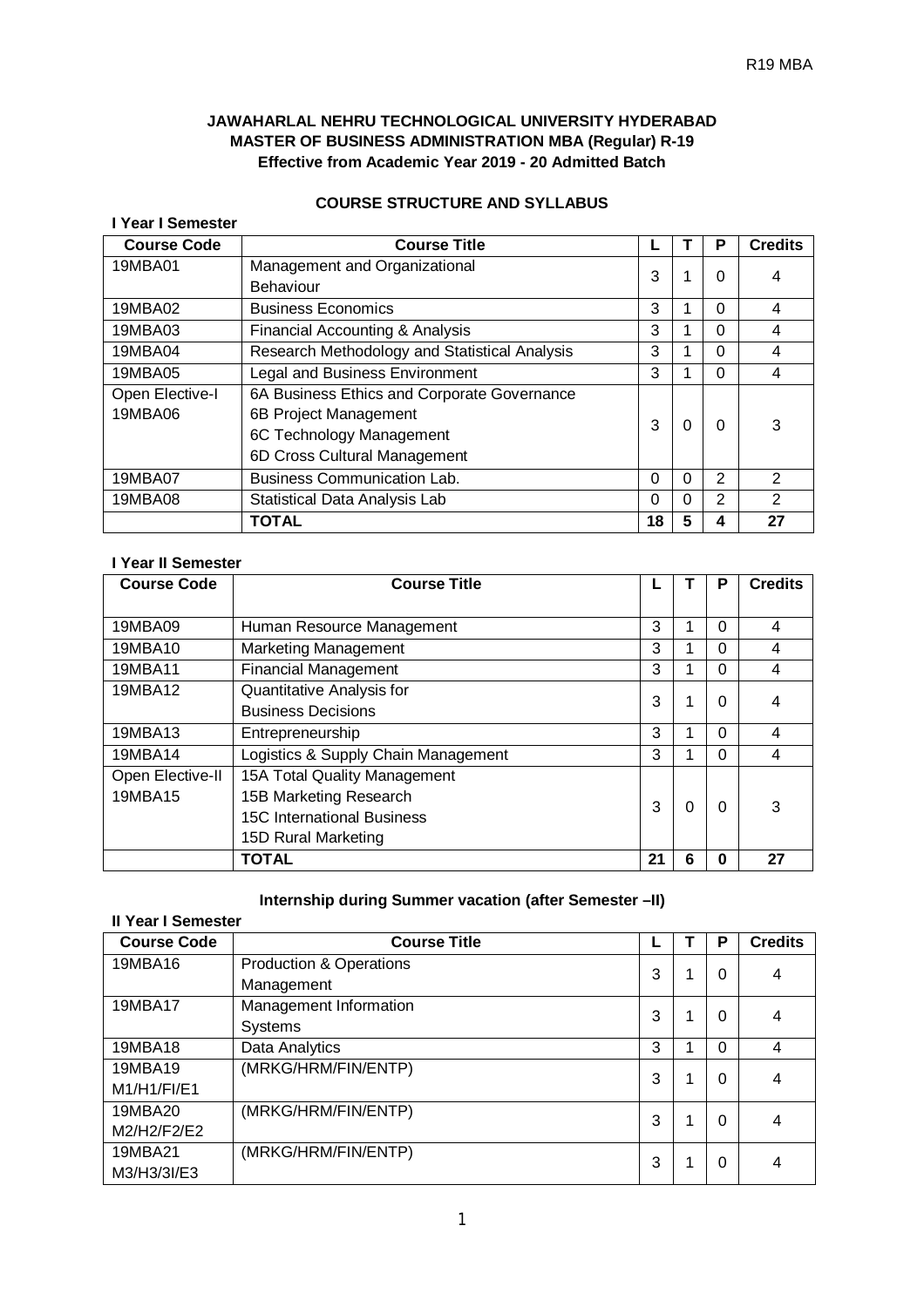**JAWAHARLAL NEHRU TECHNOLOGICAL UNIVERSITY HYDERABAD**
**MASTER OF BUSINESS ADMINISTRATION MBA (Regular) R-19**
**Effective from Academic Year 2019 - 20 Admitted Batch**

## COURSE STRUCTURE AND SYLLABUS

### I Year I Semester

| Course Code | Course Title | L | T | P | Credits |
|---|---|---|---|---|---|
| 19MBA01 | Management and Organizational Behaviour | 3 | 1 | 0 | 4 |
| 19MBA02 | Business Economics | 3 | 1 | 0 | 4 |
| 19MBA03 | Financial Accounting & Analysis | 3 | 1 | 0 | 4 |
| 19MBA04 | Research Methodology and Statistical Analysis | 3 | 1 | 0 | 4 |
| 19MBA05 | Legal and Business Environment | 3 | 1 | 0 | 4 |
| Open Elective-I 19MBA06 | 6A Business Ethics and Corporate Governance<br>6B Project Management<br>6C Technology Management<br>6D Cross Cultural Management | 3 | 0 | 0 | 3 |
| 19MBA07 | Business Communication Lab. | 0 | 0 | 2 | 2 |
| 19MBA08 | Statistical Data Analysis Lab | 0 | 0 | 2 | 2 |
| | **TOTAL** | **18** | **5** | **4** | **27** |

### I Year II Semester

| Course Code | Course Title | L | T | P | Credits |
|---|---|---|---|---|---|
| 19MBA09 | Human Resource Management | 3 | 1 | 0 | 4 |
| 19MBA10 | Marketing Management | 3 | 1 | 0 | 4 |
| 19MBA11 | Financial Management | 3 | 1 | 0 | 4 |
| 19MBA12 | Quantitative Analysis for Business Decisions | 3 | 1 | 0 | 4 |
| 19MBA13 | Entrepreneurship | 3 | 1 | 0 | 4 |
| 19MBA14 | Logistics & Supply Chain Management | 3 | 1 | 0 | 4 |
| Open Elective-II 19MBA15 | 15A Total Quality Management<br>15B Marketing Research<br>15C International Business<br>15D Rural Marketing | 3 | 0 | 0 | 3 |
| | **TOTAL** | **21** | **6** | **0** | **27** |

**Internship during Summer vacation (after Semester –II)**

### II Year I Semester

| Course Code | Course Title | L | T | P | Credits |
|---|---|---|---|---|---|
| 19MBA16 | Production & Operations Management | 3 | 1 | 0 | 4 |
| 19MBA17 | Management Information Systems | 3 | 1 | 0 | 4 |
| 19MBA18 | Data Analytics | 3 | 1 | 0 | 4 |
| 19MBA19 M1/H1/FI/E1 | (MRKG/HRM/FIN/ENTP) | 3 | 1 | 0 | 4 |
| 19MBA20 M2/H2/F2/E2 | (MRKG/HRM/FIN/ENTP) | 3 | 1 | 0 | 4 |
| 19MBA21 M3/H3/3I/E3 | (MRKG/HRM/FIN/ENTP) | 3 | 1 | 0 | 4 |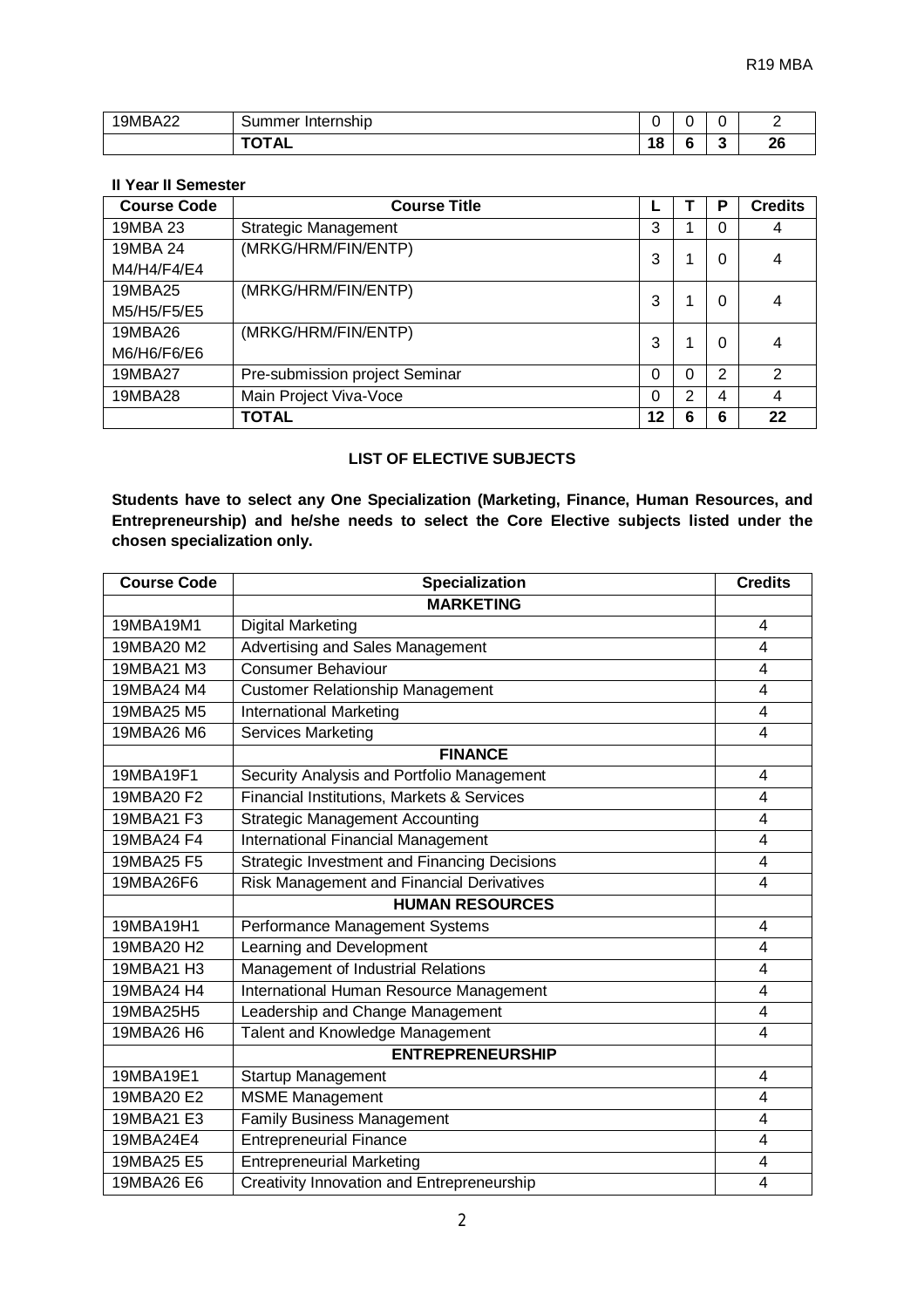| 19MBA22 | Summer Internship | 0 | 0 | 0 | 2 |
|---|---|---|---|---|---|
| | **TOTAL** | **18** | **6** | **3** | **26** |

**II Year II Semester**

| Course Code | Course Title | L | T | P | Credits |
|---|---|---|---|---|---|
| 19MBA 23 | Strategic Management | 3 | 1 | 0 | 4 |
| 19MBA 24 M4/H4/F4/E4 | (MRKG/HRM/FIN/ENTP) | 3 | 1 | 0 | 4 |
| 19MBA25 M5/H5/F5/E5 | (MRKG/HRM/FIN/ENTP) | 3 | 1 | 0 | 4 |
| 19MBA26 M6/H6/F6/E6 | (MRKG/HRM/FIN/ENTP) | 3 | 1 | 0 | 4 |
| 19MBA27 | Pre-submission project Seminar | 0 | 0 | 2 | 2 |
| 19MBA28 | Main Project Viva-Voce | 0 | 2 | 4 | 4 |
| | **TOTAL** | **12** | **6** | **6** | **22** |

**LIST OF ELECTIVE SUBJECTS**

**Students have to select any One Specialization (Marketing, Finance, Human Resources, and Entrepreneurship) and he/she needs to select the Core Elective subjects listed under the chosen specialization only.**

| Course Code | Specialization | Credits |
|---|---|---|
| | **MARKETING** | |
| 19MBA19M1 | Digital Marketing | 4 |
| 19MBA20 M2 | Advertising and Sales Management | 4 |
| 19MBA21 M3 | Consumer Behaviour | 4 |
| 19MBA24 M4 | Customer Relationship Management | 4 |
| 19MBA25 M5 | International Marketing | 4 |
| 19MBA26 M6 | Services Marketing | 4 |
| | **FINANCE** | |
| 19MBA19F1 | Security Analysis and Portfolio Management | 4 |
| 19MBA20 F2 | Financial Institutions, Markets & Services | 4 |
| 19MBA21 F3 | Strategic Management Accounting | 4 |
| 19MBA24 F4 | International Financial Management | 4 |
| 19MBA25 F5 | Strategic Investment and Financing Decisions | 4 |
| 19MBA26F6 | Risk Management and Financial Derivatives | 4 |
| | **HUMAN RESOURCES** | |
| 19MBA19H1 | Performance Management Systems | 4 |
| 19MBA20 H2 | Learning and Development | 4 |
| 19MBA21 H3 | Management of Industrial Relations | 4 |
| 19MBA24 H4 | International Human Resource Management | 4 |
| 19MBA25H5 | Leadership and Change Management | 4 |
| 19MBA26 H6 | Talent and Knowledge Management | 4 |
| | **ENTREPRENEURSHIP** | |
| 19MBA19E1 | Startup Management | 4 |
| 19MBA20 E2 | MSME Management | 4 |
| 19MBA21 E3 | Family Business Management | 4 |
| 19MBA24E4 | Entrepreneurial Finance | 4 |
| 19MBA25 E5 | Entrepreneurial Marketing | 4 |
| 19MBA26 E6 | Creativity Innovation and Entrepreneurship | 4 |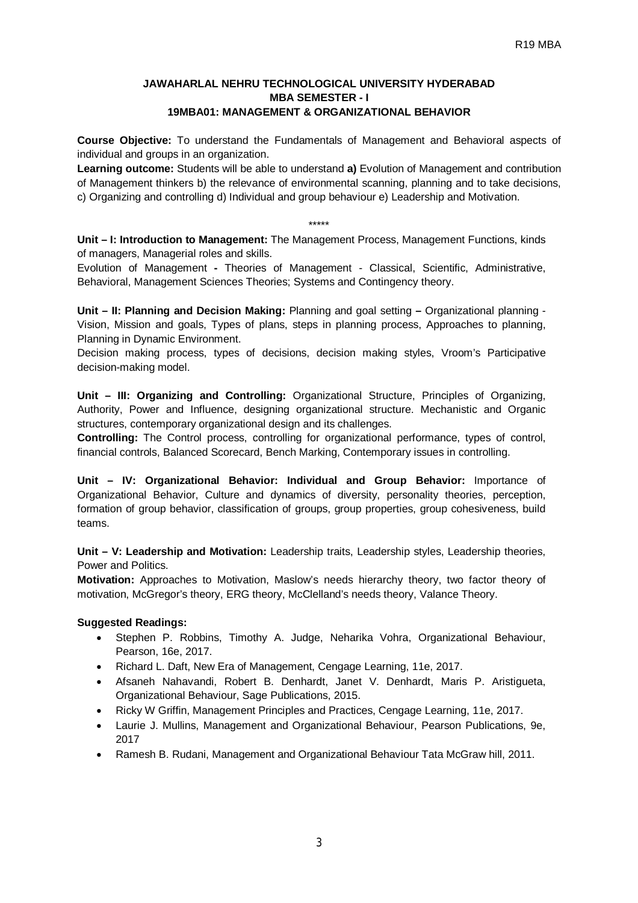**JAWAHARLAL NEHRU TECHNOLOGICAL UNIVERSITY HYDERABAD**
**MBA SEMESTER - I**
**19MBA01: MANAGEMENT & ORGANIZATIONAL BEHAVIOR**

**Course Objective:** To understand the Fundamentals of Management and Behavioral aspects of individual and groups in an organization.

**Learning outcome:** Students will be able to understand **a)** Evolution of Management and contribution of Management thinkers b) the relevance of environmental scanning, planning and to take decisions, c) Organizing and controlling d) Individual and group behaviour e) Leadership and Motivation.

*****

**Unit – I: Introduction to Management:** The Management Process, Management Functions, kinds of managers, Managerial roles and skills.

Evolution of Management **-** Theories of Management - Classical, Scientific, Administrative, Behavioral, Management Sciences Theories; Systems and Contingency theory.

**Unit – II: Planning and Decision Making:** Planning and goal setting **–** Organizational planning - Vision, Mission and goals, Types of plans, steps in planning process, Approaches to planning, Planning in Dynamic Environment.

Decision making process, types of decisions, decision making styles, Vroom's Participative decision-making model.

**Unit – III: Organizing and Controlling:** Organizational Structure, Principles of Organizing, Authority, Power and Influence, designing organizational structure. Mechanistic and Organic structures, contemporary organizational design and its challenges.

**Controlling:** The Control process, controlling for organizational performance, types of control, financial controls, Balanced Scorecard, Bench Marking, Contemporary issues in controlling.

**Unit – IV: Organizational Behavior: Individual and Group Behavior:** Importance of Organizational Behavior, Culture and dynamics of diversity, personality theories, perception, formation of group behavior, classification of groups, group properties, group cohesiveness, build teams.

**Unit – V: Leadership and Motivation:** Leadership traits, Leadership styles, Leadership theories, Power and Politics.

**Motivation:** Approaches to Motivation, Maslow's needs hierarchy theory, two factor theory of motivation, McGregor's theory, ERG theory, McClelland's needs theory, Valance Theory.

**Suggested Readings:**

- Stephen P. Robbins, Timothy A. Judge, Neharika Vohra, Organizational Behaviour, Pearson, 16e, 2017.
- Richard L. Daft, New Era of Management, Cengage Learning, 11e, 2017.
- Afsaneh Nahavandi, Robert B. Denhardt, Janet V. Denhardt, Maris P. Aristigueta, Organizational Behaviour, Sage Publications, 2015.
- Ricky W Griffin, Management Principles and Practices, Cengage Learning, 11e, 2017.
- Laurie J. Mullins, Management and Organizational Behaviour, Pearson Publications, 9e, 2017
- Ramesh B. Rudani, Management and Organizational Behaviour Tata McGraw hill, 2011.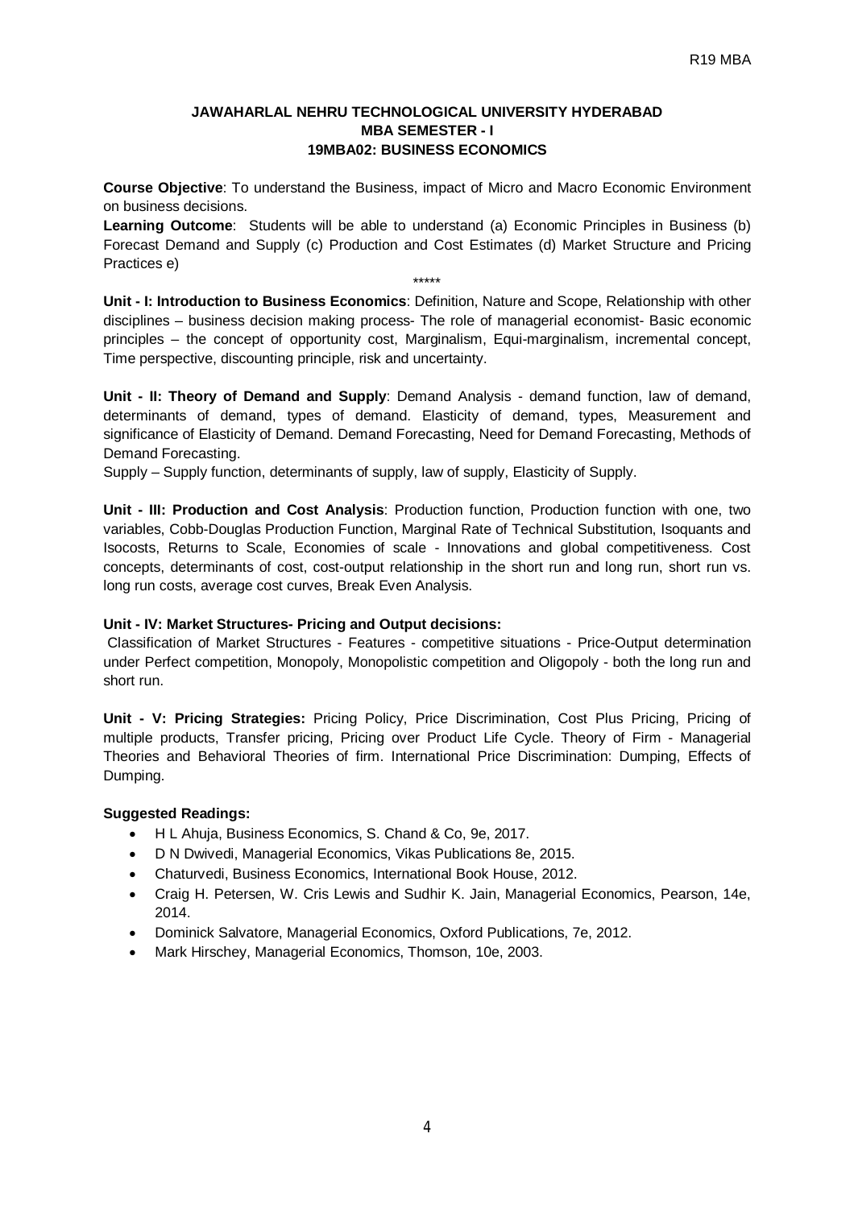## JAWAHARLAL NEHRU TECHNOLOGICAL UNIVERSITY HYDERABAD
## MBA SEMESTER - I
## 19MBA02: BUSINESS ECONOMICS

**Course Objective**: To understand the Business, impact of Micro and Macro Economic Environment on business decisions.

**Learning Outcome**: Students will be able to understand (a) Economic Principles in Business (b) Forecast Demand and Supply (c) Production and Cost Estimates (d) Market Structure and Pricing Practices e)

*****

**Unit - I: Introduction to Business Economics**: Definition, Nature and Scope, Relationship with other disciplines – business decision making process- The role of managerial economist- Basic economic principles – the concept of opportunity cost, Marginalism, Equi-marginalism, incremental concept, Time perspective, discounting principle, risk and uncertainty.

**Unit - II: Theory of Demand and Supply**: Demand Analysis - demand function, law of demand, determinants of demand, types of demand. Elasticity of demand, types, Measurement and significance of Elasticity of Demand. Demand Forecasting, Need for Demand Forecasting, Methods of Demand Forecasting.

Supply – Supply function, determinants of supply, law of supply, Elasticity of Supply.

**Unit - III: Production and Cost Analysis**: Production function, Production function with one, two variables, Cobb-Douglas Production Function, Marginal Rate of Technical Substitution, Isoquants and Isocosts, Returns to Scale, Economies of scale - Innovations and global competitiveness. Cost concepts, determinants of cost, cost-output relationship in the short run and long run, short run vs. long run costs, average cost curves, Break Even Analysis.

**Unit - IV: Market Structures- Pricing and Output decisions:**

Classification of Market Structures - Features - competitive situations - Price-Output determination under Perfect competition, Monopoly, Monopolistic competition and Oligopoly - both the long run and short run.

**Unit - V: Pricing Strategies:** Pricing Policy, Price Discrimination, Cost Plus Pricing, Pricing of multiple products, Transfer pricing, Pricing over Product Life Cycle. Theory of Firm - Managerial Theories and Behavioral Theories of firm. International Price Discrimination: Dumping, Effects of Dumping.

**Suggested Readings:**

- H L Ahuja, Business Economics, S. Chand & Co, 9e, 2017.
- D N Dwivedi, Managerial Economics, Vikas Publications 8e, 2015.
- Chaturvedi, Business Economics, International Book House, 2012.
- Craig H. Petersen, W. Cris Lewis and Sudhir K. Jain, Managerial Economics, Pearson, 14e, 2014.
- Dominick Salvatore, Managerial Economics, Oxford Publications, 7e, 2012.
- Mark Hirschey, Managerial Economics, Thomson, 10e, 2003.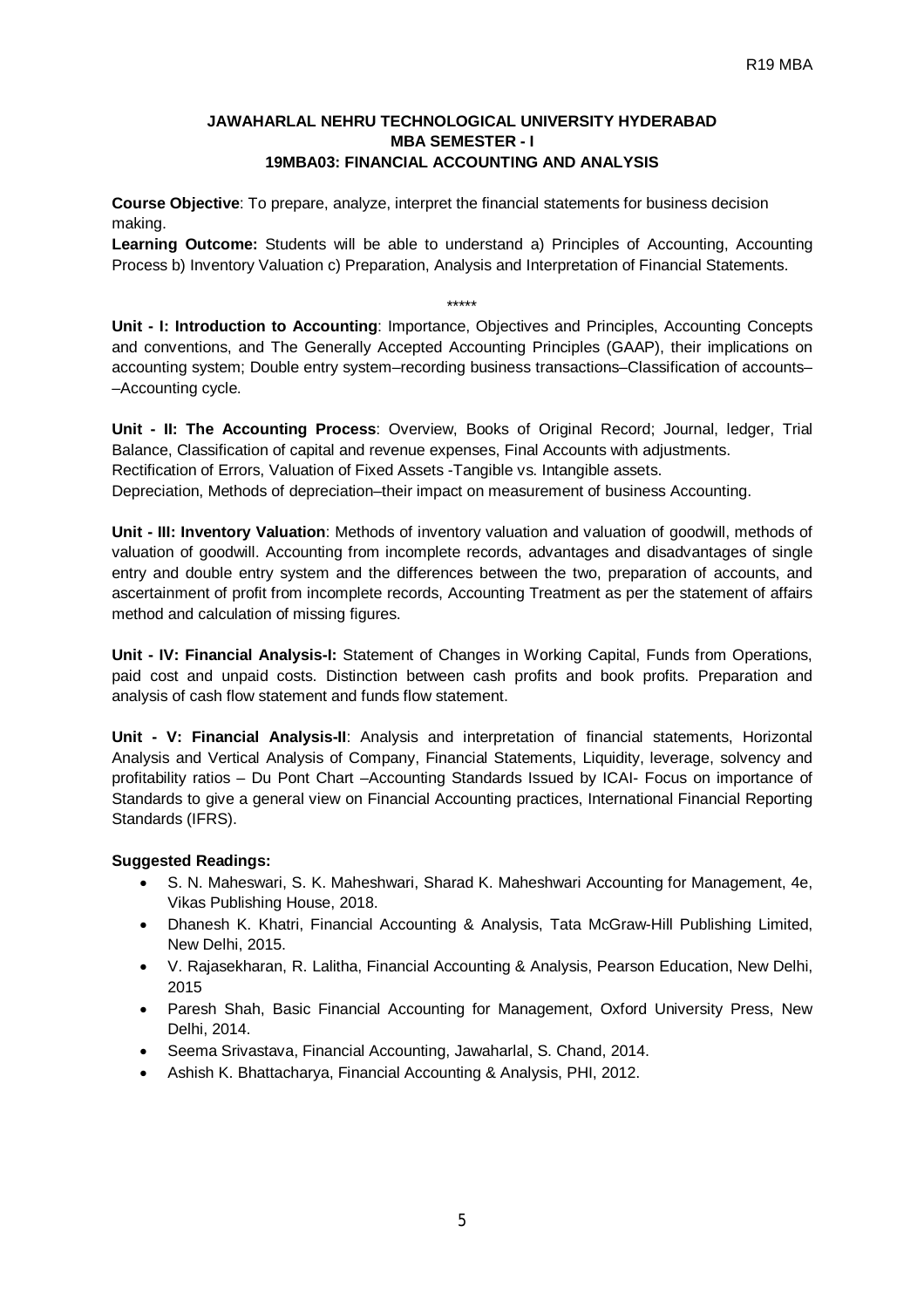**JAWAHARLAL NEHRU TECHNOLOGICAL UNIVERSITY HYDERABAD**
**MBA SEMESTER - I**
**19MBA03: FINANCIAL ACCOUNTING AND ANALYSIS**

**Course Objective**: To prepare, analyze, interpret the financial statements for business decision making.

**Learning Outcome:** Students will be able to understand a) Principles of Accounting, Accounting Process b) Inventory Valuation c) Preparation, Analysis and Interpretation of Financial Statements.

*****

**Unit - I: Introduction to Accounting**: Importance, Objectives and Principles, Accounting Concepts and conventions, and The Generally Accepted Accounting Principles (GAAP), their implications on accounting system; Double entry system–recording business transactions–Classification of accounts––Accounting cycle.

**Unit - II: The Accounting Process**: Overview, Books of Original Record; Journal, ledger, Trial Balance, Classification of capital and revenue expenses, Final Accounts with adjustments. Rectification of Errors, Valuation of Fixed Assets -Tangible vs. Intangible assets. Depreciation, Methods of depreciation–their impact on measurement of business Accounting.

**Unit - III: Inventory Valuation**: Methods of inventory valuation and valuation of goodwill, methods of valuation of goodwill. Accounting from incomplete records, advantages and disadvantages of single entry and double entry system and the differences between the two, preparation of accounts, and ascertainment of profit from incomplete records, Accounting Treatment as per the statement of affairs method and calculation of missing figures.

**Unit - IV: Financial Analysis-I:** Statement of Changes in Working Capital, Funds from Operations, paid cost and unpaid costs. Distinction between cash profits and book profits. Preparation and analysis of cash flow statement and funds flow statement.

**Unit - V: Financial Analysis-II**: Analysis and interpretation of financial statements, Horizontal Analysis and Vertical Analysis of Company, Financial Statements, Liquidity, leverage, solvency and profitability ratios – Du Pont Chart –Accounting Standards Issued by ICAI- Focus on importance of Standards to give a general view on Financial Accounting practices, International Financial Reporting Standards (IFRS).

**Suggested Readings:**

- S. N. Maheswari, S. K. Maheshwari, Sharad K. Maheshwari Accounting for Management, 4e, Vikas Publishing House, 2018.
- Dhanesh K. Khatri, Financial Accounting & Analysis, Tata McGraw-Hill Publishing Limited, New Delhi, 2015.
- V. Rajasekharan, R. Lalitha, Financial Accounting & Analysis, Pearson Education, New Delhi, 2015
- Paresh Shah, Basic Financial Accounting for Management, Oxford University Press, New Delhi, 2014.
- Seema Srivastava, Financial Accounting, Jawaharlal, S. Chand, 2014.
- Ashish K. Bhattacharya, Financial Accounting & Analysis, PHI, 2012.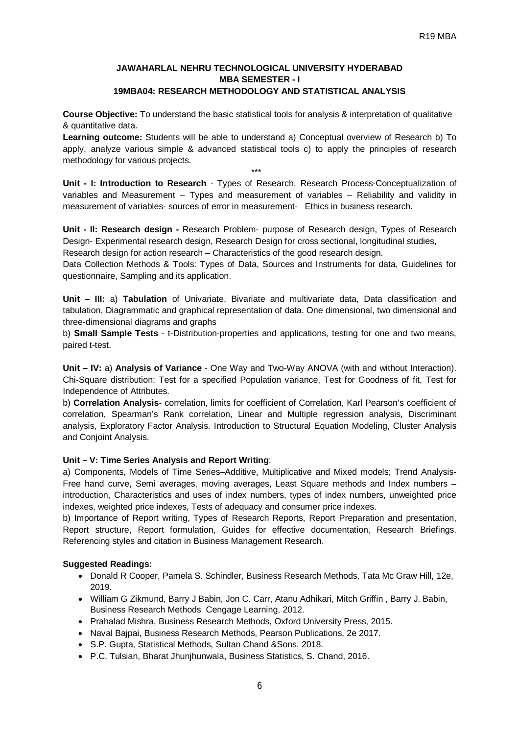**JAWAHARLAL NEHRU TECHNOLOGICAL UNIVERSITY HYDERABAD**
**MBA SEMESTER - I**
**19MBA04: RESEARCH METHODOLOGY AND STATISTICAL ANALYSIS**

**Course Objective:** To understand the basic statistical tools for analysis & interpretation of qualitative & quantitative data.

**Learning outcome:** Students will be able to understand a) Conceptual overview of Research b) To apply, analyze various simple & advanced statistical tools c) to apply the principles of research methodology for various projects.

***

**Unit - I: Introduction to Research** - Types of Research, Research Process-Conceptualization of variables and Measurement – Types and measurement of variables – Reliability and validity in measurement of variables- sources of error in measurement- Ethics in business research.

**Unit - II: Research design -** Research Problem- purpose of Research design, Types of Research Design- Experimental research design, Research Design for cross sectional, longitudinal studies, Research design for action research – Characteristics of the good research design.

Data Collection Methods & Tools: Types of Data, Sources and Instruments for data, Guidelines for questionnaire, Sampling and its application.

**Unit – III:** a) **Tabulation** of Univariate, Bivariate and multivariate data, Data classification and tabulation, Diagrammatic and graphical representation of data. One dimensional, two dimensional and three-dimensional diagrams and graphs

b) **Small Sample Tests** - t-Distribution-properties and applications, testing for one and two means, paired t-test.

**Unit – IV:** a) **Analysis of Variance** - One Way and Two-Way ANOVA (with and without Interaction). Chi-Square distribution: Test for a specified Population variance, Test for Goodness of fit, Test for Independence of Attributes.

b) **Correlation Analysis**- correlation, limits for coefficient of Correlation, Karl Pearson's coefficient of correlation, Spearman's Rank correlation, Linear and Multiple regression analysis, Discriminant analysis, Exploratory Factor Analysis. Introduction to Structural Equation Modeling, Cluster Analysis and Conjoint Analysis.

**Unit – V: Time Series Analysis and Report Writing**:

a) Components, Models of Time Series–Additive, Multiplicative and Mixed models; Trend Analysis-Free hand curve, Semi averages, moving averages, Least Square methods and Index numbers – introduction, Characteristics and uses of index numbers, types of index numbers, unweighted price indexes, weighted price indexes, Tests of adequacy and consumer price indexes.

b) Importance of Report writing, Types of Research Reports, Report Preparation and presentation, Report structure, Report formulation, Guides for effective documentation, Research Briefings. Referencing styles and citation in Business Management Research.

**Suggested Readings:**

- Donald R Cooper, Pamela S. Schindler, Business Research Methods, Tata Mc Graw Hill, 12e, 2019.
- William G Zikmund, Barry J Babin, Jon C. Carr, Atanu Adhikari, Mitch Griffin , Barry J. Babin, Business Research Methods Cengage Learning, 2012.
- Prahalad Mishra, Business Research Methods, Oxford University Press, 2015.
- Naval Bajpai, Business Research Methods, Pearson Publications, 2e 2017.
- S.P. Gupta, Statistical Methods, Sultan Chand &Sons, 2018.
- P.C. Tulsian, Bharat Jhunjhunwala, Business Statistics, S. Chand, 2016.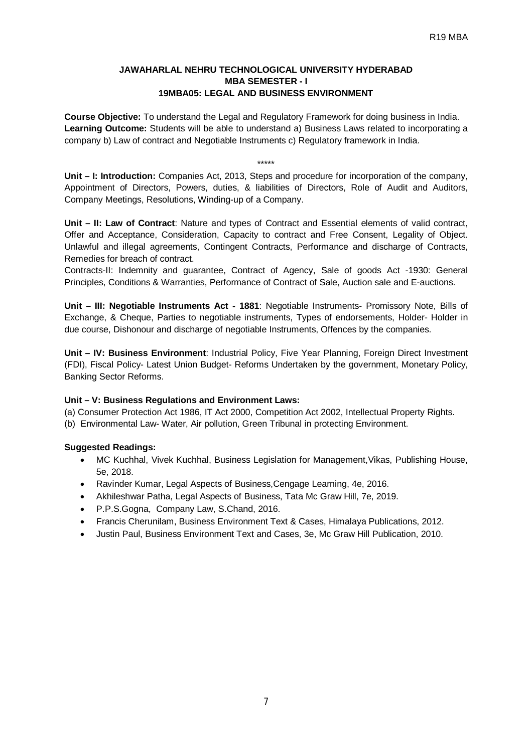## JAWAHARLAL NEHRU TECHNOLOGICAL UNIVERSITY HYDERABAD
## MBA SEMESTER - I
## 19MBA05: LEGAL AND BUSINESS ENVIRONMENT

**Course Objective:** To understand the Legal and Regulatory Framework for doing business in India.
**Learning Outcome:** Students will be able to understand a) Business Laws related to incorporating a company b) Law of contract and Negotiable Instruments c) Regulatory framework in India.

*****

**Unit – I: Introduction:** Companies Act, 2013, Steps and procedure for incorporation of the company, Appointment of Directors, Powers, duties, & liabilities of Directors, Role of Audit and Auditors, Company Meetings, Resolutions, Winding-up of a Company.

**Unit – II: Law of Contract**: Nature and types of Contract and Essential elements of valid contract, Offer and Acceptance, Consideration, Capacity to contract and Free Consent, Legality of Object. Unlawful and illegal agreements, Contingent Contracts, Performance and discharge of Contracts, Remedies for breach of contract.

Contracts-II: Indemnity and guarantee, Contract of Agency, Sale of goods Act -1930: General Principles, Conditions & Warranties, Performance of Contract of Sale, Auction sale and E-auctions.

**Unit – III: Negotiable Instruments Act - 1881**: Negotiable Instruments- Promissory Note, Bills of Exchange, & Cheque, Parties to negotiable instruments, Types of endorsements, Holder- Holder in due course, Dishonour and discharge of negotiable Instruments, Offences by the companies.

**Unit – IV: Business Environment**: Industrial Policy, Five Year Planning, Foreign Direct Investment (FDI), Fiscal Policy- Latest Union Budget- Reforms Undertaken by the government, Monetary Policy, Banking Sector Reforms.

**Unit – V: Business Regulations and Environment Laws:**

(a) Consumer Protection Act 1986, IT Act 2000, Competition Act 2002, Intellectual Property Rights.
(b) Environmental Law- Water, Air pollution, Green Tribunal in protecting Environment.

**Suggested Readings:**

- MC Kuchhal, Vivek Kuchhal, Business Legislation for Management,Vikas, Publishing House, 5e, 2018.
- Ravinder Kumar, Legal Aspects of Business,Cengage Learning, 4e, 2016.
- Akhileshwar Patha, Legal Aspects of Business, Tata Mc Graw Hill, 7e, 2019.
- P.P.S.Gogna, Company Law, S.Chand, 2016.
- Francis Cherunilam, Business Environment Text & Cases, Himalaya Publications, 2012.
- Justin Paul, Business Environment Text and Cases, 3e, Mc Graw Hill Publication, 2010.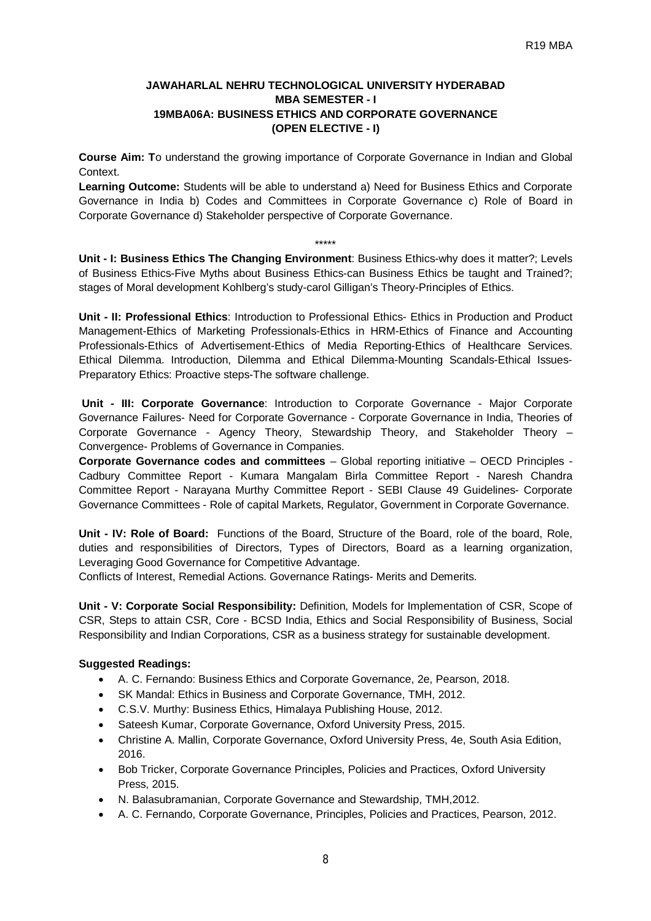# JAWAHARLAL NEHRU TECHNOLOGICAL UNIVERSITY HYDERABAD
## MBA SEMESTER - I
## 19MBA06A: BUSINESS ETHICS AND CORPORATE GOVERNANCE
## (OPEN ELECTIVE - I)

**Course Aim: T**o understand the growing importance of Corporate Governance in Indian and Global Context.

**Learning Outcome:** Students will be able to understand a) Need for Business Ethics and Corporate Governance in India b) Codes and Committees in Corporate Governance c) Role of Board in Corporate Governance d) Stakeholder perspective of Corporate Governance.

*****

**Unit - I: Business Ethics The Changing Environment**: Business Ethics-why does it matter?; Levels of Business Ethics-Five Myths about Business Ethics-can Business Ethics be taught and Trained?; stages of Moral development Kohlberg's study-carol Gilligan's Theory-Principles of Ethics.

**Unit - II: Professional Ethics**: Introduction to Professional Ethics- Ethics in Production and Product Management-Ethics of Marketing Professionals-Ethics in HRM-Ethics of Finance and Accounting Professionals-Ethics of Advertisement-Ethics of Media Reporting-Ethics of Healthcare Services. Ethical Dilemma. Introduction, Dilemma and Ethical Dilemma-Mounting Scandals-Ethical Issues-Preparatory Ethics: Proactive steps-The software challenge.

**Unit - III: Corporate Governance**: Introduction to Corporate Governance - Major Corporate Governance Failures- Need for Corporate Governance - Corporate Governance in India, Theories of Corporate Governance - Agency Theory, Stewardship Theory, and Stakeholder Theory – Convergence- Problems of Governance in Companies.

**Corporate Governance codes and committees** – Global reporting initiative – OECD Principles - Cadbury Committee Report - Kumara Mangalam Birla Committee Report - Naresh Chandra Committee Report - Narayana Murthy Committee Report - SEBI Clause 49 Guidelines- Corporate Governance Committees - Role of capital Markets, Regulator, Government in Corporate Governance.

**Unit - IV: Role of Board:** Functions of the Board, Structure of the Board, role of the board, Role, duties and responsibilities of Directors, Types of Directors, Board as a learning organization, Leveraging Good Governance for Competitive Advantage.

Conflicts of Interest, Remedial Actions. Governance Ratings- Merits and Demerits.

**Unit - V: Corporate Social Responsibility:** Definition, Models for Implementation of CSR, Scope of CSR, Steps to attain CSR, Core - BCSD India, Ethics and Social Responsibility of Business, Social Responsibility and Indian Corporations, CSR as a business strategy for sustainable development.

**Suggested Readings:**

- A. C. Fernando: Business Ethics and Corporate Governance, 2e, Pearson, 2018.
- SK Mandal: Ethics in Business and Corporate Governance, TMH, 2012.
- C.S.V. Murthy: Business Ethics, Himalaya Publishing House, 2012.
- Sateesh Kumar, Corporate Governance, Oxford University Press, 2015.
- Christine A. Mallin, Corporate Governance, Oxford University Press, 4e, South Asia Edition, 2016.
- Bob Tricker, Corporate Governance Principles, Policies and Practices, Oxford University Press, 2015.
- N. Balasubramanian, Corporate Governance and Stewardship, TMH,2012.
- A. C. Fernando, Corporate Governance, Principles, Policies and Practices, Pearson, 2012.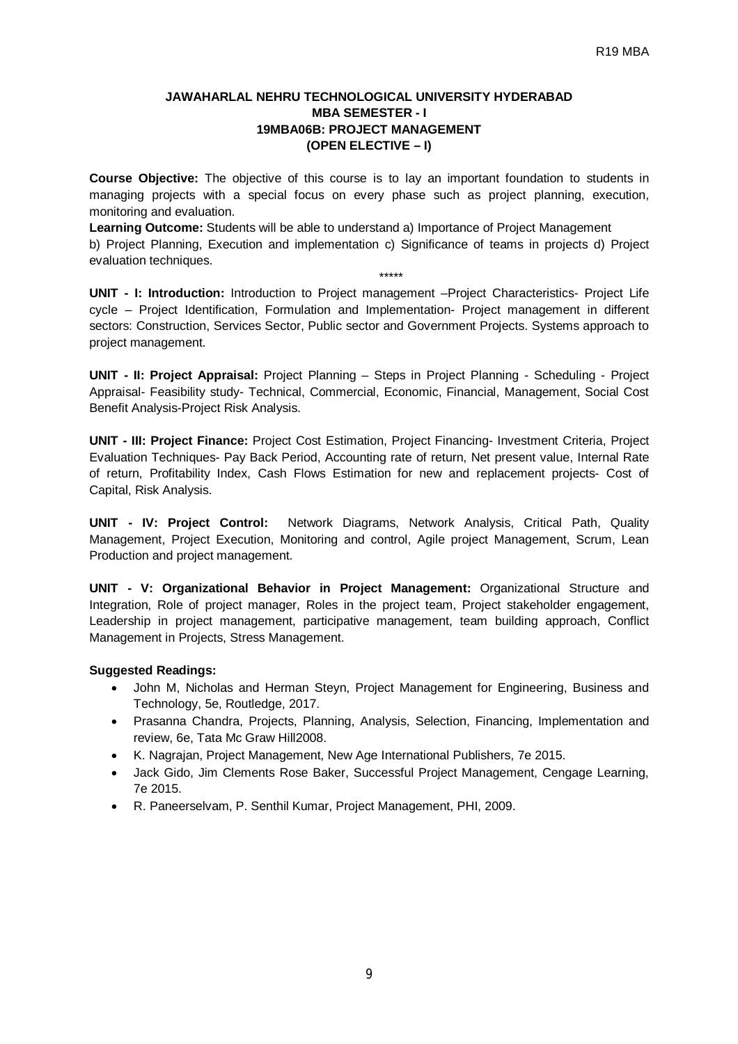**JAWAHARLAL NEHRU TECHNOLOGICAL UNIVERSITY HYDERABAD**
**MBA SEMESTER - I**
**19MBA06B: PROJECT MANAGEMENT**
**(OPEN ELECTIVE – I)**

**Course Objective:** The objective of this course is to lay an important foundation to students in managing projects with a special focus on every phase such as project planning, execution, monitoring and evaluation.

**Learning Outcome:** Students will be able to understand a) Importance of Project Management b) Project Planning, Execution and implementation c) Significance of teams in projects d) Project evaluation techniques.

*****

**UNIT - I: Introduction:** Introduction to Project management –Project Characteristics- Project Life cycle – Project Identification, Formulation and Implementation- Project management in different sectors: Construction, Services Sector, Public sector and Government Projects. Systems approach to project management.

**UNIT - II: Project Appraisal:** Project Planning – Steps in Project Planning - Scheduling - Project Appraisal- Feasibility study- Technical, Commercial, Economic, Financial, Management, Social Cost Benefit Analysis-Project Risk Analysis.

**UNIT - III: Project Finance:** Project Cost Estimation, Project Financing- Investment Criteria, Project Evaluation Techniques- Pay Back Period, Accounting rate of return, Net present value, Internal Rate of return, Profitability Index, Cash Flows Estimation for new and replacement projects- Cost of Capital, Risk Analysis.

**UNIT - IV: Project Control:** Network Diagrams, Network Analysis, Critical Path, Quality Management, Project Execution, Monitoring and control, Agile project Management, Scrum, Lean Production and project management.

**UNIT - V: Organizational Behavior in Project Management:** Organizational Structure and Integration, Role of project manager, Roles in the project team, Project stakeholder engagement, Leadership in project management, participative management, team building approach, Conflict Management in Projects, Stress Management.

**Suggested Readings:**

- John M, Nicholas and Herman Steyn, Project Management for Engineering, Business and Technology, 5e, Routledge, 2017.
- Prasanna Chandra, Projects, Planning, Analysis, Selection, Financing, Implementation and review, 6e, Tata Mc Graw Hill2008.
- K. Nagrajan, Project Management, New Age International Publishers, 7e 2015.
- Jack Gido, Jim Clements Rose Baker, Successful Project Management, Cengage Learning, 7e 2015.
- R. Paneerselvam, P. Senthil Kumar, Project Management, PHI, 2009.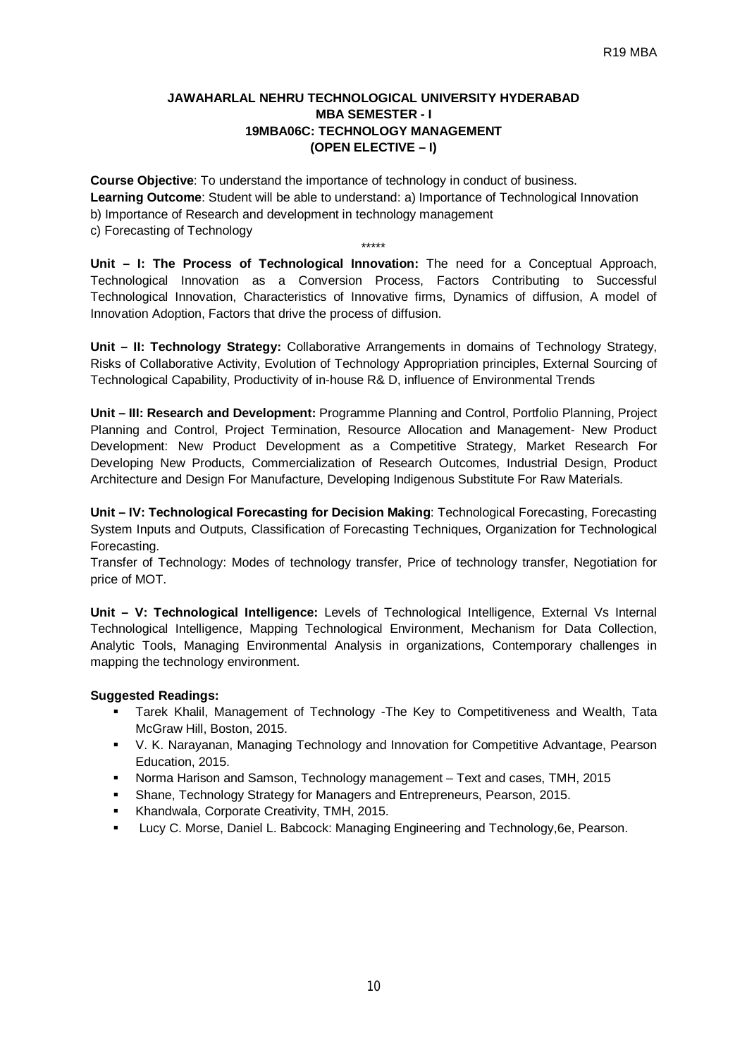**JAWAHARLAL NEHRU TECHNOLOGICAL UNIVERSITY HYDERABAD**
**MBA SEMESTER - I**
**19MBA06C: TECHNOLOGY MANAGEMENT**
**(OPEN ELECTIVE – I)**

**Course Objective**: To understand the importance of technology in conduct of business.
**Learning Outcome**: Student will be able to understand: a) Importance of Technological Innovation
b) Importance of Research and development in technology management
c) Forecasting of Technology

*****

**Unit – I: The Process of Technological Innovation:** The need for a Conceptual Approach, Technological Innovation as a Conversion Process, Factors Contributing to Successful Technological Innovation, Characteristics of Innovative firms, Dynamics of diffusion, A model of Innovation Adoption, Factors that drive the process of diffusion.

**Unit – II: Technology Strategy:** Collaborative Arrangements in domains of Technology Strategy, Risks of Collaborative Activity, Evolution of Technology Appropriation principles, External Sourcing of Technological Capability, Productivity of in-house R& D, influence of Environmental Trends

**Unit – III: Research and Development:** Programme Planning and Control, Portfolio Planning, Project Planning and Control, Project Termination, Resource Allocation and Management- New Product Development: New Product Development as a Competitive Strategy, Market Research For Developing New Products, Commercialization of Research Outcomes, Industrial Design, Product Architecture and Design For Manufacture, Developing Indigenous Substitute For Raw Materials.

**Unit – IV: Technological Forecasting for Decision Making**: Technological Forecasting, Forecasting System Inputs and Outputs, Classification of Forecasting Techniques, Organization for Technological Forecasting.
Transfer of Technology: Modes of technology transfer, Price of technology transfer, Negotiation for price of MOT.

**Unit – V: Technological Intelligence:** Levels of Technological Intelligence, External Vs Internal Technological Intelligence, Mapping Technological Environment, Mechanism for Data Collection, Analytic Tools, Managing Environmental Analysis in organizations, Contemporary challenges in mapping the technology environment.

**Suggested Readings:**

- Tarek Khalil, Management of Technology -The Key to Competitiveness and Wealth, Tata McGraw Hill, Boston, 2015.
- V. K. Narayanan, Managing Technology and Innovation for Competitive Advantage, Pearson Education, 2015.
- Norma Harison and Samson, Technology management – Text and cases, TMH, 2015
- Shane, Technology Strategy for Managers and Entrepreneurs, Pearson, 2015.
- Khandwala, Corporate Creativity, TMH, 2015.
- Lucy C. Morse, Daniel L. Babcock: Managing Engineering and Technology,6e, Pearson.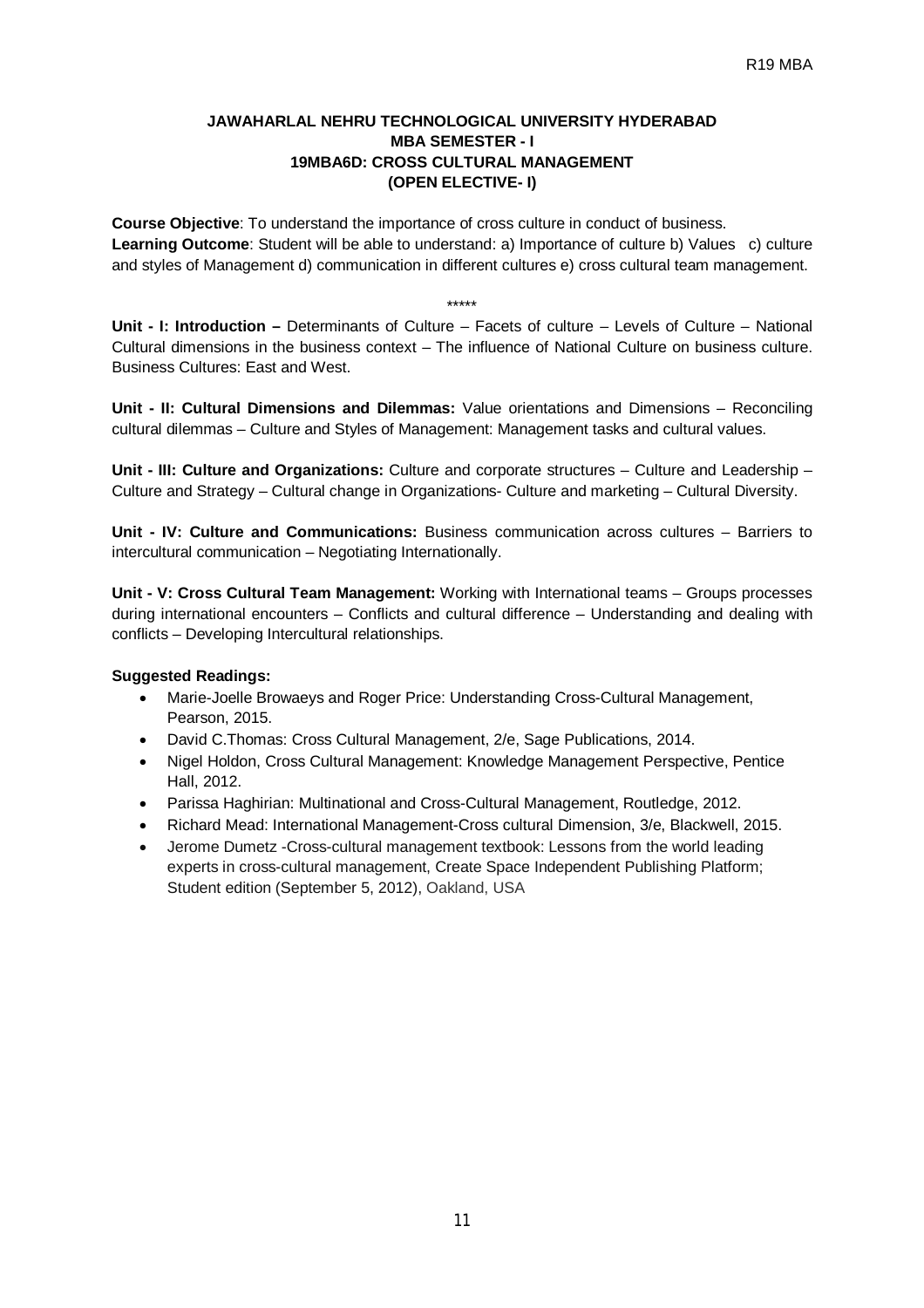**JAWAHARLAL NEHRU TECHNOLOGICAL UNIVERSITY HYDERABAD**
**MBA SEMESTER - I**
**19MBA6D: CROSS CULTURAL MANAGEMENT**
**(OPEN ELECTIVE- I)**

**Course Objective**: To understand the importance of cross culture in conduct of business.
**Learning Outcome**: Student will be able to understand: a) Importance of culture b) Values c) culture and styles of Management d) communication in different cultures e) cross cultural team management.

*****

**Unit - I: Introduction –** Determinants of Culture – Facets of culture – Levels of Culture – National Cultural dimensions in the business context – The influence of National Culture on business culture. Business Cultures: East and West.

**Unit - II: Cultural Dimensions and Dilemmas:** Value orientations and Dimensions – Reconciling cultural dilemmas – Culture and Styles of Management: Management tasks and cultural values.

**Unit - III: Culture and Organizations:** Culture and corporate structures – Culture and Leadership – Culture and Strategy – Cultural change in Organizations- Culture and marketing – Cultural Diversity.

**Unit - IV: Culture and Communications:** Business communication across cultures – Barriers to intercultural communication – Negotiating Internationally.

**Unit - V: Cross Cultural Team Management:** Working with International teams – Groups processes during international encounters – Conflicts and cultural difference – Understanding and dealing with conflicts – Developing Intercultural relationships.

**Suggested Readings:**

- Marie-Joelle Browaeys and Roger Price: Understanding Cross-Cultural Management, Pearson, 2015.
- David C.Thomas: Cross Cultural Management, 2/e, Sage Publications, 2014.
- Nigel Holdon, Cross Cultural Management: Knowledge Management Perspective, Pentice Hall, 2012.
- Parissa Haghirian: Multinational and Cross-Cultural Management, Routledge, 2012.
- Richard Mead: International Management-Cross cultural Dimension, 3/e, Blackwell, 2015.
- Jerome Dumetz -Cross-cultural management textbook: Lessons from the world leading experts in cross-cultural management, Create Space Independent Publishing Platform; Student edition (September 5, 2012), Oakland, USA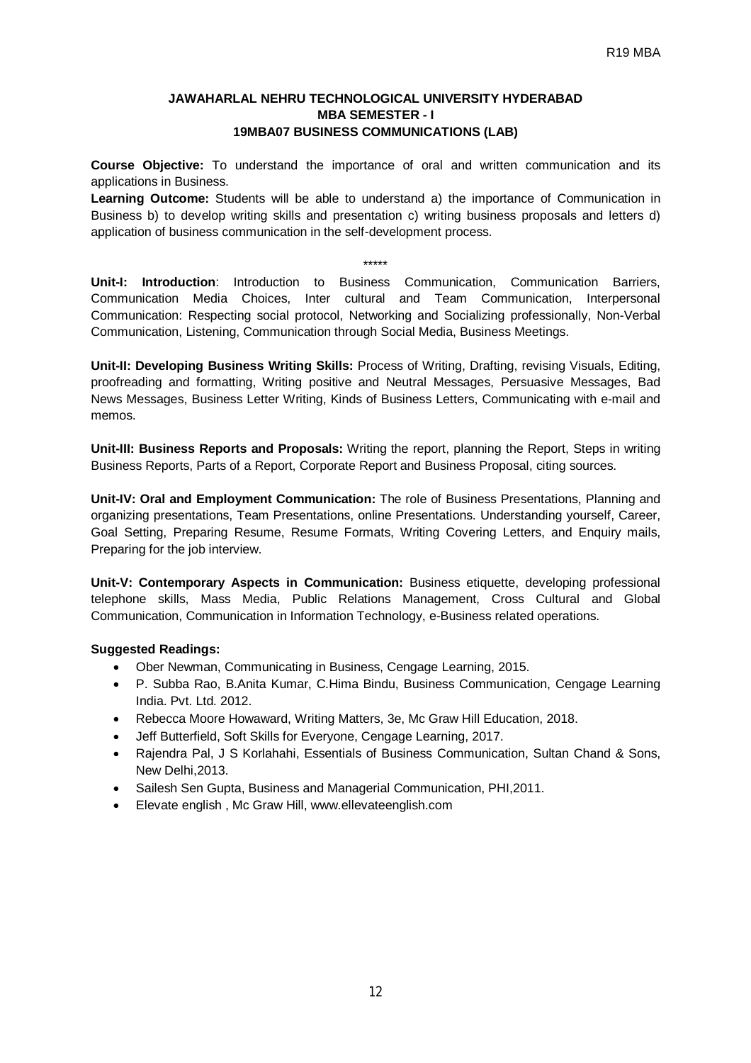**JAWAHARLAL NEHRU TECHNOLOGICAL UNIVERSITY HYDERABAD**
**MBA SEMESTER - I**
**19MBA07 BUSINESS COMMUNICATIONS (LAB)**

**Course Objective:** To understand the importance of oral and written communication and its applications in Business.
**Learning Outcome:** Students will be able to understand a) the importance of Communication in Business b) to develop writing skills and presentation c) writing business proposals and letters d) application of business communication in the self-development process.

*****

**Unit-I: Introduction**: Introduction to Business Communication, Communication Barriers, Communication Media Choices, Inter cultural and Team Communication, Interpersonal Communication: Respecting social protocol, Networking and Socializing professionally, Non-Verbal Communication, Listening, Communication through Social Media, Business Meetings.

**Unit-II: Developing Business Writing Skills:** Process of Writing, Drafting, revising Visuals, Editing, proofreading and formatting, Writing positive and Neutral Messages, Persuasive Messages, Bad News Messages, Business Letter Writing, Kinds of Business Letters, Communicating with e-mail and memos.

**Unit-III: Business Reports and Proposals:** Writing the report, planning the Report, Steps in writing Business Reports, Parts of a Report, Corporate Report and Business Proposal, citing sources.

**Unit-IV: Oral and Employment Communication:** The role of Business Presentations, Planning and organizing presentations, Team Presentations, online Presentations. Understanding yourself, Career, Goal Setting, Preparing Resume, Resume Formats, Writing Covering Letters, and Enquiry mails, Preparing for the job interview.

**Unit-V: Contemporary Aspects in Communication:** Business etiquette, developing professional telephone skills, Mass Media, Public Relations Management, Cross Cultural and Global Communication, Communication in Information Technology, e-Business related operations.

**Suggested Readings:**

- Ober Newman, Communicating in Business, Cengage Learning, 2015.
- P. Subba Rao, B.Anita Kumar, C.Hima Bindu, Business Communication, Cengage Learning India. Pvt. Ltd. 2012.
- Rebecca Moore Howaward, Writing Matters, 3e, Mc Graw Hill Education, 2018.
- Jeff Butterfield, Soft Skills for Everyone, Cengage Learning, 2017.
- Rajendra Pal, J S Korlahahi, Essentials of Business Communication, Sultan Chand & Sons, New Delhi,2013.
- Sailesh Sen Gupta, Business and Managerial Communication, PHI,2011.
- Elevate english , Mc Graw Hill, www.ellevateenglish.com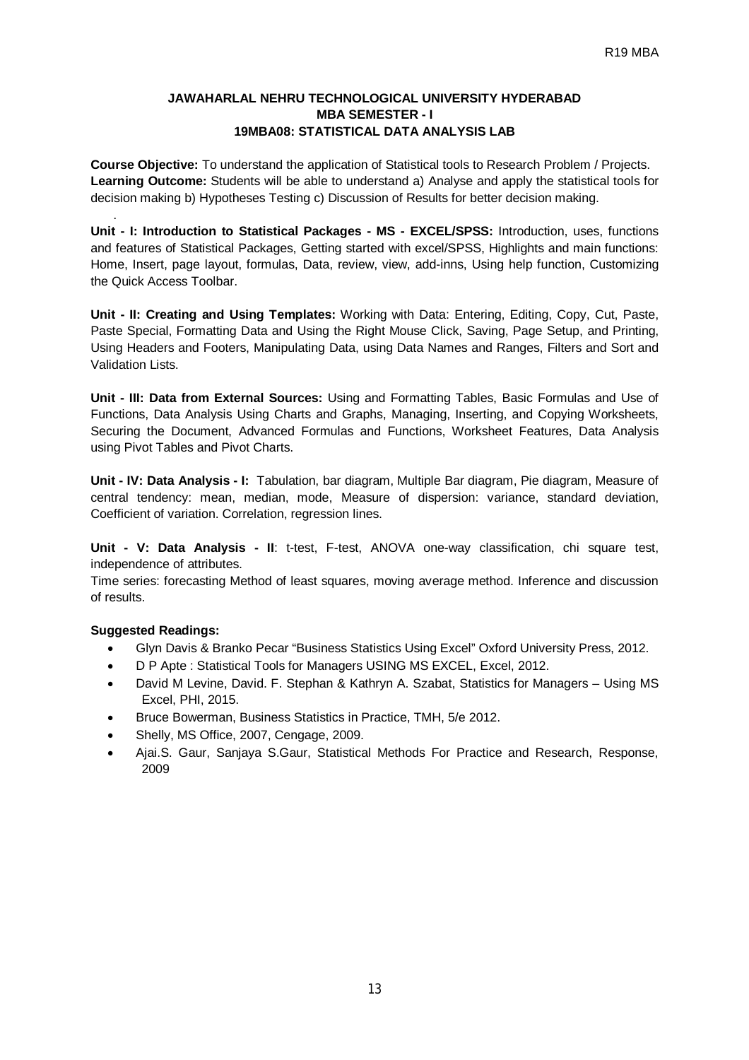**JAWAHARLAL NEHRU TECHNOLOGICAL UNIVERSITY HYDERABAD**
**MBA SEMESTER - I**
**19MBA08: STATISTICAL DATA ANALYSIS LAB**

**Course Objective:** To understand the application of Statistical tools to Research Problem / Projects.
**Learning Outcome:** Students will be able to understand a) Analyse and apply the statistical tools for decision making b) Hypotheses Testing c) Discussion of Results for better decision making.

**Unit - I: Introduction to Statistical Packages - MS - EXCEL/SPSS:** Introduction, uses, functions and features of Statistical Packages, Getting started with excel/SPSS, Highlights and main functions: Home, Insert, page layout, formulas, Data, review, view, add-inns, Using help function, Customizing the Quick Access Toolbar.

**Unit - II: Creating and Using Templates:** Working with Data: Entering, Editing, Copy, Cut, Paste, Paste Special, Formatting Data and Using the Right Mouse Click, Saving, Page Setup, and Printing, Using Headers and Footers, Manipulating Data, using Data Names and Ranges, Filters and Sort and Validation Lists.

**Unit - III: Data from External Sources:** Using and Formatting Tables, Basic Formulas and Use of Functions, Data Analysis Using Charts and Graphs, Managing, Inserting, and Copying Worksheets, Securing the Document, Advanced Formulas and Functions, Worksheet Features, Data Analysis using Pivot Tables and Pivot Charts.

**Unit - IV: Data Analysis - I:** Tabulation, bar diagram, Multiple Bar diagram, Pie diagram, Measure of central tendency: mean, median, mode, Measure of dispersion: variance, standard deviation, Coefficient of variation. Correlation, regression lines.

**Unit - V: Data Analysis - II**: t-test, F-test, ANOVA one-way classification, chi square test, independence of attributes.
Time series: forecasting Method of least squares, moving average method. Inference and discussion of results.

**Suggested Readings:**

- Glyn Davis & Branko Pecar "Business Statistics Using Excel" Oxford University Press, 2012.
- D P Apte : Statistical Tools for Managers USING MS EXCEL, Excel, 2012.
- David M Levine, David. F. Stephan & Kathryn A. Szabat, Statistics for Managers – Using MS Excel, PHI, 2015.
- Bruce Bowerman, Business Statistics in Practice, TMH, 5/e 2012.
- Shelly, MS Office, 2007, Cengage, 2009.
- Ajai.S. Gaur, Sanjaya S.Gaur, Statistical Methods For Practice and Research, Response, 2009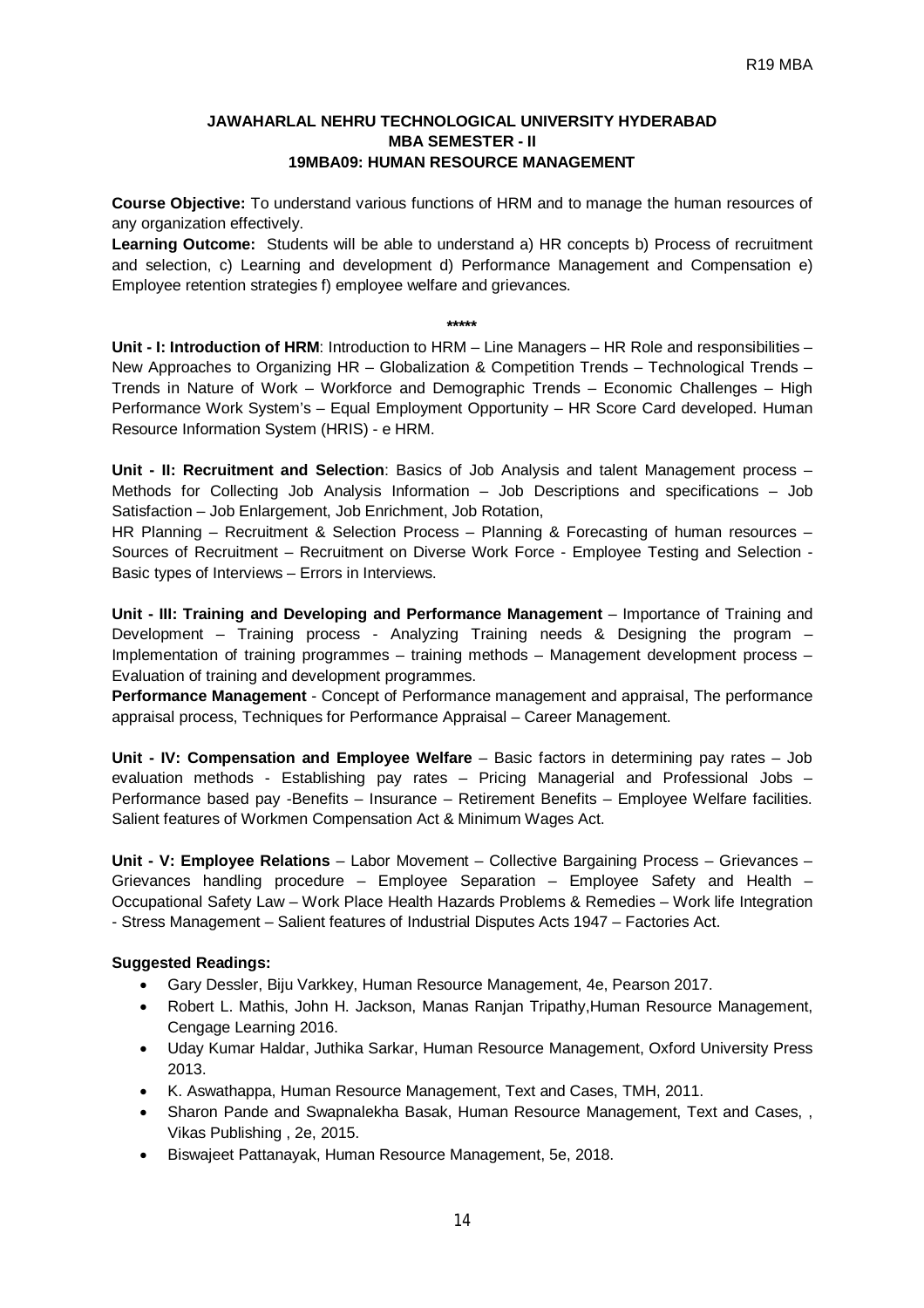**JAWAHARLAL NEHRU TECHNOLOGICAL UNIVERSITY HYDERABAD**
**MBA SEMESTER - II**
**19MBA09: HUMAN RESOURCE MANAGEMENT**

**Course Objective:** To understand various functions of HRM and to manage the human resources of any organization effectively.

**Learning Outcome:** Students will be able to understand a) HR concepts b) Process of recruitment and selection, c) Learning and development d) Performance Management and Compensation e) Employee retention strategies f) employee welfare and grievances.

*****

**Unit - I: Introduction of HRM**: Introduction to HRM – Line Managers – HR Role and responsibilities – New Approaches to Organizing HR – Globalization & Competition Trends – Technological Trends – Trends in Nature of Work – Workforce and Demographic Trends – Economic Challenges – High Performance Work System's – Equal Employment Opportunity – HR Score Card developed. Human Resource Information System (HRIS) - e HRM.

**Unit - II: Recruitment and Selection**: Basics of Job Analysis and talent Management process – Methods for Collecting Job Analysis Information – Job Descriptions and specifications – Job Satisfaction – Job Enlargement, Job Enrichment, Job Rotation,

HR Planning – Recruitment & Selection Process – Planning & Forecasting of human resources – Sources of Recruitment – Recruitment on Diverse Work Force - Employee Testing and Selection - Basic types of Interviews – Errors in Interviews.

**Unit - III: Training and Developing and Performance Management** – Importance of Training and Development – Training process - Analyzing Training needs & Designing the program – Implementation of training programmes – training methods – Management development process – Evaluation of training and development programmes.

**Performance Management** - Concept of Performance management and appraisal, The performance appraisal process, Techniques for Performance Appraisal – Career Management.

**Unit - IV: Compensation and Employee Welfare** – Basic factors in determining pay rates – Job evaluation methods - Establishing pay rates – Pricing Managerial and Professional Jobs – Performance based pay -Benefits – Insurance – Retirement Benefits – Employee Welfare facilities. Salient features of Workmen Compensation Act & Minimum Wages Act.

**Unit - V: Employee Relations** – Labor Movement – Collective Bargaining Process – Grievances – Grievances handling procedure – Employee Separation – Employee Safety and Health – Occupational Safety Law – Work Place Health Hazards Problems & Remedies – Work life Integration - Stress Management – Salient features of Industrial Disputes Acts 1947 – Factories Act.

**Suggested Readings:**

- Gary Dessler, Biju Varkkey, Human Resource Management, 4e, Pearson 2017.
- Robert L. Mathis, John H. Jackson, Manas Ranjan Tripathy,Human Resource Management, Cengage Learning 2016.
- Uday Kumar Haldar, Juthika Sarkar, Human Resource Management, Oxford University Press 2013.
- K. Aswathappa, Human Resource Management, Text and Cases, TMH, 2011.
- Sharon Pande and Swapnalekha Basak, Human Resource Management, Text and Cases, , Vikas Publishing , 2e, 2015.
- Biswajeet Pattanayak, Human Resource Management, 5e, 2018.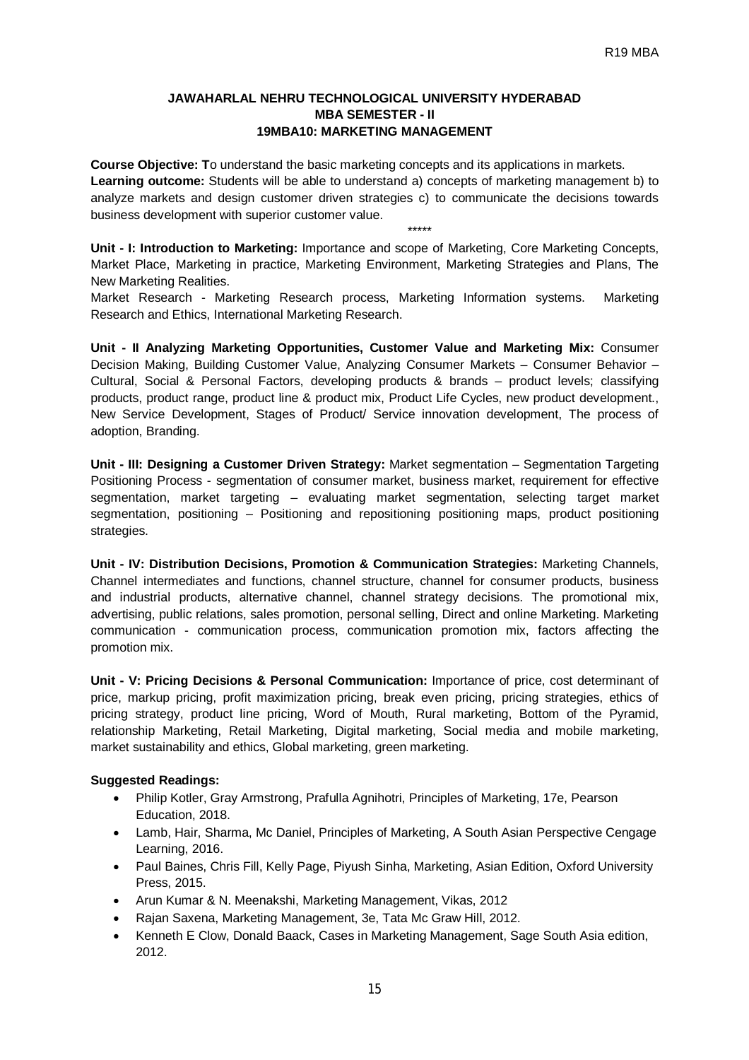**JAWAHARLAL NEHRU TECHNOLOGICAL UNIVERSITY HYDERABAD**
**MBA SEMESTER - II**
**19MBA10: MARKETING MANAGEMENT**

**Course Objective: T**o understand the basic marketing concepts and its applications in markets.
**Learning outcome:** Students will be able to understand a) concepts of marketing management b) to analyze markets and design customer driven strategies c) to communicate the decisions towards business development with superior customer value.

*****

**Unit - I: Introduction to Marketing:** Importance and scope of Marketing, Core Marketing Concepts, Market Place, Marketing in practice, Marketing Environment, Marketing Strategies and Plans, The New Marketing Realities.

Market Research - Marketing Research process, Marketing Information systems. Marketing Research and Ethics, International Marketing Research.

**Unit - II Analyzing Marketing Opportunities, Customer Value and Marketing Mix:** Consumer Decision Making, Building Customer Value, Analyzing Consumer Markets – Consumer Behavior – Cultural, Social & Personal Factors, developing products & brands – product levels; classifying products, product range, product line & product mix, Product Life Cycles, new product development., New Service Development, Stages of Product/ Service innovation development, The process of adoption, Branding.

**Unit - III: Designing a Customer Driven Strategy:** Market segmentation – Segmentation Targeting Positioning Process - segmentation of consumer market, business market, requirement for effective segmentation, market targeting – evaluating market segmentation, selecting target market segmentation, positioning – Positioning and repositioning positioning maps, product positioning strategies.

**Unit - IV: Distribution Decisions, Promotion & Communication Strategies:** Marketing Channels, Channel intermediates and functions, channel structure, channel for consumer products, business and industrial products, alternative channel, channel strategy decisions. The promotional mix, advertising, public relations, sales promotion, personal selling, Direct and online Marketing. Marketing communication - communication process, communication promotion mix, factors affecting the promotion mix.

**Unit - V: Pricing Decisions & Personal Communication:** Importance of price, cost determinant of price, markup pricing, profit maximization pricing, break even pricing, pricing strategies, ethics of pricing strategy, product line pricing, Word of Mouth, Rural marketing, Bottom of the Pyramid, relationship Marketing, Retail Marketing, Digital marketing, Social media and mobile marketing, market sustainability and ethics, Global marketing, green marketing.

**Suggested Readings:**

- Philip Kotler, Gray Armstrong, Prafulla Agnihotri, Principles of Marketing, 17e, Pearson Education, 2018.
- Lamb, Hair, Sharma, Mc Daniel, Principles of Marketing, A South Asian Perspective Cengage Learning, 2016.
- Paul Baines, Chris Fill, Kelly Page, Piyush Sinha, Marketing, Asian Edition, Oxford University Press, 2015.
- Arun Kumar & N. Meenakshi, Marketing Management, Vikas, 2012
- Rajan Saxena, Marketing Management, 3e, Tata Mc Graw Hill, 2012.
- Kenneth E Clow, Donald Baack, Cases in Marketing Management, Sage South Asia edition, 2012.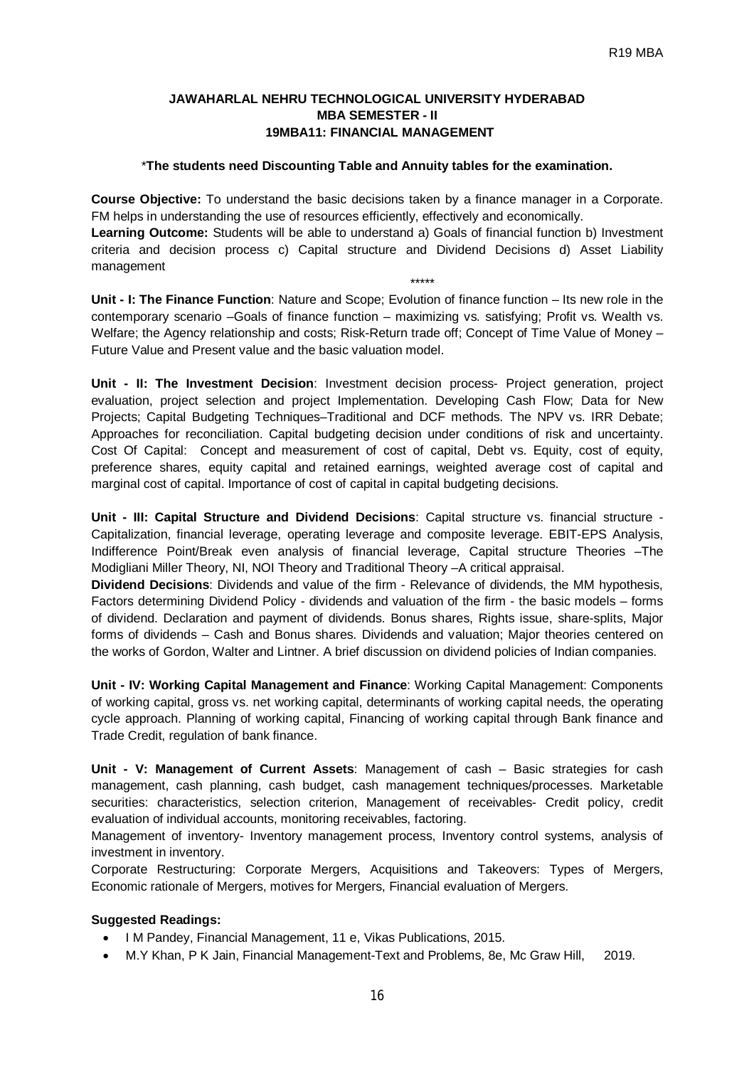**JAWAHARLAL NEHRU TECHNOLOGICAL UNIVERSITY HYDERABAD**
**MBA SEMESTER - II**
**19MBA11: FINANCIAL MANAGEMENT**

***The students need Discounting Table and Annuity tables for the examination.**

**Course Objective:** To understand the basic decisions taken by a finance manager in a Corporate. FM helps in understanding the use of resources efficiently, effectively and economically.

**Learning Outcome:** Students will be able to understand a) Goals of financial function b) Investment criteria and decision process c) Capital structure and Dividend Decisions d) Asset Liability management

*****

**Unit - I: The Finance Function**: Nature and Scope; Evolution of finance function – Its new role in the contemporary scenario –Goals of finance function – maximizing vs. satisfying; Profit vs. Wealth vs. Welfare; the Agency relationship and costs; Risk-Return trade off; Concept of Time Value of Money – Future Value and Present value and the basic valuation model.

**Unit - II: The Investment Decision**: Investment decision process- Project generation, project evaluation, project selection and project Implementation. Developing Cash Flow; Data for New Projects; Capital Budgeting Techniques–Traditional and DCF methods. The NPV vs. IRR Debate; Approaches for reconciliation. Capital budgeting decision under conditions of risk and uncertainty. Cost Of Capital: Concept and measurement of cost of capital, Debt vs. Equity, cost of equity, preference shares, equity capital and retained earnings, weighted average cost of capital and marginal cost of capital. Importance of cost of capital in capital budgeting decisions.

**Unit - III: Capital Structure and Dividend Decisions**: Capital structure vs. financial structure - Capitalization, financial leverage, operating leverage and composite leverage. EBIT-EPS Analysis, Indifference Point/Break even analysis of financial leverage, Capital structure Theories –The Modigliani Miller Theory, NI, NOI Theory and Traditional Theory –A critical appraisal.

**Dividend Decisions**: Dividends and value of the firm - Relevance of dividends, the MM hypothesis, Factors determining Dividend Policy - dividends and valuation of the firm - the basic models – forms of dividend. Declaration and payment of dividends. Bonus shares, Rights issue, share-splits, Major forms of dividends – Cash and Bonus shares. Dividends and valuation; Major theories centered on the works of Gordon, Walter and Lintner. A brief discussion on dividend policies of Indian companies.

**Unit - IV: Working Capital Management and Finance**: Working Capital Management: Components of working capital, gross vs. net working capital, determinants of working capital needs, the operating cycle approach. Planning of working capital, Financing of working capital through Bank finance and Trade Credit, regulation of bank finance.

**Unit - V: Management of Current Assets**: Management of cash – Basic strategies for cash management, cash planning, cash budget, cash management techniques/processes. Marketable securities: characteristics, selection criterion, Management of receivables- Credit policy, credit evaluation of individual accounts, monitoring receivables, factoring.

Management of inventory- Inventory management process, Inventory control systems, analysis of investment in inventory.

Corporate Restructuring: Corporate Mergers, Acquisitions and Takeovers: Types of Mergers, Economic rationale of Mergers, motives for Mergers, Financial evaluation of Mergers.

**Suggested Readings:**

- I M Pandey, Financial Management, 11 e, Vikas Publications, 2015.
- M.Y Khan, P K Jain, Financial Management-Text and Problems, 8e, Mc Graw Hill, 2019.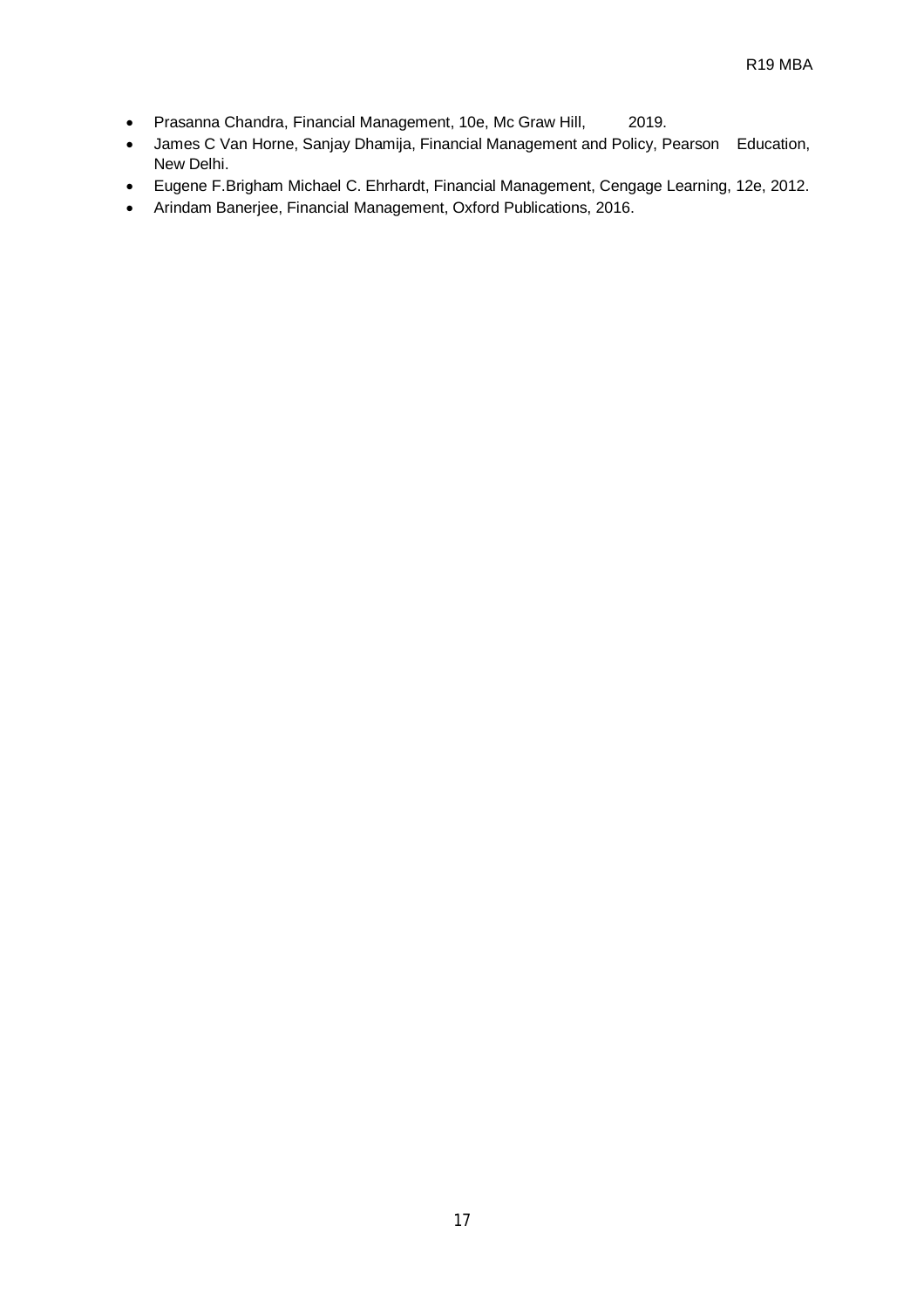- Prasanna Chandra, Financial Management, 10e, Mc Graw Hill, 2019.
- James C Van Horne, Sanjay Dhamija, Financial Management and Policy, Pearson Education, New Delhi.
- Eugene F.Brigham Michael C. Ehrhardt, Financial Management, Cengage Learning, 12e, 2012.
- Arindam Banerjee, Financial Management, Oxford Publications, 2016.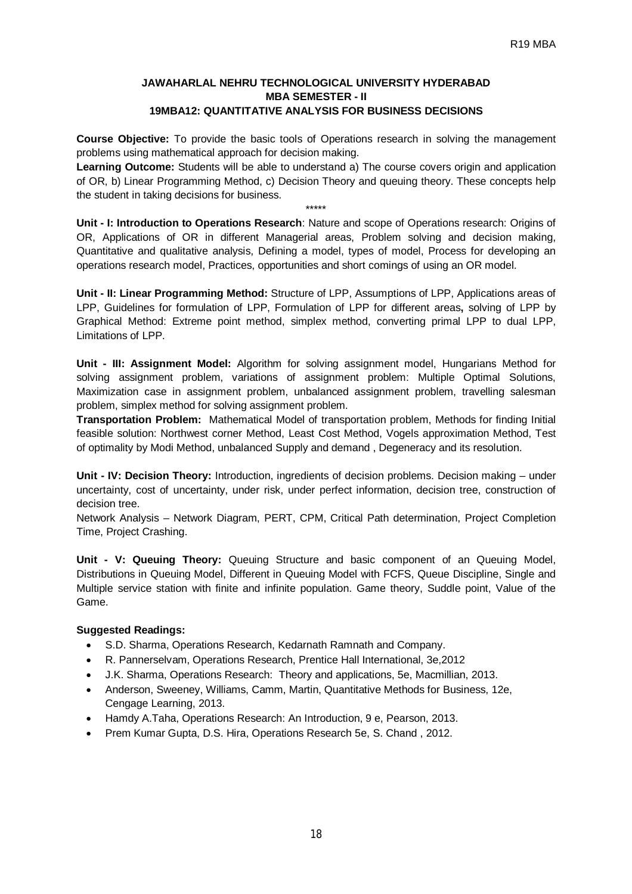**JAWAHARLAL NEHRU TECHNOLOGICAL UNIVERSITY HYDERABAD**
**MBA SEMESTER - II**
**19MBA12: QUANTITATIVE ANALYSIS FOR BUSINESS DECISIONS**

**Course Objective:** To provide the basic tools of Operations research in solving the management problems using mathematical approach for decision making.

**Learning Outcome:** Students will be able to understand a) The course covers origin and application of OR, b) Linear Programming Method, c) Decision Theory and queuing theory. These concepts help the student in taking decisions for business.

*****

**Unit - I: Introduction to Operations Research**: Nature and scope of Operations research: Origins of OR, Applications of OR in different Managerial areas, Problem solving and decision making, Quantitative and qualitative analysis, Defining a model, types of model, Process for developing an operations research model, Practices, opportunities and short comings of using an OR model.

**Unit - II: Linear Programming Method:** Structure of LPP, Assumptions of LPP, Applications areas of LPP, Guidelines for formulation of LPP, Formulation of LPP for different areas**,** solving of LPP by Graphical Method: Extreme point method, simplex method, converting primal LPP to dual LPP, Limitations of LPP.

**Unit - III: Assignment Model:** Algorithm for solving assignment model, Hungarians Method for solving assignment problem, variations of assignment problem: Multiple Optimal Solutions, Maximization case in assignment problem, unbalanced assignment problem, travelling salesman problem, simplex method for solving assignment problem.

**Transportation Problem:** Mathematical Model of transportation problem, Methods for finding Initial feasible solution: Northwest corner Method, Least Cost Method, Vogels approximation Method, Test of optimality by Modi Method, unbalanced Supply and demand , Degeneracy and its resolution.

**Unit - IV: Decision Theory:** Introduction, ingredients of decision problems. Decision making – under uncertainty, cost of uncertainty, under risk, under perfect information, decision tree, construction of decision tree.

Network Analysis – Network Diagram, PERT, CPM, Critical Path determination, Project Completion Time, Project Crashing.

**Unit - V: Queuing Theory:** Queuing Structure and basic component of an Queuing Model, Distributions in Queuing Model, Different in Queuing Model with FCFS, Queue Discipline, Single and Multiple service station with finite and infinite population. Game theory, Suddle point, Value of the Game.

**Suggested Readings:**

- S.D. Sharma, Operations Research, Kedarnath Ramnath and Company.
- R. Pannerselvam, Operations Research, Prentice Hall International, 3e,2012
- J.K. Sharma, Operations Research: Theory and applications, 5e, Macmillian, 2013.
- Anderson, Sweeney, Williams, Camm, Martin, Quantitative Methods for Business, 12e, Cengage Learning, 2013.
- Hamdy A.Taha, Operations Research: An Introduction, 9 e, Pearson, 2013.
- Prem Kumar Gupta, D.S. Hira, Operations Research 5e, S. Chand , 2012.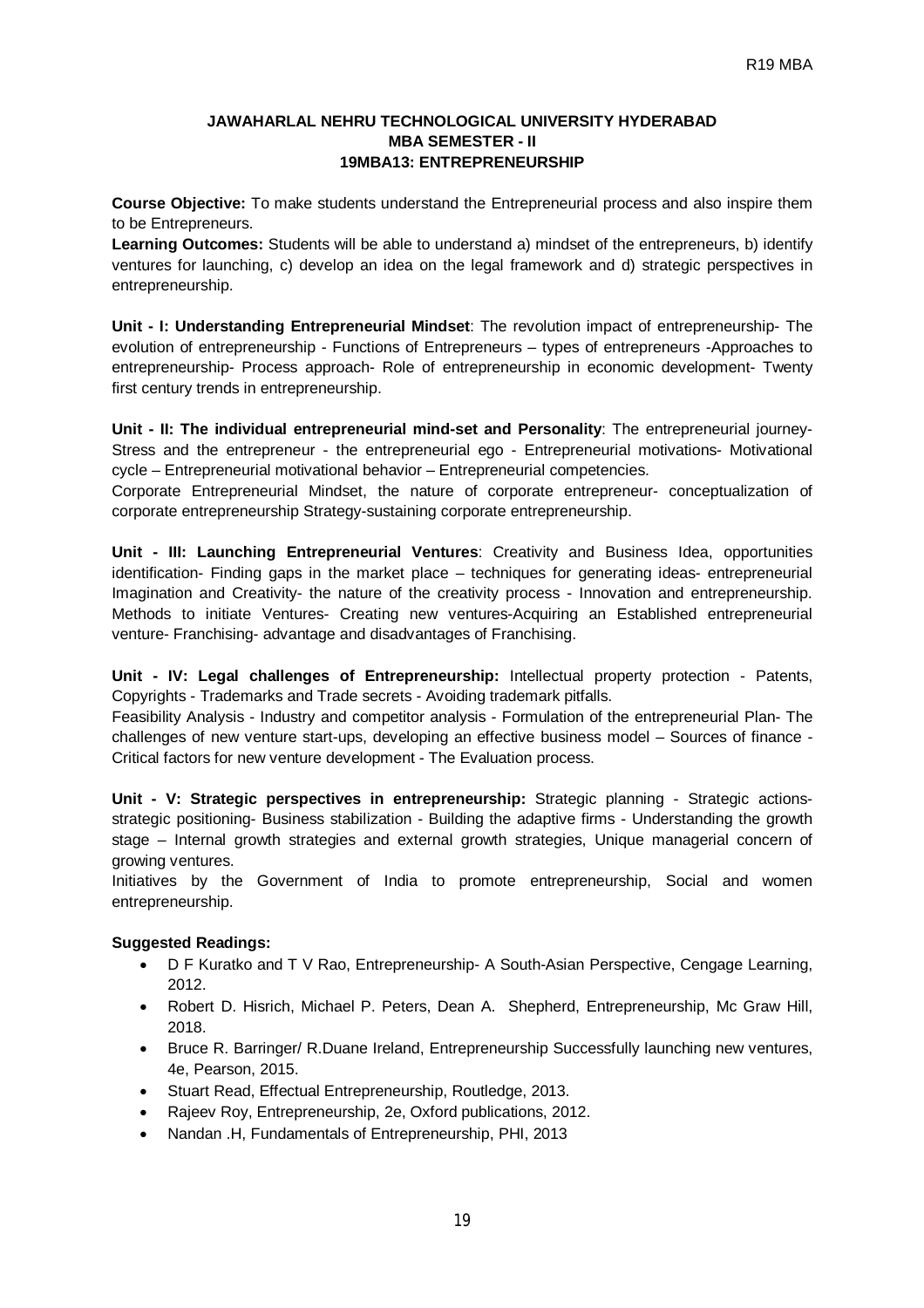# JAWAHARLAL NEHRU TECHNOLOGICAL UNIVERSITY HYDERABAD
## MBA SEMESTER - II
## 19MBA13: ENTREPRENEURSHIP

**Course Objective:** To make students understand the Entrepreneurial process and also inspire them to be Entrepreneurs.

**Learning Outcomes:** Students will be able to understand a) mindset of the entrepreneurs, b) identify ventures for launching, c) develop an idea on the legal framework and d) strategic perspectives in entrepreneurship.

**Unit - I: Understanding Entrepreneurial Mindset**: The revolution impact of entrepreneurship- The evolution of entrepreneurship - Functions of Entrepreneurs – types of entrepreneurs -Approaches to entrepreneurship- Process approach- Role of entrepreneurship in economic development- Twenty first century trends in entrepreneurship.

**Unit - II: The individual entrepreneurial mind-set and Personality**: The entrepreneurial journey- Stress and the entrepreneur - the entrepreneurial ego - Entrepreneurial motivations- Motivational cycle – Entrepreneurial motivational behavior – Entrepreneurial competencies.

Corporate Entrepreneurial Mindset, the nature of corporate entrepreneur- conceptualization of corporate entrepreneurship Strategy-sustaining corporate entrepreneurship.

**Unit - III: Launching Entrepreneurial Ventures**: Creativity and Business Idea, opportunities identification- Finding gaps in the market place – techniques for generating ideas- entrepreneurial Imagination and Creativity- the nature of the creativity process - Innovation and entrepreneurship. Methods to initiate Ventures- Creating new ventures-Acquiring an Established entrepreneurial venture- Franchising- advantage and disadvantages of Franchising.

**Unit - IV: Legal challenges of Entrepreneurship:** Intellectual property protection - Patents, Copyrights - Trademarks and Trade secrets - Avoiding trademark pitfalls.

Feasibility Analysis - Industry and competitor analysis - Formulation of the entrepreneurial Plan- The challenges of new venture start-ups, developing an effective business model – Sources of finance - Critical factors for new venture development - The Evaluation process.

**Unit - V: Strategic perspectives in entrepreneurship:** Strategic planning - Strategic actions-strategic positioning- Business stabilization - Building the adaptive firms - Understanding the growth stage – Internal growth strategies and external growth strategies, Unique managerial concern of growing ventures.

Initiatives by the Government of India to promote entrepreneurship, Social and women entrepreneurship.

**Suggested Readings:**

- D F Kuratko and T V Rao, Entrepreneurship- A South-Asian Perspective, Cengage Learning, 2012.
- Robert D. Hisrich, Michael P. Peters, Dean A. Shepherd, Entrepreneurship, Mc Graw Hill, 2018.
- Bruce R. Barringer/ R.Duane Ireland, Entrepreneurship Successfully launching new ventures, 4e, Pearson, 2015.
- Stuart Read, Effectual Entrepreneurship, Routledge, 2013.
- Rajeev Roy, Entrepreneurship, 2e, Oxford publications, 2012.
- Nandan .H, Fundamentals of Entrepreneurship, PHI, 2013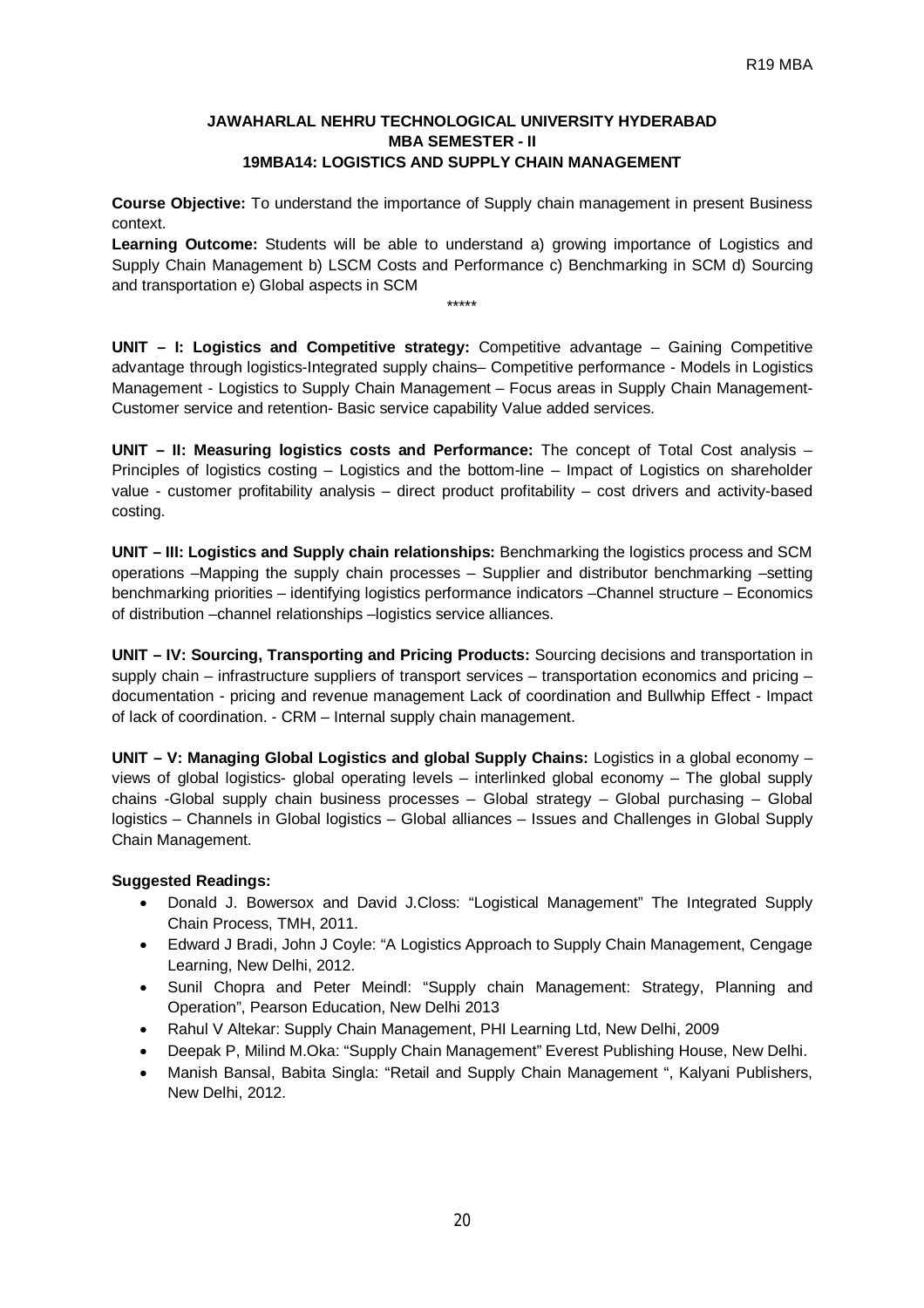**JAWAHARLAL NEHRU TECHNOLOGICAL UNIVERSITY HYDERABAD**
**MBA SEMESTER - II**
**19MBA14: LOGISTICS AND SUPPLY CHAIN MANAGEMENT**

**Course Objective:** To understand the importance of Supply chain management in present Business context.

**Learning Outcome:** Students will be able to understand a) growing importance of Logistics and Supply Chain Management b) LSCM Costs and Performance c) Benchmarking in SCM d) Sourcing and transportation e) Global aspects in SCM

*****

**UNIT – I: Logistics and Competitive strategy:** Competitive advantage – Gaining Competitive advantage through logistics-Integrated supply chains– Competitive performance - Models in Logistics Management - Logistics to Supply Chain Management – Focus areas in Supply Chain Management-Customer service and retention- Basic service capability Value added services.

**UNIT – II: Measuring logistics costs and Performance:** The concept of Total Cost analysis – Principles of logistics costing – Logistics and the bottom-line – Impact of Logistics on shareholder value - customer profitability analysis – direct product profitability – cost drivers and activity-based costing.

**UNIT – III: Logistics and Supply chain relationships:** Benchmarking the logistics process and SCM operations –Mapping the supply chain processes – Supplier and distributor benchmarking –setting benchmarking priorities – identifying logistics performance indicators –Channel structure – Economics of distribution –channel relationships –logistics service alliances.

**UNIT – IV: Sourcing, Transporting and Pricing Products:** Sourcing decisions and transportation in supply chain – infrastructure suppliers of transport services – transportation economics and pricing – documentation - pricing and revenue management Lack of coordination and Bullwhip Effect - Impact of lack of coordination. - CRM – Internal supply chain management.

**UNIT – V: Managing Global Logistics and global Supply Chains:** Logistics in a global economy – views of global logistics- global operating levels – interlinked global economy – The global supply chains -Global supply chain business processes – Global strategy – Global purchasing – Global logistics – Channels in Global logistics – Global alliances – Issues and Challenges in Global Supply Chain Management.

**Suggested Readings:**

- Donald J. Bowersox and David J.Closs: "Logistical Management" The Integrated Supply Chain Process, TMH, 2011.
- Edward J Bradi, John J Coyle: "A Logistics Approach to Supply Chain Management, Cengage Learning, New Delhi, 2012.
- Sunil Chopra and Peter Meindl: "Supply chain Management: Strategy, Planning and Operation", Pearson Education, New Delhi 2013
- Rahul V Altekar: Supply Chain Management, PHI Learning Ltd, New Delhi, 2009
- Deepak P, Milind M.Oka: "Supply Chain Management" Everest Publishing House, New Delhi.
- Manish Bansal, Babita Singla: "Retail and Supply Chain Management ", Kalyani Publishers, New Delhi, 2012.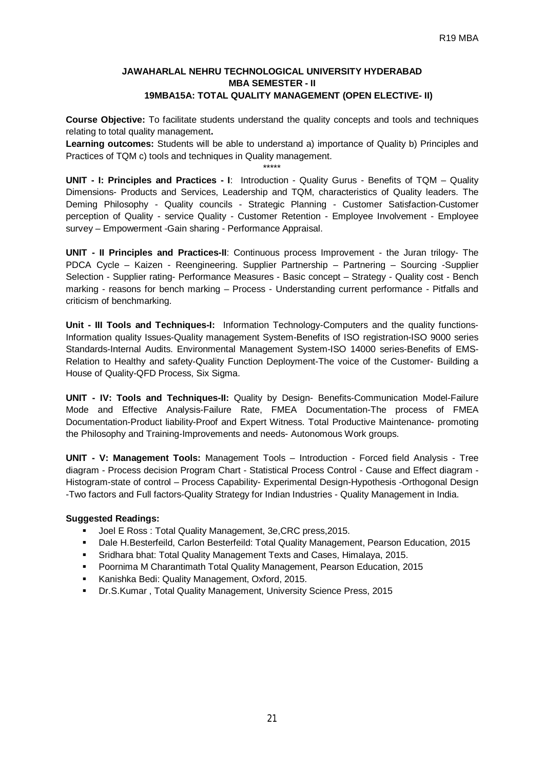**JAWAHARLAL NEHRU TECHNOLOGICAL UNIVERSITY HYDERABAD**
**MBA SEMESTER - II**
**19MBA15A: TOTAL QUALITY MANAGEMENT (OPEN ELECTIVE- II)**

**Course Objective:** To facilitate students understand the quality concepts and tools and techniques relating to total quality management**.**

**Learning outcomes:** Students will be able to understand a) importance of Quality b) Principles and Practices of TQM c) tools and techniques in Quality management.

*****

**UNIT - I: Principles and Practices - I**: Introduction - Quality Gurus - Benefits of TQM – Quality Dimensions- Products and Services, Leadership and TQM, characteristics of Quality leaders. The Deming Philosophy - Quality councils - Strategic Planning - Customer Satisfaction-Customer perception of Quality - service Quality - Customer Retention - Employee Involvement - Employee survey – Empowerment -Gain sharing - Performance Appraisal.

**UNIT - II Principles and Practices-II**: Continuous process Improvement - the Juran trilogy- The PDCA Cycle – Kaizen - Reengineering. Supplier Partnership – Partnering – Sourcing -Supplier Selection - Supplier rating- Performance Measures - Basic concept – Strategy - Quality cost - Bench marking - reasons for bench marking – Process - Understanding current performance - Pitfalls and criticism of benchmarking.

**Unit - III Tools and Techniques-I:** Information Technology-Computers and the quality functions-Information quality Issues-Quality management System-Benefits of ISO registration-ISO 9000 series Standards-Internal Audits. Environmental Management System-ISO 14000 series-Benefits of EMS-Relation to Healthy and safety-Quality Function Deployment-The voice of the Customer- Building a House of Quality-QFD Process, Six Sigma.

**UNIT - IV: Tools and Techniques-II:** Quality by Design- Benefits-Communication Model-Failure Mode and Effective Analysis-Failure Rate, FMEA Documentation-The process of FMEA Documentation-Product liability-Proof and Expert Witness. Total Productive Maintenance- promoting the Philosophy and Training-Improvements and needs- Autonomous Work groups.

**UNIT - V: Management Tools:** Management Tools – Introduction - Forced field Analysis - Tree diagram - Process decision Program Chart - Statistical Process Control - Cause and Effect diagram - Histogram-state of control – Process Capability- Experimental Design-Hypothesis -Orthogonal Design -Two factors and Full factors-Quality Strategy for Indian Industries - Quality Management in India.

**Suggested Readings:**

- Joel E Ross : Total Quality Management, 3e,CRC press,2015.
- Dale H.Besterfeild, Carlon Besterfeild: Total Quality Management, Pearson Education, 2015
- Sridhara bhat: Total Quality Management Texts and Cases, Himalaya, 2015.
- Poornima M Charantimath Total Quality Management, Pearson Education, 2015
- Kanishka Bedi: Quality Management, Oxford, 2015.
- Dr.S.Kumar , Total Quality Management, University Science Press, 2015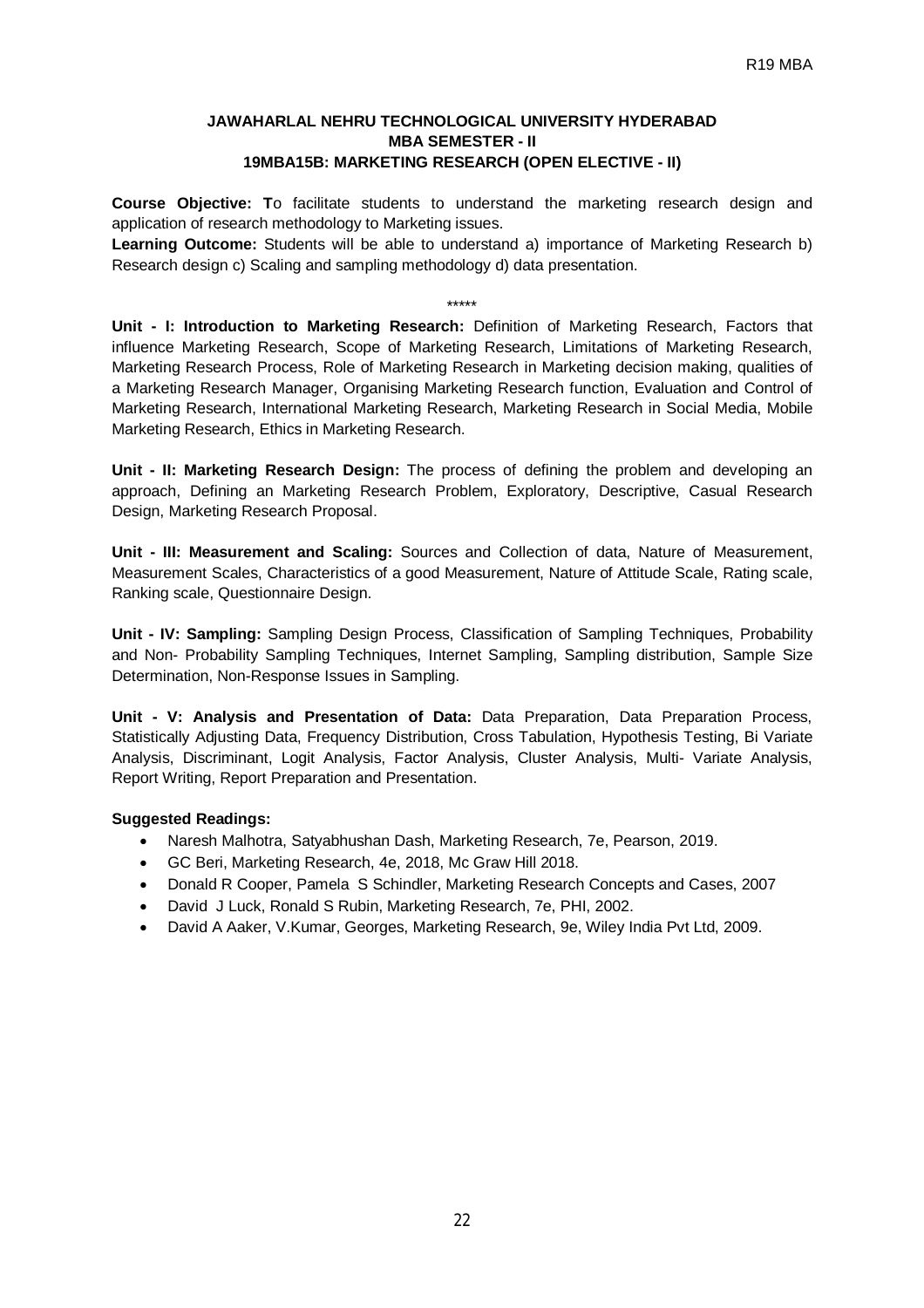## JAWAHARLAL NEHRU TECHNOLOGICAL UNIVERSITY HYDERABAD
## MBA SEMESTER - II
## 19MBA15B: MARKETING RESEARCH (OPEN ELECTIVE - II)

**Course Objective: T**o facilitate students to understand the marketing research design and application of research methodology to Marketing issues.

**Learning Outcome:** Students will be able to understand a) importance of Marketing Research b) Research design c) Scaling and sampling methodology d) data presentation.

*****

**Unit - I: Introduction to Marketing Research:** Definition of Marketing Research, Factors that influence Marketing Research, Scope of Marketing Research, Limitations of Marketing Research, Marketing Research Process, Role of Marketing Research in Marketing decision making, qualities of a Marketing Research Manager, Organising Marketing Research function, Evaluation and Control of Marketing Research, International Marketing Research, Marketing Research in Social Media, Mobile Marketing Research, Ethics in Marketing Research.

**Unit - II: Marketing Research Design:** The process of defining the problem and developing an approach, Defining an Marketing Research Problem, Exploratory, Descriptive, Casual Research Design, Marketing Research Proposal.

**Unit - III: Measurement and Scaling:** Sources and Collection of data, Nature of Measurement, Measurement Scales, Characteristics of a good Measurement, Nature of Attitude Scale, Rating scale, Ranking scale, Questionnaire Design.

**Unit - IV: Sampling:** Sampling Design Process, Classification of Sampling Techniques, Probability and Non- Probability Sampling Techniques, Internet Sampling, Sampling distribution, Sample Size Determination, Non-Response Issues in Sampling.

**Unit - V: Analysis and Presentation of Data:** Data Preparation, Data Preparation Process, Statistically Adjusting Data, Frequency Distribution, Cross Tabulation, Hypothesis Testing, Bi Variate Analysis, Discriminant, Logit Analysis, Factor Analysis, Cluster Analysis, Multi- Variate Analysis, Report Writing, Report Preparation and Presentation.

**Suggested Readings:**

- Naresh Malhotra, Satyabhushan Dash, Marketing Research, 7e, Pearson, 2019.
- GC Beri, Marketing Research, 4e, 2018, Mc Graw Hill 2018.
- Donald R Cooper, Pamela S Schindler, Marketing Research Concepts and Cases, 2007
- David J Luck, Ronald S Rubin, Marketing Research, 7e, PHI, 2002.
- David A Aaker, V.Kumar, Georges, Marketing Research, 9e, Wiley India Pvt Ltd, 2009.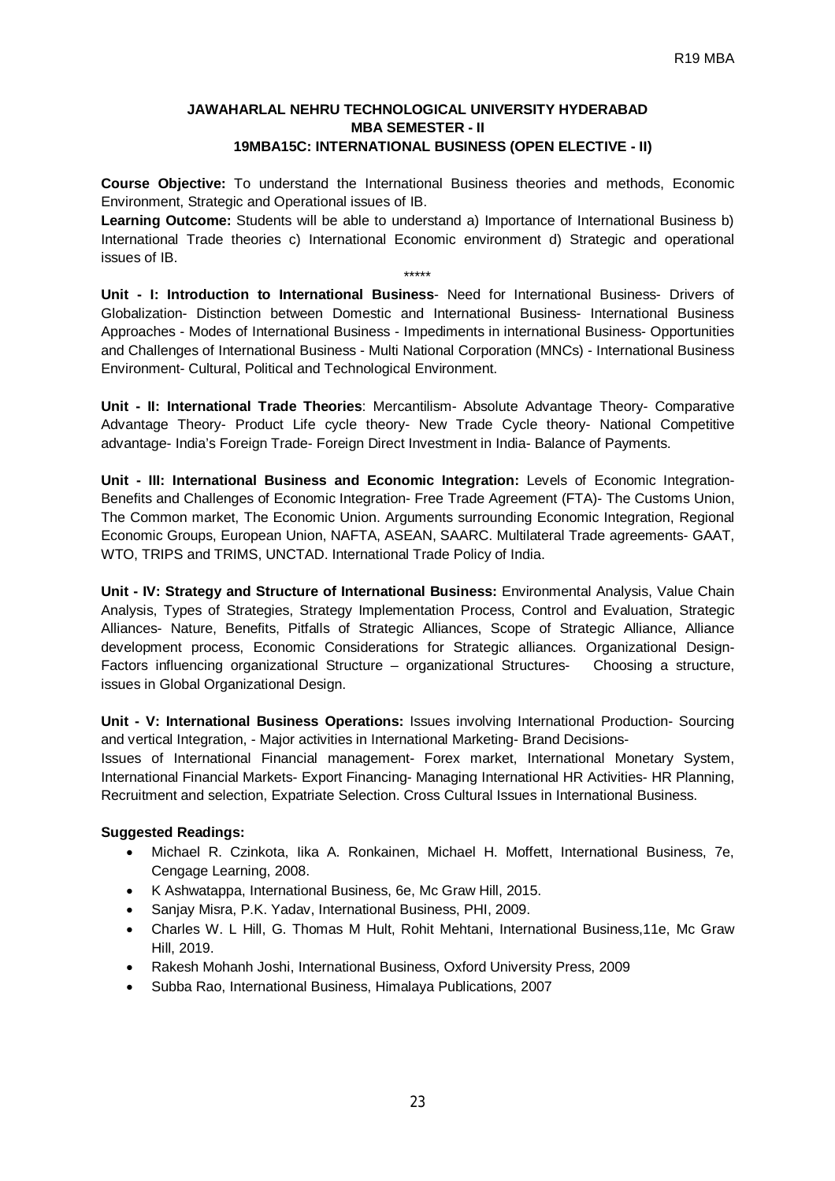**JAWAHARLAL NEHRU TECHNOLOGICAL UNIVERSITY HYDERABAD**
**MBA SEMESTER - II**
**19MBA15C: INTERNATIONAL BUSINESS (OPEN ELECTIVE - II)**

**Course Objective:** To understand the International Business theories and methods, Economic Environment, Strategic and Operational issues of IB.

**Learning Outcome:** Students will be able to understand a) Importance of International Business b) International Trade theories c) International Economic environment d) Strategic and operational issues of IB.

*****

**Unit - I: Introduction to International Business**- Need for International Business- Drivers of Globalization- Distinction between Domestic and International Business- International Business Approaches - Modes of International Business - Impediments in international Business- Opportunities and Challenges of International Business - Multi National Corporation (MNCs) - International Business Environment- Cultural, Political and Technological Environment.

**Unit - II: International Trade Theories**: Mercantilism- Absolute Advantage Theory- Comparative Advantage Theory- Product Life cycle theory- New Trade Cycle theory- National Competitive advantage- India's Foreign Trade- Foreign Direct Investment in India- Balance of Payments.

**Unit - III: International Business and Economic Integration:** Levels of Economic Integration- Benefits and Challenges of Economic Integration- Free Trade Agreement (FTA)- The Customs Union, The Common market, The Economic Union. Arguments surrounding Economic Integration, Regional Economic Groups, European Union, NAFTA, ASEAN, SAARC. Multilateral Trade agreements- GAAT, WTO, TRIPS and TRIMS, UNCTAD. International Trade Policy of India.

**Unit - IV: Strategy and Structure of International Business:** Environmental Analysis, Value Chain Analysis, Types of Strategies, Strategy Implementation Process, Control and Evaluation, Strategic Alliances- Nature, Benefits, Pitfalls of Strategic Alliances, Scope of Strategic Alliance, Alliance development process, Economic Considerations for Strategic alliances. Organizational Design- Factors influencing organizational Structure – organizational Structures- Choosing a structure, issues in Global Organizational Design.

**Unit - V: International Business Operations:** Issues involving International Production- Sourcing and vertical Integration, - Major activities in International Marketing- Brand Decisions-
Issues of International Financial management- Forex market, International Monetary System, International Financial Markets- Export Financing- Managing International HR Activities- HR Planning, Recruitment and selection, Expatriate Selection. Cross Cultural Issues in International Business.

**Suggested Readings:**

- Michael R. Czinkota, Iika A. Ronkainen, Michael H. Moffett, International Business, 7e, Cengage Learning, 2008.
- K Ashwatappa, International Business, 6e, Mc Graw Hill, 2015.
- Sanjay Misra, P.K. Yadav, International Business, PHI, 2009.
- Charles W. L Hill, G. Thomas M Hult, Rohit Mehtani, International Business,11e, Mc Graw Hill, 2019.
- Rakesh Mohanh Joshi, International Business, Oxford University Press, 2009
- Subba Rao, International Business, Himalaya Publications, 2007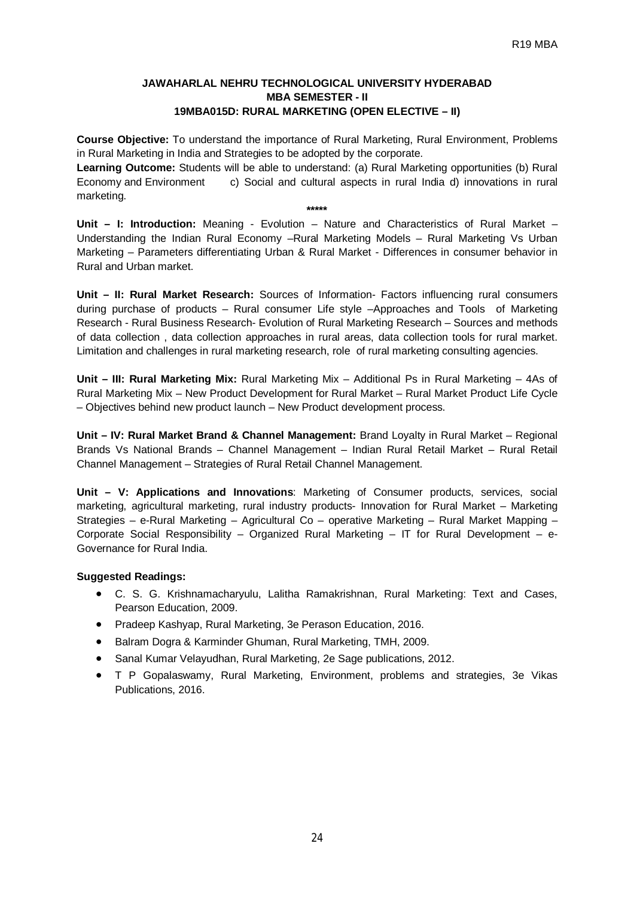**JAWAHARLAL NEHRU TECHNOLOGICAL UNIVERSITY HYDERABAD**
**MBA SEMESTER - II**
**19MBA015D: RURAL MARKETING (OPEN ELECTIVE – II)**

**Course Objective:** To understand the importance of Rural Marketing, Rural Environment, Problems in Rural Marketing in India and Strategies to be adopted by the corporate.

**Learning Outcome:** Students will be able to understand: (a) Rural Marketing opportunities (b) Rural Economy and Environment c) Social and cultural aspects in rural India d) innovations in rural marketing.

*****

**Unit – I: Introduction:** Meaning - Evolution – Nature and Characteristics of Rural Market – Understanding the Indian Rural Economy –Rural Marketing Models – Rural Marketing Vs Urban Marketing – Parameters differentiating Urban & Rural Market - Differences in consumer behavior in Rural and Urban market.

**Unit – II: Rural Market Research:** Sources of Information- Factors influencing rural consumers during purchase of products – Rural consumer Life style –Approaches and Tools of Marketing Research - Rural Business Research- Evolution of Rural Marketing Research – Sources and methods of data collection , data collection approaches in rural areas, data collection tools for rural market. Limitation and challenges in rural marketing research, role of rural marketing consulting agencies.

**Unit – III: Rural Marketing Mix:** Rural Marketing Mix – Additional Ps in Rural Marketing – 4As of Rural Marketing Mix – New Product Development for Rural Market – Rural Market Product Life Cycle – Objectives behind new product launch – New Product development process.

**Unit – IV: Rural Market Brand & Channel Management:** Brand Loyalty in Rural Market – Regional Brands Vs National Brands – Channel Management – Indian Rural Retail Market – Rural Retail Channel Management – Strategies of Rural Retail Channel Management.

**Unit – V: Applications and Innovations**: Marketing of Consumer products, services, social marketing, agricultural marketing, rural industry products- Innovation for Rural Market – Marketing Strategies – e-Rural Marketing – Agricultural Co – operative Marketing – Rural Market Mapping – Corporate Social Responsibility – Organized Rural Marketing – IT for Rural Development – e-Governance for Rural India.

**Suggested Readings:**

- C. S. G. Krishnamacharyulu, Lalitha Ramakrishnan, Rural Marketing: Text and Cases, Pearson Education, 2009.
- Pradeep Kashyap, Rural Marketing, 3e Perason Education, 2016.
- Balram Dogra & Karminder Ghuman, Rural Marketing, TMH, 2009.
- Sanal Kumar Velayudhan, Rural Marketing, 2e Sage publications, 2012.
- T P Gopalaswamy, Rural Marketing, Environment, problems and strategies, 3e Vikas Publications, 2016.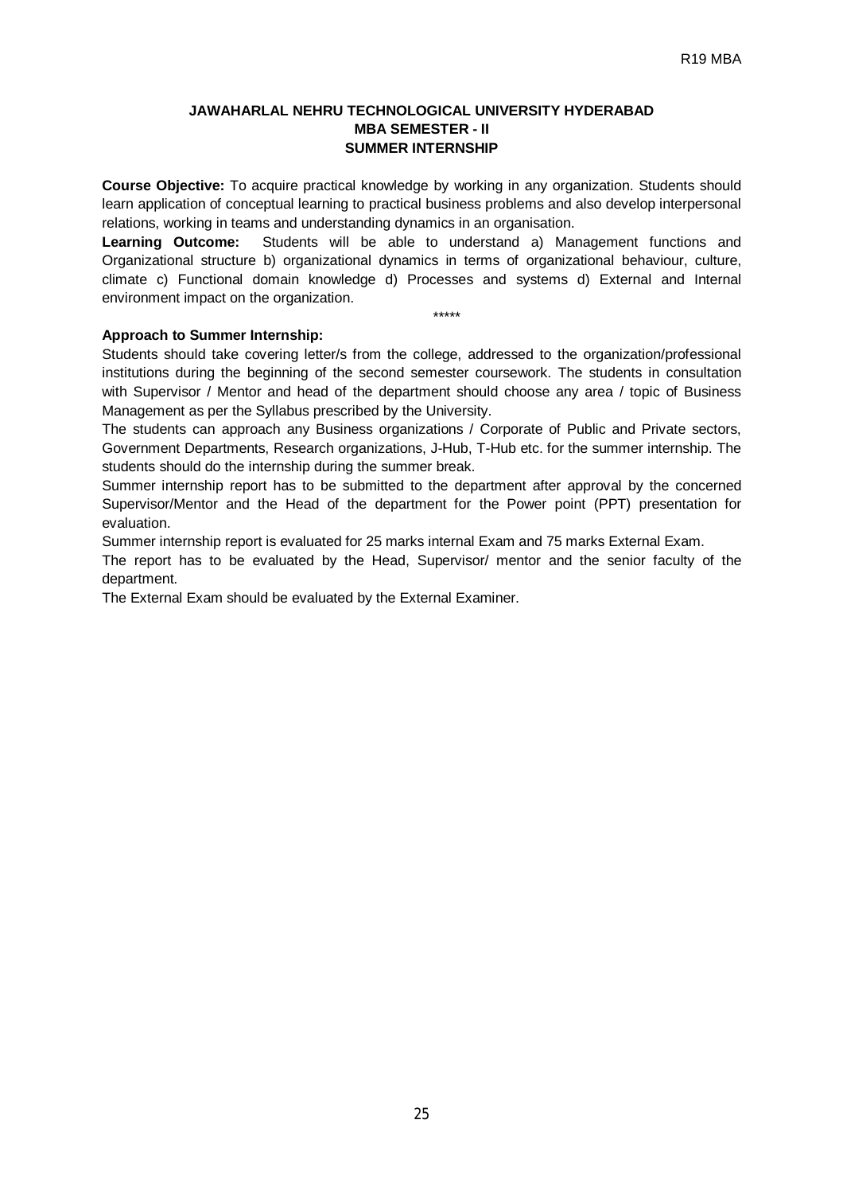## JAWAHARLAL NEHRU TECHNOLOGICAL UNIVERSITY HYDERABAD
## MBA SEMESTER - II
## SUMMER INTERNSHIP

**Course Objective:** To acquire practical knowledge by working in any organization. Students should learn application of conceptual learning to practical business problems and also develop interpersonal relations, working in teams and understanding dynamics in an organisation.

**Learning Outcome:** Students will be able to understand a) Management functions and Organizational structure b) organizational dynamics in terms of organizational behaviour, culture, climate c) Functional domain knowledge d) Processes and systems d) External and Internal environment impact on the organization.

*****

**Approach to Summer Internship:**

Students should take covering letter/s from the college, addressed to the organization/professional institutions during the beginning of the second semester coursework. The students in consultation with Supervisor / Mentor and head of the department should choose any area / topic of Business Management as per the Syllabus prescribed by the University.

The students can approach any Business organizations / Corporate of Public and Private sectors, Government Departments, Research organizations, J-Hub, T-Hub etc. for the summer internship. The students should do the internship during the summer break.

Summer internship report has to be submitted to the department after approval by the concerned Supervisor/Mentor and the Head of the department for the Power point (PPT) presentation for evaluation.

Summer internship report is evaluated for 25 marks internal Exam and 75 marks External Exam.

The report has to be evaluated by the Head, Supervisor/ mentor and the senior faculty of the department.

The External Exam should be evaluated by the External Examiner.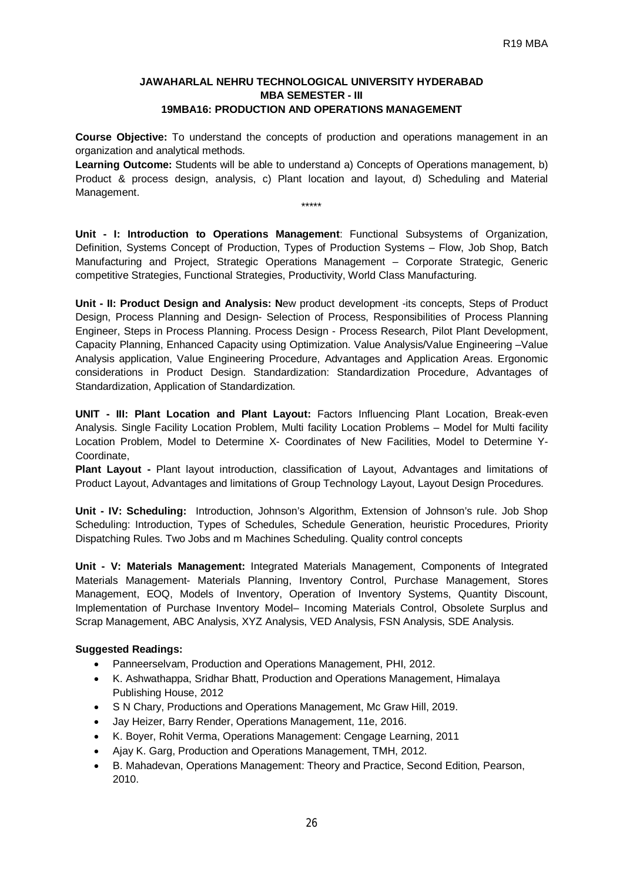**JAWAHARLAL NEHRU TECHNOLOGICAL UNIVERSITY HYDERABAD**
**MBA SEMESTER - III**
**19MBA16: PRODUCTION AND OPERATIONS MANAGEMENT**

**Course Objective:** To understand the concepts of production and operations management in an organization and analytical methods.

**Learning Outcome:** Students will be able to understand a) Concepts of Operations management, b) Product & process design, analysis, c) Plant location and layout, d) Scheduling and Material Management.

*****

**Unit - I: Introduction to Operations Management**: Functional Subsystems of Organization, Definition, Systems Concept of Production, Types of Production Systems – Flow, Job Shop, Batch Manufacturing and Project, Strategic Operations Management – Corporate Strategic, Generic competitive Strategies, Functional Strategies, Productivity, World Class Manufacturing.

**Unit - II: Product Design and Analysis: N**ew product development -its concepts, Steps of Product Design, Process Planning and Design- Selection of Process, Responsibilities of Process Planning Engineer, Steps in Process Planning. Process Design - Process Research, Pilot Plant Development, Capacity Planning, Enhanced Capacity using Optimization. Value Analysis/Value Engineering –Value Analysis application, Value Engineering Procedure, Advantages and Application Areas. Ergonomic considerations in Product Design. Standardization: Standardization Procedure, Advantages of Standardization, Application of Standardization.

**UNIT - III: Plant Location and Plant Layout:** Factors Influencing Plant Location, Break-even Analysis. Single Facility Location Problem, Multi facility Location Problems – Model for Multi facility Location Problem, Model to Determine X- Coordinates of New Facilities, Model to Determine Y-Coordinate,

**Plant Layout -** Plant layout introduction, classification of Layout, Advantages and limitations of Product Layout, Advantages and limitations of Group Technology Layout, Layout Design Procedures.

**Unit - IV: Scheduling:** Introduction, Johnson's Algorithm, Extension of Johnson's rule. Job Shop Scheduling: Introduction, Types of Schedules, Schedule Generation, heuristic Procedures, Priority Dispatching Rules. Two Jobs and m Machines Scheduling. Quality control concepts

**Unit - V: Materials Management:** Integrated Materials Management, Components of Integrated Materials Management- Materials Planning, Inventory Control, Purchase Management, Stores Management, EOQ, Models of Inventory, Operation of Inventory Systems, Quantity Discount, Implementation of Purchase Inventory Model– Incoming Materials Control, Obsolete Surplus and Scrap Management, ABC Analysis, XYZ Analysis, VED Analysis, FSN Analysis, SDE Analysis.

**Suggested Readings:**

- Panneerselvam, Production and Operations Management, PHI, 2012.
- K. Ashwathappa, Sridhar Bhatt, Production and Operations Management, Himalaya Publishing House, 2012
- S N Chary, Productions and Operations Management, Mc Graw Hill, 2019.
- Jay Heizer, Barry Render, Operations Management, 11e, 2016.
- K. Boyer, Rohit Verma, Operations Management: Cengage Learning, 2011
- Ajay K. Garg, Production and Operations Management, TMH, 2012.
- B. Mahadevan, Operations Management: Theory and Practice, Second Edition, Pearson, 2010.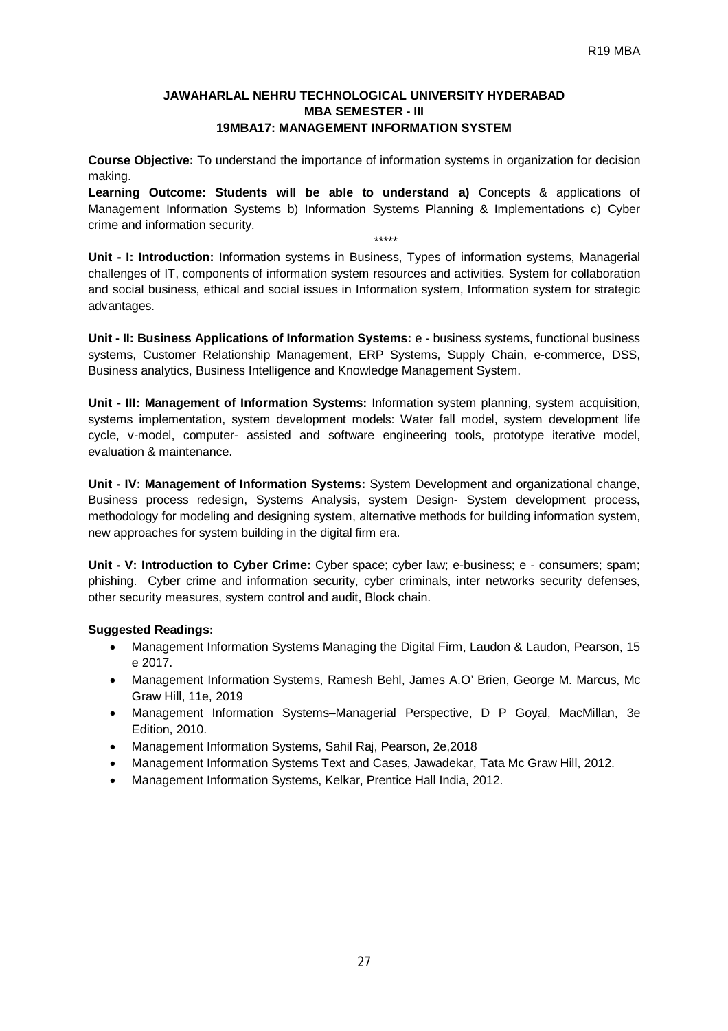**JAWAHARLAL NEHRU TECHNOLOGICAL UNIVERSITY HYDERABAD**
**MBA SEMESTER - III**
**19MBA17: MANAGEMENT INFORMATION SYSTEM**

**Course Objective:** To understand the importance of information systems in organization for decision making.

**Learning Outcome: Students will be able to understand a)** Concepts & applications of Management Information Systems b) Information Systems Planning & Implementations c) Cyber crime and information security.

*****

**Unit - I: Introduction:** Information systems in Business, Types of information systems, Managerial challenges of IT, components of information system resources and activities. System for collaboration and social business, ethical and social issues in Information system, Information system for strategic advantages.

**Unit - II: Business Applications of Information Systems:** e - business systems, functional business systems, Customer Relationship Management, ERP Systems, Supply Chain, e-commerce, DSS, Business analytics, Business Intelligence and Knowledge Management System.

**Unit - III: Management of Information Systems:** Information system planning, system acquisition, systems implementation, system development models: Water fall model, system development life cycle, v-model, computer- assisted and software engineering tools, prototype iterative model, evaluation & maintenance.

**Unit - IV: Management of Information Systems:** System Development and organizational change, Business process redesign, Systems Analysis, system Design- System development process, methodology for modeling and designing system, alternative methods for building information system, new approaches for system building in the digital firm era.

**Unit - V: Introduction to Cyber Crime:** Cyber space; cyber law; e-business; e - consumers; spam; phishing. Cyber crime and information security, cyber criminals, inter networks security defenses, other security measures, system control and audit, Block chain.

**Suggested Readings:**

- Management Information Systems Managing the Digital Firm, Laudon & Laudon, Pearson, 15 e 2017.
- Management Information Systems, Ramesh Behl, James A.O' Brien, George M. Marcus, Mc Graw Hill, 11e, 2019
- Management Information Systems–Managerial Perspective, D P Goyal, MacMillan, 3e Edition, 2010.
- Management Information Systems, Sahil Raj, Pearson, 2e,2018
- Management Information Systems Text and Cases, Jawadekar, Tata Mc Graw Hill, 2012.
- Management Information Systems, Kelkar, Prentice Hall India, 2012.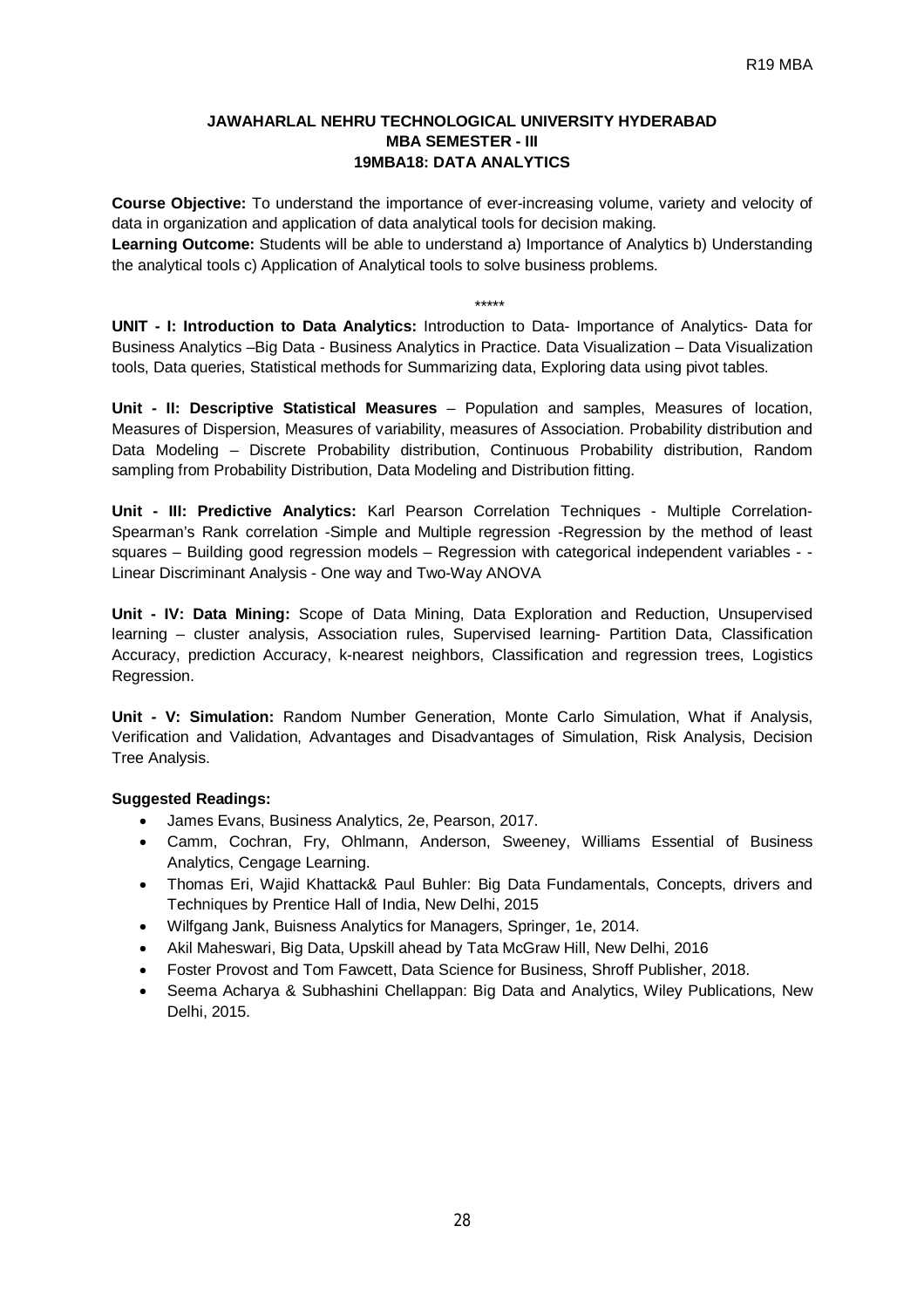**JAWAHARLAL NEHRU TECHNOLOGICAL UNIVERSITY HYDERABAD**
**MBA SEMESTER - III**
**19MBA18: DATA ANALYTICS**

**Course Objective:** To understand the importance of ever-increasing volume, variety and velocity of data in organization and application of data analytical tools for decision making.
**Learning Outcome:** Students will be able to understand a) Importance of Analytics b) Understanding the analytical tools c) Application of Analytical tools to solve business problems.

*****

**UNIT - I: Introduction to Data Analytics:** Introduction to Data- Importance of Analytics- Data for Business Analytics –Big Data - Business Analytics in Practice. Data Visualization – Data Visualization tools, Data queries, Statistical methods for Summarizing data, Exploring data using pivot tables.

**Unit - II: Descriptive Statistical Measures** – Population and samples, Measures of location, Measures of Dispersion, Measures of variability, measures of Association. Probability distribution and Data Modeling – Discrete Probability distribution, Continuous Probability distribution, Random sampling from Probability Distribution, Data Modeling and Distribution fitting.

**Unit - III: Predictive Analytics:** Karl Pearson Correlation Techniques - Multiple Correlation- Spearman's Rank correlation -Simple and Multiple regression -Regression by the method of least squares – Building good regression models – Regression with categorical independent variables - - Linear Discriminant Analysis - One way and Two-Way ANOVA

**Unit - IV: Data Mining:** Scope of Data Mining, Data Exploration and Reduction, Unsupervised learning – cluster analysis, Association rules, Supervised learning- Partition Data, Classification Accuracy, prediction Accuracy, k-nearest neighbors, Classification and regression trees, Logistics Regression.

**Unit - V: Simulation:** Random Number Generation, Monte Carlo Simulation, What if Analysis, Verification and Validation, Advantages and Disadvantages of Simulation, Risk Analysis, Decision Tree Analysis.

**Suggested Readings:**

- James Evans, Business Analytics, 2e, Pearson, 2017.
- Camm, Cochran, Fry, Ohlmann, Anderson, Sweeney, Williams Essential of Business Analytics, Cengage Learning.
- Thomas Eri, Wajid Khattack& Paul Buhler: Big Data Fundamentals, Concepts, drivers and Techniques by Prentice Hall of India, New Delhi, 2015
- Wilfgang Jank, Buisness Analytics for Managers, Springer, 1e, 2014.
- Akil Maheswari, Big Data, Upskill ahead by Tata McGraw Hill, New Delhi, 2016
- Foster Provost and Tom Fawcett, Data Science for Business, Shroff Publisher, 2018.
- Seema Acharya & Subhashini Chellappan: Big Data and Analytics, Wiley Publications, New Delhi, 2015.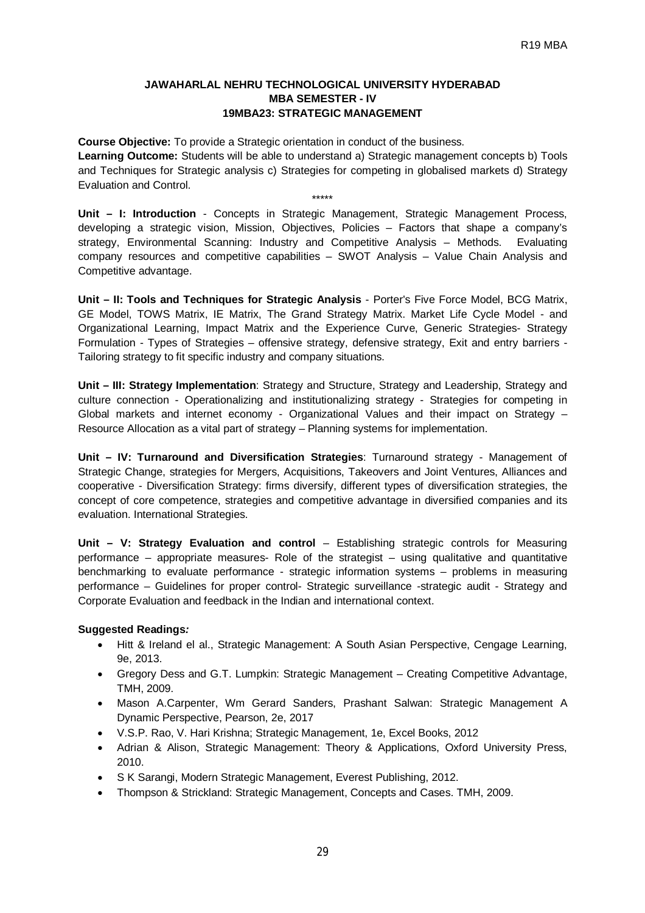**JAWAHARLAL NEHRU TECHNOLOGICAL UNIVERSITY HYDERABAD**
**MBA SEMESTER - IV**
**19MBA23: STRATEGIC MANAGEMENT**

**Course Objective:** To provide a Strategic orientation in conduct of the business.

**Learning Outcome:** Students will be able to understand a) Strategic management concepts b) Tools and Techniques for Strategic analysis c) Strategies for competing in globalised markets d) Strategy Evaluation and Control.

*****

**Unit – I: Introduction** - Concepts in Strategic Management, Strategic Management Process, developing a strategic vision, Mission, Objectives, Policies – Factors that shape a company's strategy, Environmental Scanning: Industry and Competitive Analysis – Methods. Evaluating company resources and competitive capabilities – SWOT Analysis – Value Chain Analysis and Competitive advantage.

**Unit – II: Tools and Techniques for Strategic Analysis** - Porter's Five Force Model, BCG Matrix, GE Model, TOWS Matrix, IE Matrix, The Grand Strategy Matrix. Market Life Cycle Model - and Organizational Learning, Impact Matrix and the Experience Curve, Generic Strategies- Strategy Formulation - Types of Strategies – offensive strategy, defensive strategy, Exit and entry barriers - Tailoring strategy to fit specific industry and company situations.

**Unit – III: Strategy Implementation**: Strategy and Structure, Strategy and Leadership, Strategy and culture connection - Operationalizing and institutionalizing strategy - Strategies for competing in Global markets and internet economy - Organizational Values and their impact on Strategy – Resource Allocation as a vital part of strategy – Planning systems for implementation.

**Unit – IV: Turnaround and Diversification Strategies**: Turnaround strategy - Management of Strategic Change, strategies for Mergers, Acquisitions, Takeovers and Joint Ventures, Alliances and cooperative - Diversification Strategy: firms diversify, different types of diversification strategies, the concept of core competence, strategies and competitive advantage in diversified companies and its evaluation. International Strategies.

**Unit – V: Strategy Evaluation and control** – Establishing strategic controls for Measuring performance – appropriate measures- Role of the strategist – using qualitative and quantitative benchmarking to evaluate performance - strategic information systems – problems in measuring performance – Guidelines for proper control- Strategic surveillance -strategic audit - Strategy and Corporate Evaluation and feedback in the Indian and international context.

**Suggested Readings*:***

- Hitt & Ireland el al., Strategic Management: A South Asian Perspective, Cengage Learning, 9e, 2013.
- Gregory Dess and G.T. Lumpkin: Strategic Management – Creating Competitive Advantage, TMH, 2009.
- Mason A.Carpenter, Wm Gerard Sanders, Prashant Salwan: Strategic Management A Dynamic Perspective, Pearson, 2e, 2017
- V.S.P. Rao, V. Hari Krishna; Strategic Management, 1e, Excel Books, 2012
- Adrian & Alison, Strategic Management: Theory & Applications, Oxford University Press, 2010.
- S K Sarangi, Modern Strategic Management, Everest Publishing, 2012.
- Thompson & Strickland: Strategic Management, Concepts and Cases. TMH, 2009.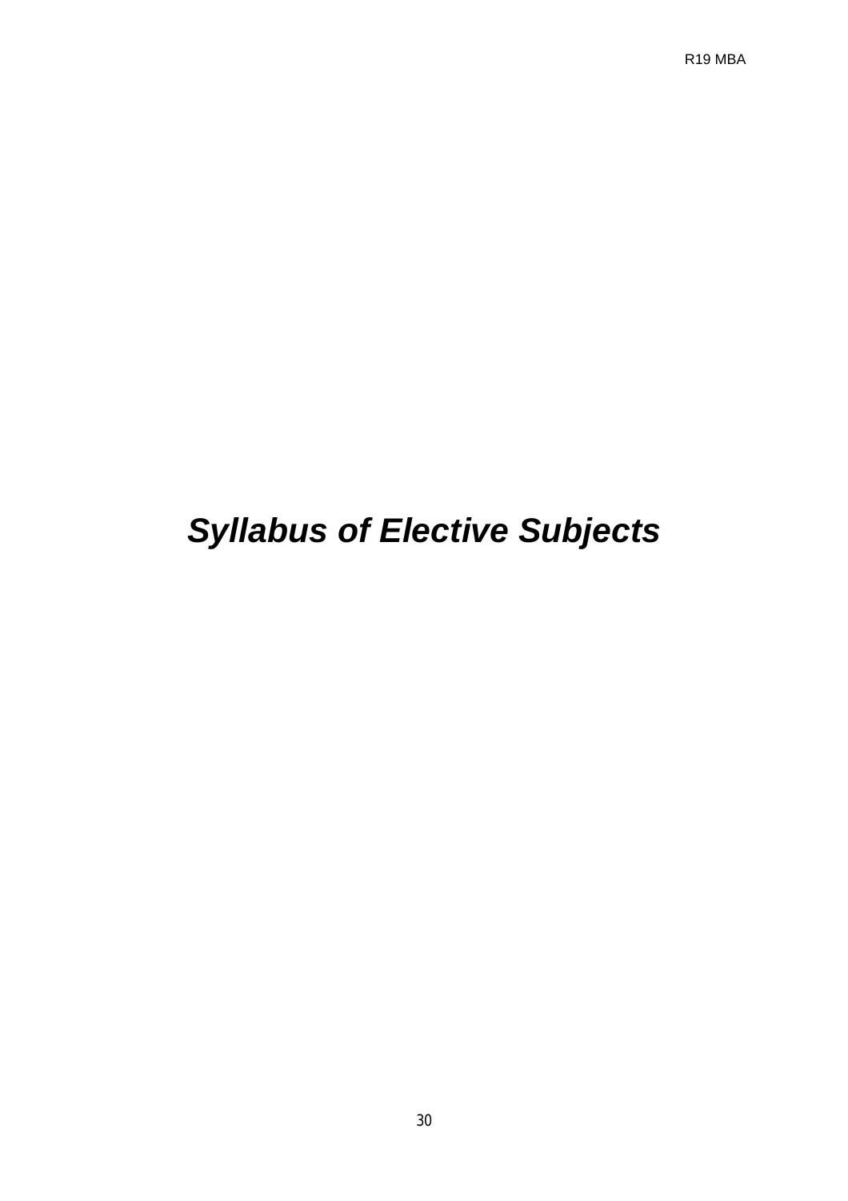# ***Syllabus of Elective Subjects***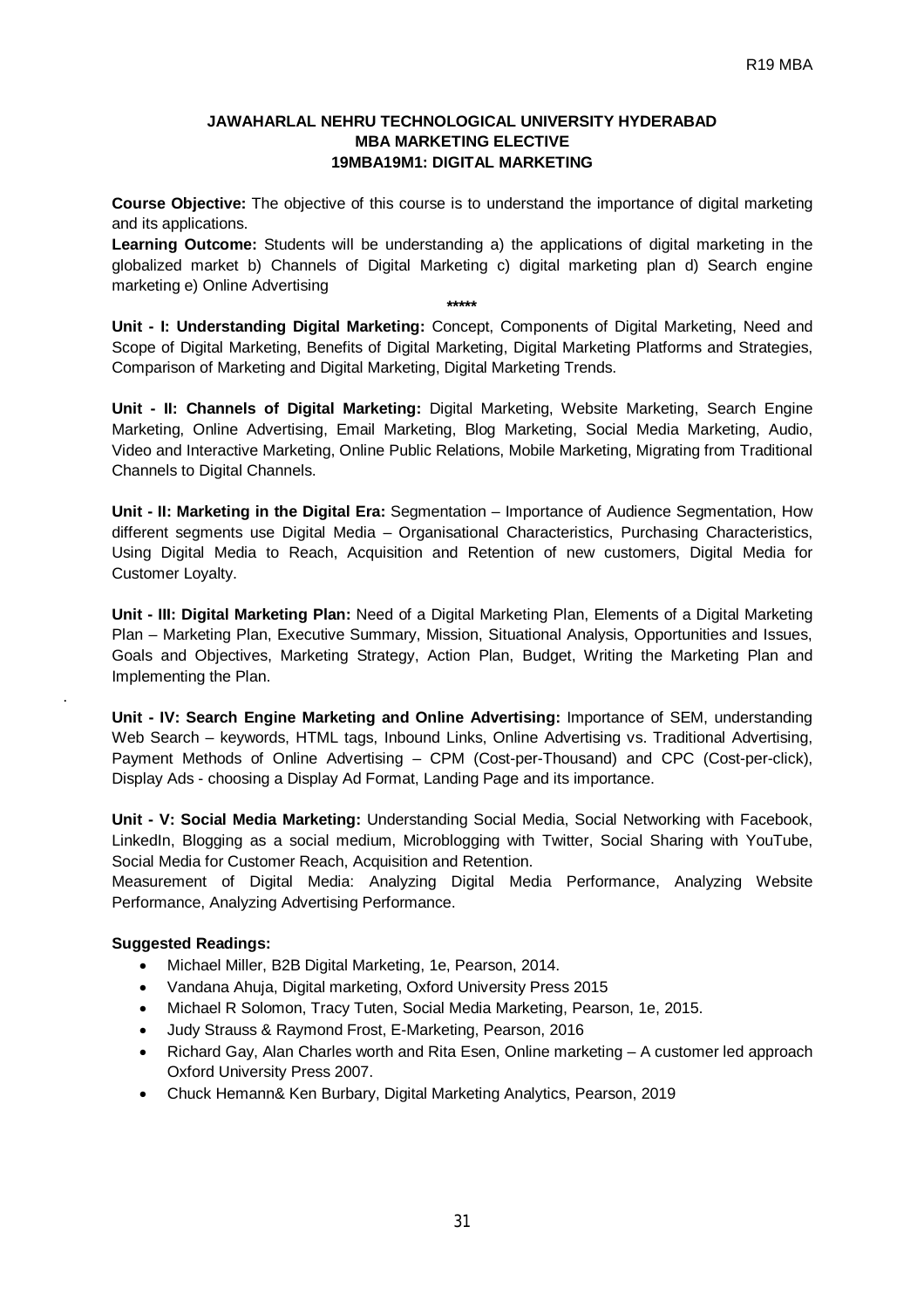**JAWAHARLAL NEHRU TECHNOLOGICAL UNIVERSITY HYDERABAD**
**MBA MARKETING ELECTIVE**
**19MBA19M1: DIGITAL MARKETING**

**Course Objective:** The objective of this course is to understand the importance of digital marketing and its applications.

**Learning Outcome:** Students will be understanding a) the applications of digital marketing in the globalized market b) Channels of Digital Marketing c) digital marketing plan d) Search engine marketing e) Online Advertising

\*\*\*\*\*

**Unit - I: Understanding Digital Marketing:** Concept, Components of Digital Marketing, Need and Scope of Digital Marketing, Benefits of Digital Marketing, Digital Marketing Platforms and Strategies, Comparison of Marketing and Digital Marketing, Digital Marketing Trends.

**Unit - II: Channels of Digital Marketing:** Digital Marketing, Website Marketing, Search Engine Marketing, Online Advertising, Email Marketing, Blog Marketing, Social Media Marketing, Audio, Video and Interactive Marketing, Online Public Relations, Mobile Marketing, Migrating from Traditional Channels to Digital Channels.

**Unit - II: Marketing in the Digital Era:** Segmentation – Importance of Audience Segmentation, How different segments use Digital Media – Organisational Characteristics, Purchasing Characteristics, Using Digital Media to Reach, Acquisition and Retention of new customers, Digital Media for Customer Loyalty.

**Unit - III: Digital Marketing Plan:** Need of a Digital Marketing Plan, Elements of a Digital Marketing Plan – Marketing Plan, Executive Summary, Mission, Situational Analysis, Opportunities and Issues, Goals and Objectives, Marketing Strategy, Action Plan, Budget, Writing the Marketing Plan and Implementing the Plan.

**Unit - IV: Search Engine Marketing and Online Advertising:** Importance of SEM, understanding Web Search – keywords, HTML tags, Inbound Links, Online Advertising vs. Traditional Advertising, Payment Methods of Online Advertising – CPM (Cost-per-Thousand) and CPC (Cost-per-click), Display Ads - choosing a Display Ad Format, Landing Page and its importance.

**Unit - V: Social Media Marketing:** Understanding Social Media, Social Networking with Facebook, LinkedIn, Blogging as a social medium, Microblogging with Twitter, Social Sharing with YouTube, Social Media for Customer Reach, Acquisition and Retention.

Measurement of Digital Media: Analyzing Digital Media Performance, Analyzing Website Performance, Analyzing Advertising Performance.

**Suggested Readings:**

- Michael Miller, B2B Digital Marketing, 1e, Pearson, 2014.
- Vandana Ahuja, Digital marketing, Oxford University Press 2015
- Michael R Solomon, Tracy Tuten, Social Media Marketing, Pearson, 1e, 2015.
- Judy Strauss & Raymond Frost, E-Marketing, Pearson, 2016
- Richard Gay, Alan Charles worth and Rita Esen, Online marketing – A customer led approach Oxford University Press 2007.
- Chuck Hemann& Ken Burbary, Digital Marketing Analytics, Pearson, 2019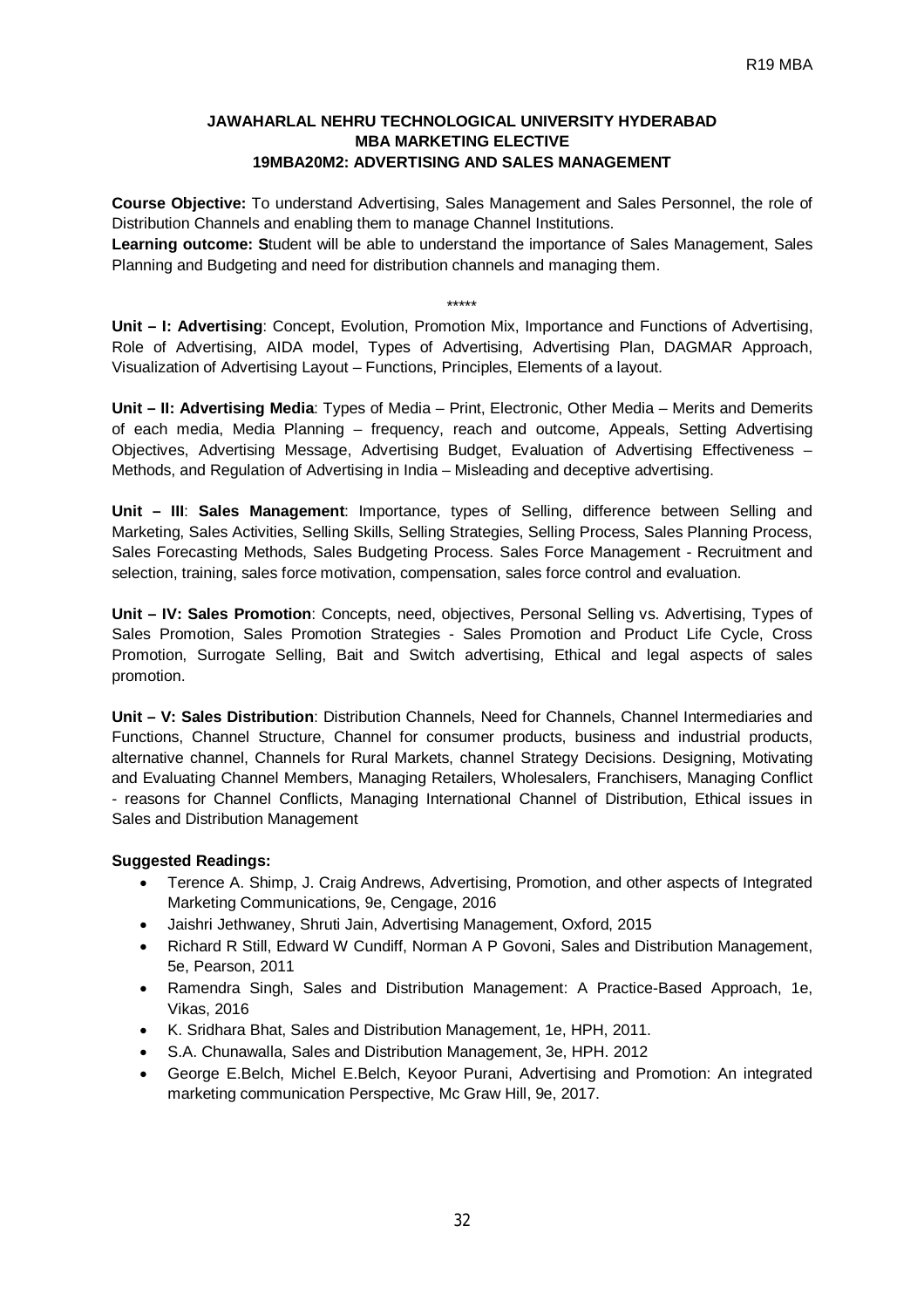**JAWAHARLAL NEHRU TECHNOLOGICAL UNIVERSITY HYDERABAD**
**MBA MARKETING ELECTIVE**
**19MBA20M2: ADVERTISING AND SALES MANAGEMENT**

**Course Objective:** To understand Advertising, Sales Management and Sales Personnel, the role of Distribution Channels and enabling them to manage Channel Institutions.
**Learning outcome: S**tudent will be able to understand the importance of Sales Management, Sales Planning and Budgeting and need for distribution channels and managing them.

\*\*\*\*\*

**Unit – I: Advertising**: Concept, Evolution, Promotion Mix, Importance and Functions of Advertising, Role of Advertising, AIDA model, Types of Advertising, Advertising Plan, DAGMAR Approach, Visualization of Advertising Layout – Functions, Principles, Elements of a layout.

**Unit – II: Advertising Media**: Types of Media – Print, Electronic, Other Media – Merits and Demerits of each media, Media Planning – frequency, reach and outcome, Appeals, Setting Advertising Objectives, Advertising Message, Advertising Budget, Evaluation of Advertising Effectiveness – Methods, and Regulation of Advertising in India – Misleading and deceptive advertising.

**Unit – III**: **Sales Management**: Importance, types of Selling, difference between Selling and Marketing, Sales Activities, Selling Skills, Selling Strategies, Selling Process, Sales Planning Process, Sales Forecasting Methods, Sales Budgeting Process. Sales Force Management - Recruitment and selection, training, sales force motivation, compensation, sales force control and evaluation.

**Unit – IV: Sales Promotion**: Concepts, need, objectives, Personal Selling vs. Advertising, Types of Sales Promotion, Sales Promotion Strategies - Sales Promotion and Product Life Cycle, Cross Promotion, Surrogate Selling, Bait and Switch advertising, Ethical and legal aspects of sales promotion.

**Unit – V: Sales Distribution**: Distribution Channels, Need for Channels, Channel Intermediaries and Functions, Channel Structure, Channel for consumer products, business and industrial products, alternative channel, Channels for Rural Markets, channel Strategy Decisions. Designing, Motivating and Evaluating Channel Members, Managing Retailers, Wholesalers, Franchisers, Managing Conflict - reasons for Channel Conflicts, Managing International Channel of Distribution, Ethical issues in Sales and Distribution Management

**Suggested Readings:**

- Terence A. Shimp, J. Craig Andrews, Advertising, Promotion, and other aspects of Integrated Marketing Communications, 9e, Cengage, 2016
- Jaishri Jethwaney, Shruti Jain, Advertising Management, Oxford, 2015
- Richard R Still, Edward W Cundiff, Norman A P Govoni, Sales and Distribution Management, 5e, Pearson, 2011
- Ramendra Singh, Sales and Distribution Management: A Practice-Based Approach, 1e, Vikas, 2016
- K. Sridhara Bhat, Sales and Distribution Management, 1e, HPH, 2011.
- S.A. Chunawalla, Sales and Distribution Management, 3e, HPH. 2012
- George E.Belch, Michel E.Belch, Keyoor Purani, Advertising and Promotion: An integrated marketing communication Perspective, Mc Graw Hill, 9e, 2017.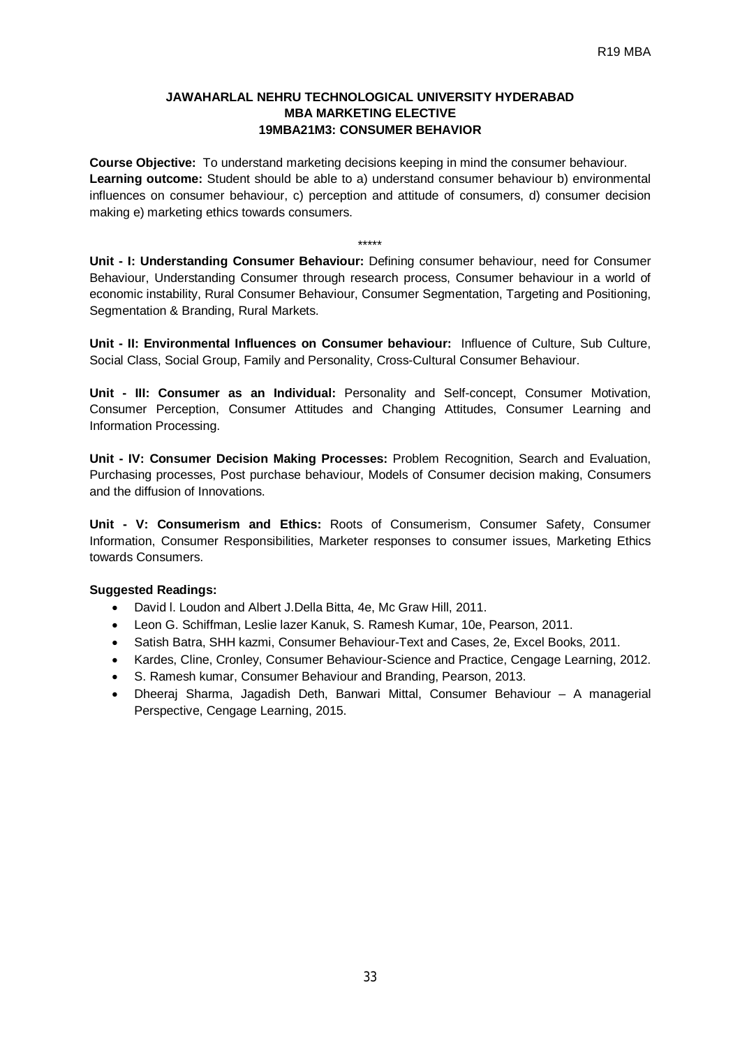**JAWAHARLAL NEHRU TECHNOLOGICAL UNIVERSITY HYDERABAD**
**MBA MARKETING ELECTIVE**
**19MBA21M3: CONSUMER BEHAVIOR**

**Course Objective:** To understand marketing decisions keeping in mind the consumer behaviour.
**Learning outcome:** Student should be able to a) understand consumer behaviour b) environmental influences on consumer behaviour, c) perception and attitude of consumers, d) consumer decision making e) marketing ethics towards consumers.

\*\*\*\*\*

**Unit - I: Understanding Consumer Behaviour:** Defining consumer behaviour, need for Consumer Behaviour, Understanding Consumer through research process, Consumer behaviour in a world of economic instability, Rural Consumer Behaviour, Consumer Segmentation, Targeting and Positioning, Segmentation & Branding, Rural Markets.

**Unit - II: Environmental Influences on Consumer behaviour:** Influence of Culture, Sub Culture, Social Class, Social Group, Family and Personality, Cross-Cultural Consumer Behaviour.

**Unit - III: Consumer as an Individual:** Personality and Self-concept, Consumer Motivation, Consumer Perception, Consumer Attitudes and Changing Attitudes, Consumer Learning and Information Processing.

**Unit - IV: Consumer Decision Making Processes:** Problem Recognition, Search and Evaluation, Purchasing processes, Post purchase behaviour, Models of Consumer decision making, Consumers and the diffusion of Innovations.

**Unit - V: Consumerism and Ethics:** Roots of Consumerism, Consumer Safety, Consumer Information, Consumer Responsibilities, Marketer responses to consumer issues, Marketing Ethics towards Consumers.

**Suggested Readings:**

- David l. Loudon and Albert J.Della Bitta, 4e, Mc Graw Hill, 2011.
- Leon G. Schiffman, Leslie lazer Kanuk, S. Ramesh Kumar, 10e, Pearson, 2011.
- Satish Batra, SHH kazmi, Consumer Behaviour-Text and Cases, 2e, Excel Books, 2011.
- Kardes, Cline, Cronley, Consumer Behaviour-Science and Practice, Cengage Learning, 2012.
- S. Ramesh kumar, Consumer Behaviour and Branding, Pearson, 2013.
- Dheeraj Sharma, Jagadish Deth, Banwari Mittal, Consumer Behaviour – A managerial Perspective, Cengage Learning, 2015.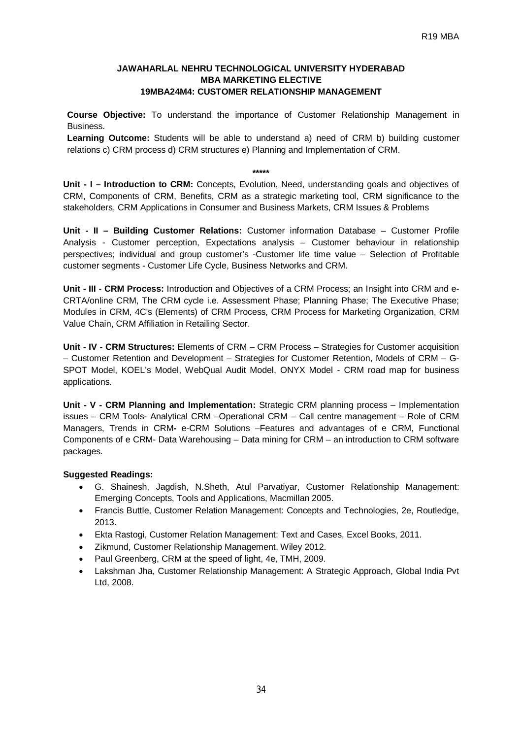### JAWAHARLAL NEHRU TECHNOLOGICAL UNIVERSITY HYDERABAD
### MBA MARKETING ELECTIVE
### 19MBA24M4: CUSTOMER RELATIONSHIP MANAGEMENT

**Course Objective:** To understand the importance of Customer Relationship Management in Business.

**Learning Outcome:** Students will be able to understand a) need of CRM b) building customer relations c) CRM process d) CRM structures e) Planning and Implementation of CRM.

*****

**Unit - I – Introduction to CRM:** Concepts, Evolution, Need, understanding goals and objectives of CRM, Components of CRM, Benefits, CRM as a strategic marketing tool, CRM significance to the stakeholders, CRM Applications in Consumer and Business Markets, CRM Issues & Problems

**Unit - II – Building Customer Relations:** Customer information Database – Customer Profile Analysis - Customer perception, Expectations analysis – Customer behaviour in relationship perspectives; individual and group customer's -Customer life time value – Selection of Profitable customer segments - Customer Life Cycle, Business Networks and CRM.

**Unit - III** - **CRM Process:** Introduction and Objectives of a CRM Process; an Insight into CRM and e-CRTA/online CRM, The CRM cycle i.e. Assessment Phase; Planning Phase; The Executive Phase; Modules in CRM, 4C's (Elements) of CRM Process, CRM Process for Marketing Organization, CRM Value Chain, CRM Affiliation in Retailing Sector.

**Unit - IV - CRM Structures:** Elements of CRM – CRM Process – Strategies for Customer acquisition – Customer Retention and Development – Strategies for Customer Retention, Models of CRM – G-SPOT Model, KOEL's Model, WebQual Audit Model, ONYX Model - CRM road map for business applications.

**Unit - V - CRM Planning and Implementation:** Strategic CRM planning process – Implementation issues – CRM Tools- Analytical CRM –Operational CRM – Call centre management – Role of CRM Managers, Trends in CRM**-** e-CRM Solutions –Features and advantages of e CRM, Functional Components of e CRM- Data Warehousing – Data mining for CRM – an introduction to CRM software packages.

**Suggested Readings:**

- G. Shainesh, Jagdish, N.Sheth, Atul Parvatiyar, Customer Relationship Management: Emerging Concepts, Tools and Applications, Macmillan 2005.
- Francis Buttle, Customer Relation Management: Concepts and Technologies, 2e, Routledge, 2013.
- Ekta Rastogi, Customer Relation Management: Text and Cases, Excel Books, 2011.
- Zikmund, Customer Relationship Management, Wiley 2012.
- Paul Greenberg, CRM at the speed of light, 4e, TMH, 2009.
- Lakshman Jha, Customer Relationship Management: A Strategic Approach, Global India Pvt Ltd, 2008.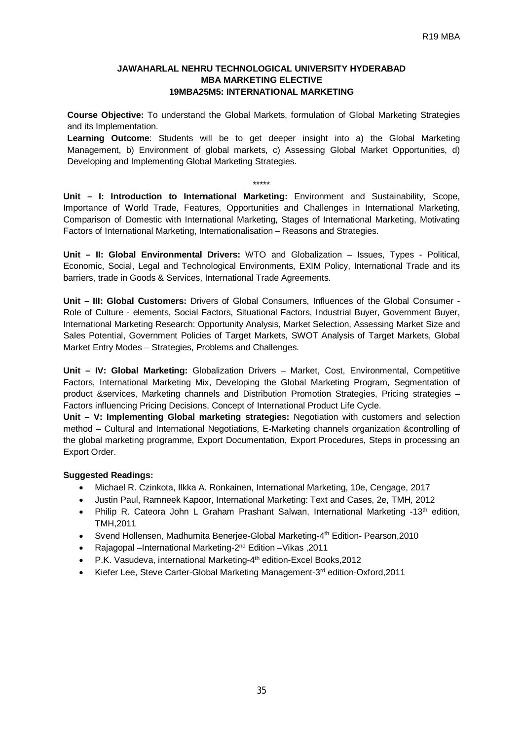**JAWAHARLAL NEHRU TECHNOLOGICAL UNIVERSITY HYDERABAD**
**MBA MARKETING ELECTIVE**
**19MBA25M5: INTERNATIONAL MARKETING**

**Course Objective:** To understand the Global Markets, formulation of Global Marketing Strategies and its Implementation.

**Learning Outcome**: Students will be to get deeper insight into a) the Global Marketing Management, b) Environment of global markets, c) Assessing Global Market Opportunities, d) Developing and Implementing Global Marketing Strategies.

\*\*\*\*\*

**Unit – I: Introduction to International Marketing:** Environment and Sustainability, Scope, Importance of World Trade, Features, Opportunities and Challenges in International Marketing, Comparison of Domestic with International Marketing, Stages of International Marketing, Motivating Factors of International Marketing, Internationalisation – Reasons and Strategies.

**Unit – II: Global Environmental Drivers:** WTO and Globalization – Issues, Types - Political, Economic, Social, Legal and Technological Environments, EXIM Policy, International Trade and its barriers, trade in Goods & Services, International Trade Agreements.

**Unit – III: Global Customers:** Drivers of Global Consumers, Influences of the Global Consumer - Role of Culture - elements, Social Factors, Situational Factors, Industrial Buyer, Government Buyer, International Marketing Research: Opportunity Analysis, Market Selection, Assessing Market Size and Sales Potential, Government Policies of Target Markets, SWOT Analysis of Target Markets, Global Market Entry Modes – Strategies, Problems and Challenges.

**Unit – IV: Global Marketing:** Globalization Drivers – Market, Cost, Environmental, Competitive Factors, International Marketing Mix, Developing the Global Marketing Program, Segmentation of product &services, Marketing channels and Distribution Promotion Strategies, Pricing strategies – Factors influencing Pricing Decisions, Concept of International Product Life Cycle.

**Unit – V: Implementing Global marketing strategies:** Negotiation with customers and selection method – Cultural and International Negotiations, E-Marketing channels organization &controlling of the global marketing programme, Export Documentation, Export Procedures, Steps in processing an Export Order.

**Suggested Readings:**

- Michael R. Czinkota, Ilkka A. Ronkainen, International Marketing, 10e, Cengage, 2017
- Justin Paul, Ramneek Kapoor, International Marketing: Text and Cases, 2e, TMH, 2012
- Philip R. Cateora John L Graham Prashant Salwan, International Marketing -13th edition, TMH,2011
- Svend Hollensen, Madhumita Benerjee-Global Marketing-4th Edition- Pearson,2010
- Rajagopal –International Marketing-2nd Edition –Vikas ,2011
- P.K. Vasudeva, international Marketing-4th edition-Excel Books,2012
- Kiefer Lee, Steve Carter-Global Marketing Management-3rd edition-Oxford,2011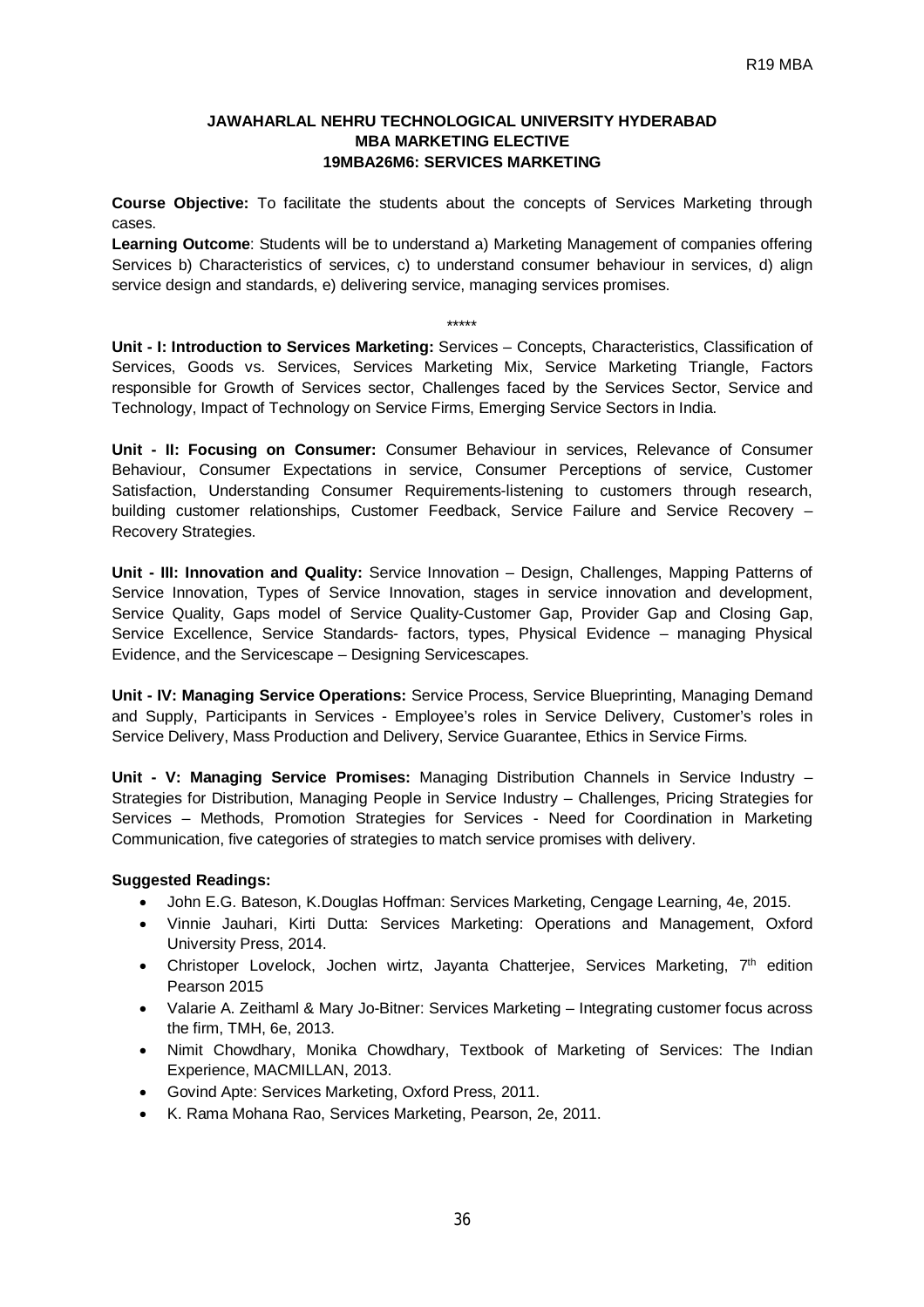**JAWAHARLAL NEHRU TECHNOLOGICAL UNIVERSITY HYDERABAD**
**MBA MARKETING ELECTIVE**
**19MBA26M6: SERVICES MARKETING**

**Course Objective:** To facilitate the students about the concepts of Services Marketing through cases.

**Learning Outcome**: Students will be to understand a) Marketing Management of companies offering Services b) Characteristics of services, c) to understand consumer behaviour in services, d) align service design and standards, e) delivering service, managing services promises.

*****

**Unit - I: Introduction to Services Marketing:** Services – Concepts, Characteristics, Classification of Services, Goods vs. Services, Services Marketing Mix, Service Marketing Triangle, Factors responsible for Growth of Services sector, Challenges faced by the Services Sector, Service and Technology, Impact of Technology on Service Firms, Emerging Service Sectors in India.

**Unit - II: Focusing on Consumer:** Consumer Behaviour in services, Relevance of Consumer Behaviour, Consumer Expectations in service, Consumer Perceptions of service, Customer Satisfaction, Understanding Consumer Requirements-listening to customers through research, building customer relationships, Customer Feedback, Service Failure and Service Recovery – Recovery Strategies.

**Unit - III: Innovation and Quality:** Service Innovation – Design, Challenges, Mapping Patterns of Service Innovation, Types of Service Innovation, stages in service innovation and development, Service Quality, Gaps model of Service Quality-Customer Gap, Provider Gap and Closing Gap, Service Excellence, Service Standards- factors, types, Physical Evidence – managing Physical Evidence, and the Servicescape – Designing Servicescapes.

**Unit - IV: Managing Service Operations:** Service Process, Service Blueprinting, Managing Demand and Supply, Participants in Services - Employee's roles in Service Delivery, Customer's roles in Service Delivery, Mass Production and Delivery, Service Guarantee, Ethics in Service Firms.

**Unit - V: Managing Service Promises:** Managing Distribution Channels in Service Industry – Strategies for Distribution, Managing People in Service Industry – Challenges, Pricing Strategies for Services – Methods, Promotion Strategies for Services - Need for Coordination in Marketing Communication, five categories of strategies to match service promises with delivery.

**Suggested Readings:**

- John E.G. Bateson, K.Douglas Hoffman: Services Marketing, Cengage Learning, 4e, 2015.
- Vinnie Jauhari, Kirti Dutta: Services Marketing: Operations and Management, Oxford University Press, 2014.
- Christoper Lovelock, Jochen wirtz, Jayanta Chatterjee, Services Marketing, 7th edition Pearson 2015
- Valarie A. Zeithaml & Mary Jo-Bitner: Services Marketing – Integrating customer focus across the firm, TMH, 6e, 2013.
- Nimit Chowdhary, Monika Chowdhary, Textbook of Marketing of Services: The Indian Experience, MACMILLAN, 2013.
- Govind Apte: Services Marketing, Oxford Press, 2011.
- K. Rama Mohana Rao, Services Marketing, Pearson, 2e, 2011.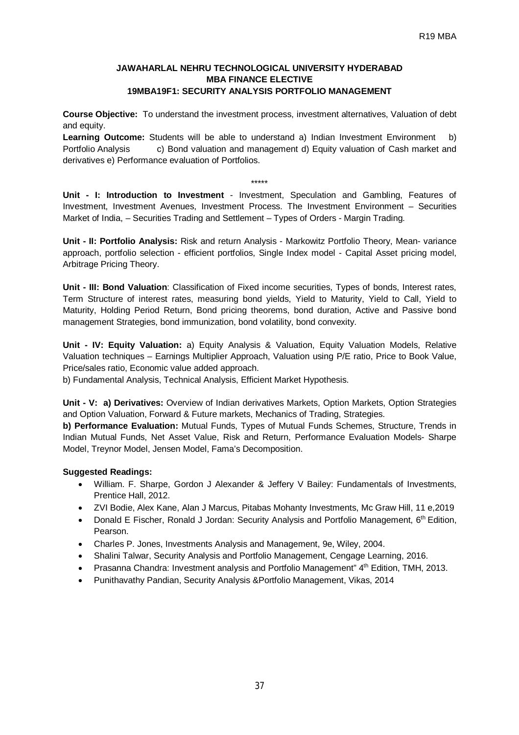### JAWAHARLAL NEHRU TECHNOLOGICAL UNIVERSITY HYDERABAD
### MBA FINANCE ELECTIVE
### 19MBA19F1: SECURITY ANALYSIS PORTFOLIO MANAGEMENT

**Course Objective:** To understand the investment process, investment alternatives, Valuation of debt and equity.

**Learning Outcome:** Students will be able to understand a) Indian Investment Environment b) Portfolio Analysis c) Bond valuation and management d) Equity valuation of Cash market and derivatives e) Performance evaluation of Portfolios.

*****

**Unit - I: Introduction to Investment** - Investment, Speculation and Gambling, Features of Investment, Investment Avenues, Investment Process. The Investment Environment – Securities Market of India, – Securities Trading and Settlement – Types of Orders - Margin Trading.

**Unit - II: Portfolio Analysis:** Risk and return Analysis - Markowitz Portfolio Theory, Mean- variance approach, portfolio selection - efficient portfolios, Single Index model - Capital Asset pricing model, Arbitrage Pricing Theory.

**Unit - III: Bond Valuation**: Classification of Fixed income securities, Types of bonds, Interest rates, Term Structure of interest rates, measuring bond yields, Yield to Maturity, Yield to Call, Yield to Maturity, Holding Period Return, Bond pricing theorems, bond duration, Active and Passive bond management Strategies, bond immunization, bond volatility, bond convexity.

**Unit - IV: Equity Valuation:** a) Equity Analysis & Valuation, Equity Valuation Models, Relative Valuation techniques – Earnings Multiplier Approach, Valuation using P/E ratio, Price to Book Value, Price/sales ratio, Economic value added approach.

b) Fundamental Analysis, Technical Analysis, Efficient Market Hypothesis.

**Unit - V: a) Derivatives:** Overview of Indian derivatives Markets, Option Markets, Option Strategies and Option Valuation, Forward & Future markets, Mechanics of Trading, Strategies.

**b) Performance Evaluation:** Mutual Funds, Types of Mutual Funds Schemes, Structure, Trends in Indian Mutual Funds, Net Asset Value, Risk and Return, Performance Evaluation Models- Sharpe Model, Treynor Model, Jensen Model, Fama's Decomposition.

**Suggested Readings:**

- William. F. Sharpe, Gordon J Alexander & Jeffery V Bailey: Fundamentals of Investments, Prentice Hall, 2012.
- ZVI Bodie, Alex Kane, Alan J Marcus, Pitabas Mohanty Investments, Mc Graw Hill, 11 e,2019
- Donald E Fischer, Ronald J Jordan: Security Analysis and Portfolio Management, 6th Edition, Pearson.
- Charles P. Jones, Investments Analysis and Management, 9e, Wiley, 2004.
- Shalini Talwar, Security Analysis and Portfolio Management, Cengage Learning, 2016.
- Prasanna Chandra: Investment analysis and Portfolio Management" 4th Edition, TMH, 2013.
- Punithavathy Pandian, Security Analysis &Portfolio Management, Vikas, 2014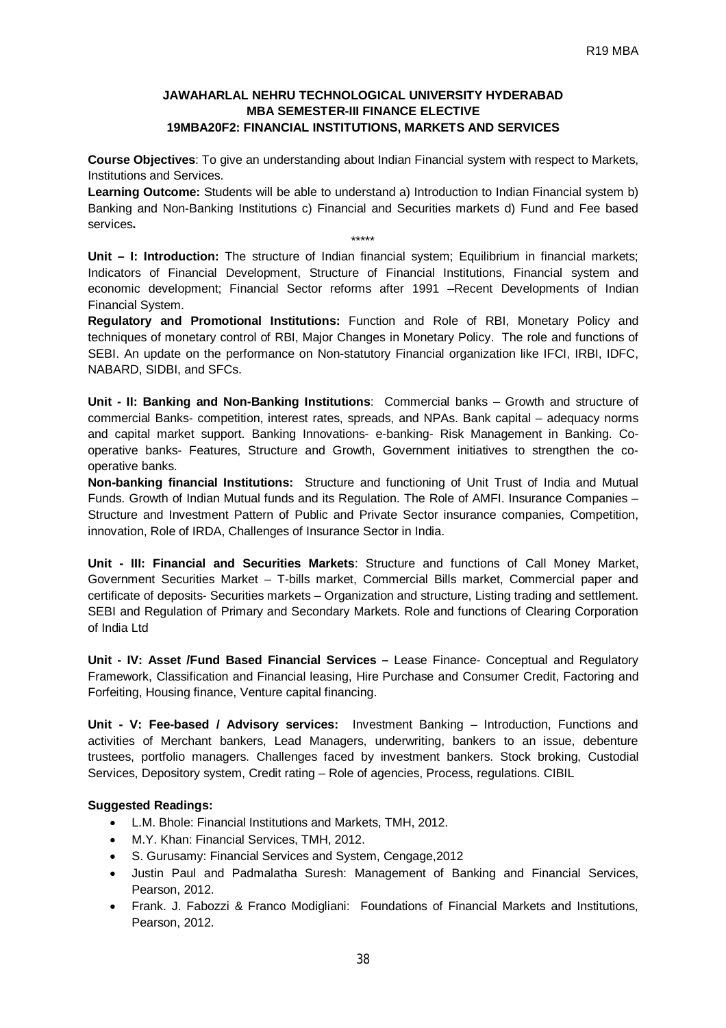### JAWAHARLAL NEHRU TECHNOLOGICAL UNIVERSITY HYDERABAD
### MBA SEMESTER-III FINANCE ELECTIVE
### 19MBA20F2: FINANCIAL INSTITUTIONS, MARKETS AND SERVICES

**Course Objectives**: To give an understanding about Indian Financial system with respect to Markets, Institutions and Services.

**Learning Outcome:** Students will be able to understand a) Introduction to Indian Financial system b) Banking and Non-Banking Institutions c) Financial and Securities markets d) Fund and Fee based services**.**

\*\*\*\*\*

**Unit – I: Introduction:** The structure of Indian financial system; Equilibrium in financial markets; Indicators of Financial Development, Structure of Financial Institutions, Financial system and economic development; Financial Sector reforms after 1991 –Recent Developments of Indian Financial System.

**Regulatory and Promotional Institutions:** Function and Role of RBI, Monetary Policy and techniques of monetary control of RBI, Major Changes in Monetary Policy. The role and functions of SEBI. An update on the performance on Non-statutory Financial organization like IFCI, IRBI, IDFC, NABARD, SIDBI, and SFCs.

**Unit - II: Banking and Non-Banking Institutions**: Commercial banks – Growth and structure of commercial Banks- competition, interest rates, spreads, and NPAs. Bank capital – adequacy norms and capital market support. Banking Innovations- e-banking- Risk Management in Banking. Co-operative banks- Features, Structure and Growth, Government initiatives to strengthen the co-operative banks.

**Non-banking financial Institutions:** Structure and functioning of Unit Trust of India and Mutual Funds. Growth of Indian Mutual funds and its Regulation. The Role of AMFI. Insurance Companies – Structure and Investment Pattern of Public and Private Sector insurance companies, Competition, innovation, Role of IRDA, Challenges of Insurance Sector in India.

**Unit - III: Financial and Securities Markets**: Structure and functions of Call Money Market, Government Securities Market – T-bills market, Commercial Bills market, Commercial paper and certificate of deposits- Securities markets – Organization and structure, Listing trading and settlement. SEBI and Regulation of Primary and Secondary Markets. Role and functions of Clearing Corporation of India Ltd

**Unit - IV: Asset /Fund Based Financial Services –** Lease Finance- Conceptual and Regulatory Framework, Classification and Financial leasing, Hire Purchase and Consumer Credit, Factoring and Forfeiting, Housing finance, Venture capital financing.

**Unit - V: Fee-based / Advisory services:** Investment Banking – Introduction, Functions and activities of Merchant bankers, Lead Managers, underwriting, bankers to an issue, debenture trustees, portfolio managers. Challenges faced by investment bankers. Stock broking, Custodial Services, Depository system, Credit rating – Role of agencies, Process, regulations. CIBIL

**Suggested Readings:**

- L.M. Bhole: Financial Institutions and Markets, TMH, 2012.
- M.Y. Khan: Financial Services, TMH, 2012.
- S. Gurusamy: Financial Services and System, Cengage,2012
- Justin Paul and Padmalatha Suresh: Management of Banking and Financial Services, Pearson, 2012.
- Frank. J. Fabozzi & Franco Modigliani: Foundations of Financial Markets and Institutions, Pearson, 2012.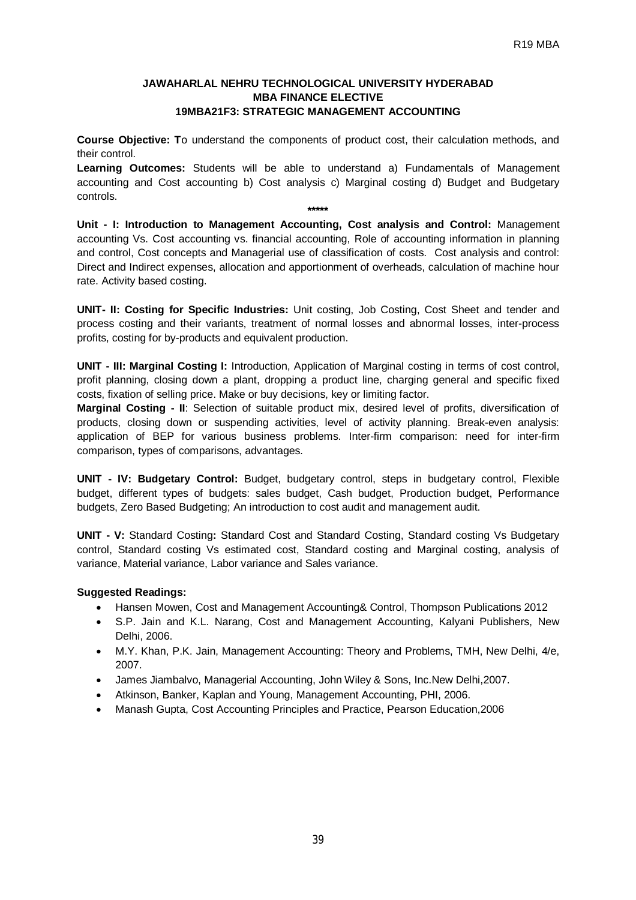### JAWAHARLAL NEHRU TECHNOLOGICAL UNIVERSITY HYDERABAD
### MBA FINANCE ELECTIVE
### 19MBA21F3: STRATEGIC MANAGEMENT ACCOUNTING

**Course Objective: T**o understand the components of product cost, their calculation methods, and their control.

**Learning Outcomes:** Students will be able to understand a) Fundamentals of Management accounting and Cost accounting b) Cost analysis c) Marginal costing d) Budget and Budgetary controls.

*****

**Unit - I: Introduction to Management Accounting, Cost analysis and Control:** Management accounting Vs. Cost accounting vs. financial accounting, Role of accounting information in planning and control, Cost concepts and Managerial use of classification of costs. Cost analysis and control: Direct and Indirect expenses, allocation and apportionment of overheads, calculation of machine hour rate. Activity based costing.

**UNIT- II: Costing for Specific Industries:** Unit costing, Job Costing, Cost Sheet and tender and process costing and their variants, treatment of normal losses and abnormal losses, inter-process profits, costing for by-products and equivalent production.

**UNIT - III: Marginal Costing I:** Introduction, Application of Marginal costing in terms of cost control, profit planning, closing down a plant, dropping a product line, charging general and specific fixed costs, fixation of selling price. Make or buy decisions, key or limiting factor.

**Marginal Costing - II**: Selection of suitable product mix, desired level of profits, diversification of products, closing down or suspending activities, level of activity planning. Break-even analysis: application of BEP for various business problems. Inter-firm comparison: need for inter-firm comparison, types of comparisons, advantages.

**UNIT - IV: Budgetary Control:** Budget, budgetary control, steps in budgetary control, Flexible budget, different types of budgets: sales budget, Cash budget, Production budget, Performance budgets, Zero Based Budgeting; An introduction to cost audit and management audit.

**UNIT - V:** Standard Costing**:** Standard Cost and Standard Costing, Standard costing Vs Budgetary control, Standard costing Vs estimated cost, Standard costing and Marginal costing, analysis of variance, Material variance, Labor variance and Sales variance.

**Suggested Readings:**

- Hansen Mowen, Cost and Management Accounting& Control, Thompson Publications 2012
- S.P. Jain and K.L. Narang, Cost and Management Accounting, Kalyani Publishers, New Delhi, 2006.
- M.Y. Khan, P.K. Jain, Management Accounting: Theory and Problems, TMH, New Delhi, 4/e, 2007.
- James Jiambalvo, Managerial Accounting, John Wiley & Sons, Inc.New Delhi,2007.
- Atkinson, Banker, Kaplan and Young, Management Accounting, PHI, 2006.
- Manash Gupta, Cost Accounting Principles and Practice, Pearson Education,2006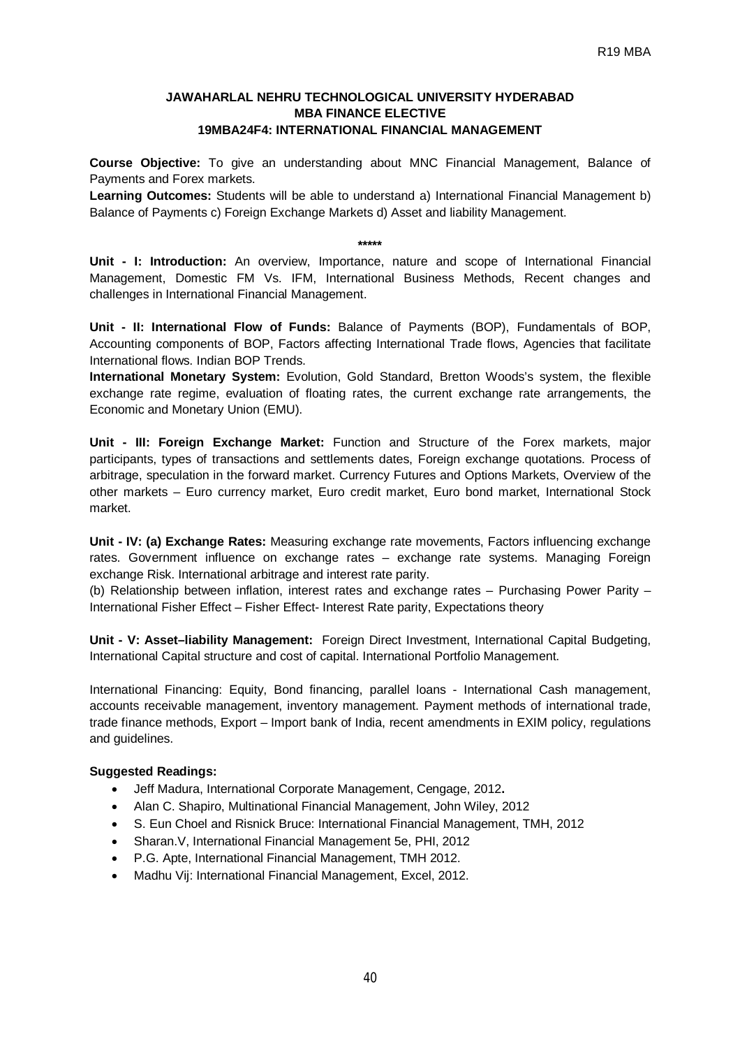**JAWAHARLAL NEHRU TECHNOLOGICAL UNIVERSITY HYDERABAD**
**MBA FINANCE ELECTIVE**
**19MBA24F4: INTERNATIONAL FINANCIAL MANAGEMENT**

**Course Objective:** To give an understanding about MNC Financial Management, Balance of Payments and Forex markets.

**Learning Outcomes:** Students will be able to understand a) International Financial Management b) Balance of Payments c) Foreign Exchange Markets d) Asset and liability Management.

*****

**Unit - I: Introduction:** An overview, Importance, nature and scope of International Financial Management, Domestic FM Vs. IFM, International Business Methods, Recent changes and challenges in International Financial Management.

**Unit - II: International Flow of Funds:** Balance of Payments (BOP), Fundamentals of BOP, Accounting components of BOP, Factors affecting International Trade flows, Agencies that facilitate International flows. Indian BOP Trends.

**International Monetary System:** Evolution, Gold Standard, Bretton Woods's system, the flexible exchange rate regime, evaluation of floating rates, the current exchange rate arrangements, the Economic and Monetary Union (EMU).

**Unit - III: Foreign Exchange Market:** Function and Structure of the Forex markets, major participants, types of transactions and settlements dates, Foreign exchange quotations. Process of arbitrage, speculation in the forward market. Currency Futures and Options Markets, Overview of the other markets – Euro currency market, Euro credit market, Euro bond market, International Stock market.

**Unit - IV: (a) Exchange Rates:** Measuring exchange rate movements, Factors influencing exchange rates. Government influence on exchange rates – exchange rate systems. Managing Foreign exchange Risk. International arbitrage and interest rate parity.

(b) Relationship between inflation, interest rates and exchange rates – Purchasing Power Parity – International Fisher Effect – Fisher Effect- Interest Rate parity, Expectations theory

**Unit - V: Asset–liability Management:** Foreign Direct Investment, International Capital Budgeting, International Capital structure and cost of capital. International Portfolio Management.

International Financing: Equity, Bond financing, parallel loans - International Cash management, accounts receivable management, inventory management. Payment methods of international trade, trade finance methods, Export – Import bank of India, recent amendments in EXIM policy, regulations and guidelines.

**Suggested Readings:**

- Jeff Madura, International Corporate Management, Cengage, 2012**.**
- Alan C. Shapiro, Multinational Financial Management, John Wiley, 2012
- S. Eun Choel and Risnick Bruce: International Financial Management, TMH, 2012
- Sharan.V, International Financial Management 5e, PHI, 2012
- P.G. Apte, International Financial Management, TMH 2012.
- Madhu Vij: International Financial Management, Excel, 2012.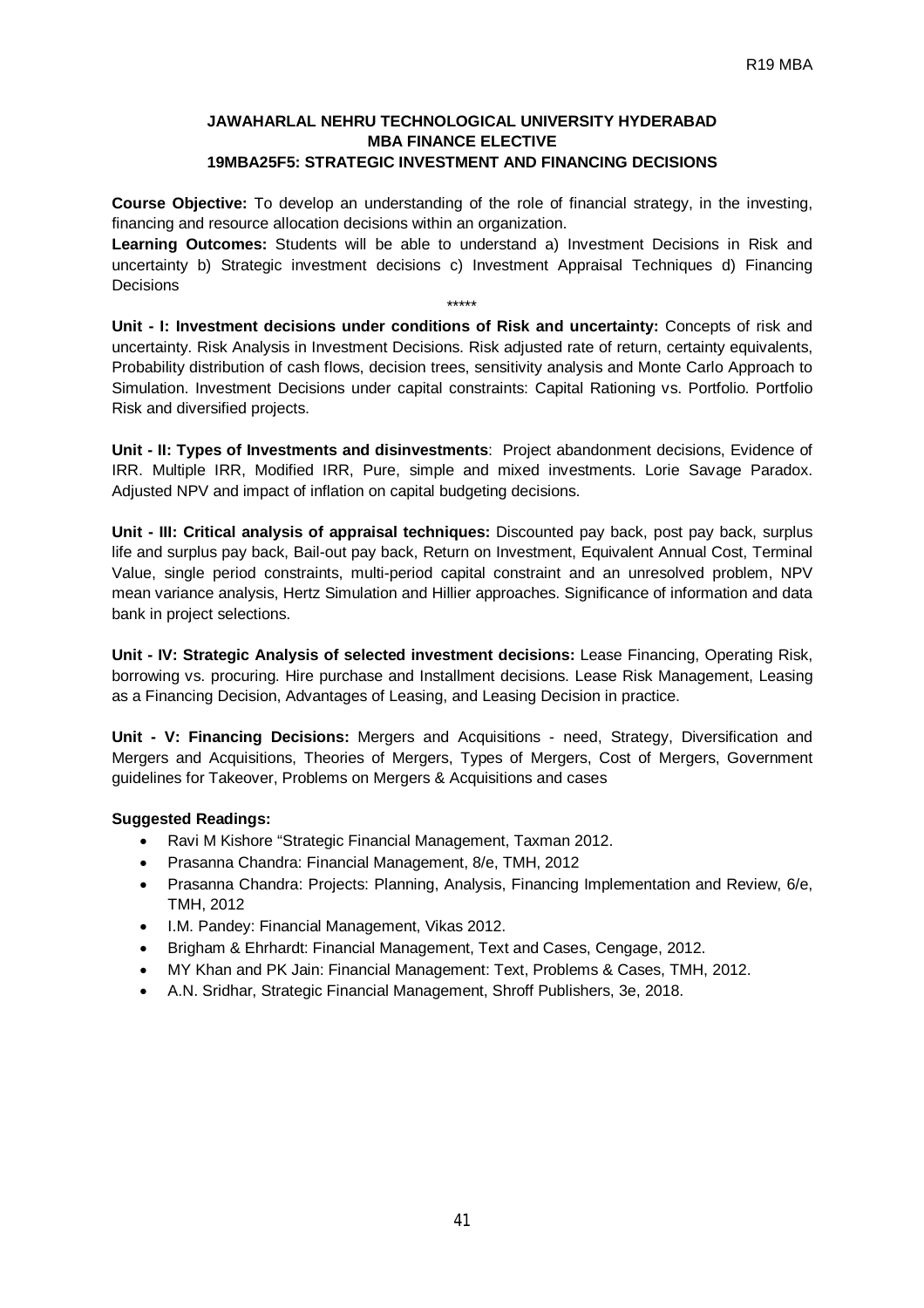**JAWAHARLAL NEHRU TECHNOLOGICAL UNIVERSITY HYDERABAD**
**MBA FINANCE ELECTIVE**
**19MBA25F5: STRATEGIC INVESTMENT AND FINANCING DECISIONS**

**Course Objective:** To develop an understanding of the role of financial strategy, in the investing, financing and resource allocation decisions within an organization.

**Learning Outcomes:** Students will be able to understand a) Investment Decisions in Risk and uncertainty b) Strategic investment decisions c) Investment Appraisal Techniques d) Financing Decisions

*****

**Unit - I: Investment decisions under conditions of Risk and uncertainty:** Concepts of risk and uncertainty. Risk Analysis in Investment Decisions. Risk adjusted rate of return, certainty equivalents, Probability distribution of cash flows, decision trees, sensitivity analysis and Monte Carlo Approach to Simulation. Investment Decisions under capital constraints: Capital Rationing vs. Portfolio. Portfolio Risk and diversified projects.

**Unit - II: Types of Investments and disinvestments**: Project abandonment decisions, Evidence of IRR. Multiple IRR, Modified IRR, Pure, simple and mixed investments. Lorie Savage Paradox. Adjusted NPV and impact of inflation on capital budgeting decisions.

**Unit - III: Critical analysis of appraisal techniques:** Discounted pay back, post pay back, surplus life and surplus pay back, Bail-out pay back, Return on Investment, Equivalent Annual Cost, Terminal Value, single period constraints, multi-period capital constraint and an unresolved problem, NPV mean variance analysis, Hertz Simulation and Hillier approaches. Significance of information and data bank in project selections.

**Unit - IV: Strategic Analysis of selected investment decisions:** Lease Financing, Operating Risk, borrowing vs. procuring. Hire purchase and Installment decisions. Lease Risk Management, Leasing as a Financing Decision, Advantages of Leasing, and Leasing Decision in practice.

**Unit - V: Financing Decisions:** Mergers and Acquisitions - need, Strategy, Diversification and Mergers and Acquisitions, Theories of Mergers, Types of Mergers, Cost of Mergers, Government guidelines for Takeover, Problems on Mergers & Acquisitions and cases

**Suggested Readings:**

- Ravi M Kishore "Strategic Financial Management, Taxman 2012.
- Prasanna Chandra: Financial Management, 8/e, TMH, 2012
- Prasanna Chandra: Projects: Planning, Analysis, Financing Implementation and Review, 6/e, TMH, 2012
- I.M. Pandey: Financial Management, Vikas 2012.
- Brigham & Ehrhardt: Financial Management, Text and Cases, Cengage, 2012.
- MY Khan and PK Jain: Financial Management: Text, Problems & Cases, TMH, 2012.
- A.N. Sridhar, Strategic Financial Management, Shroff Publishers, 3e, 2018.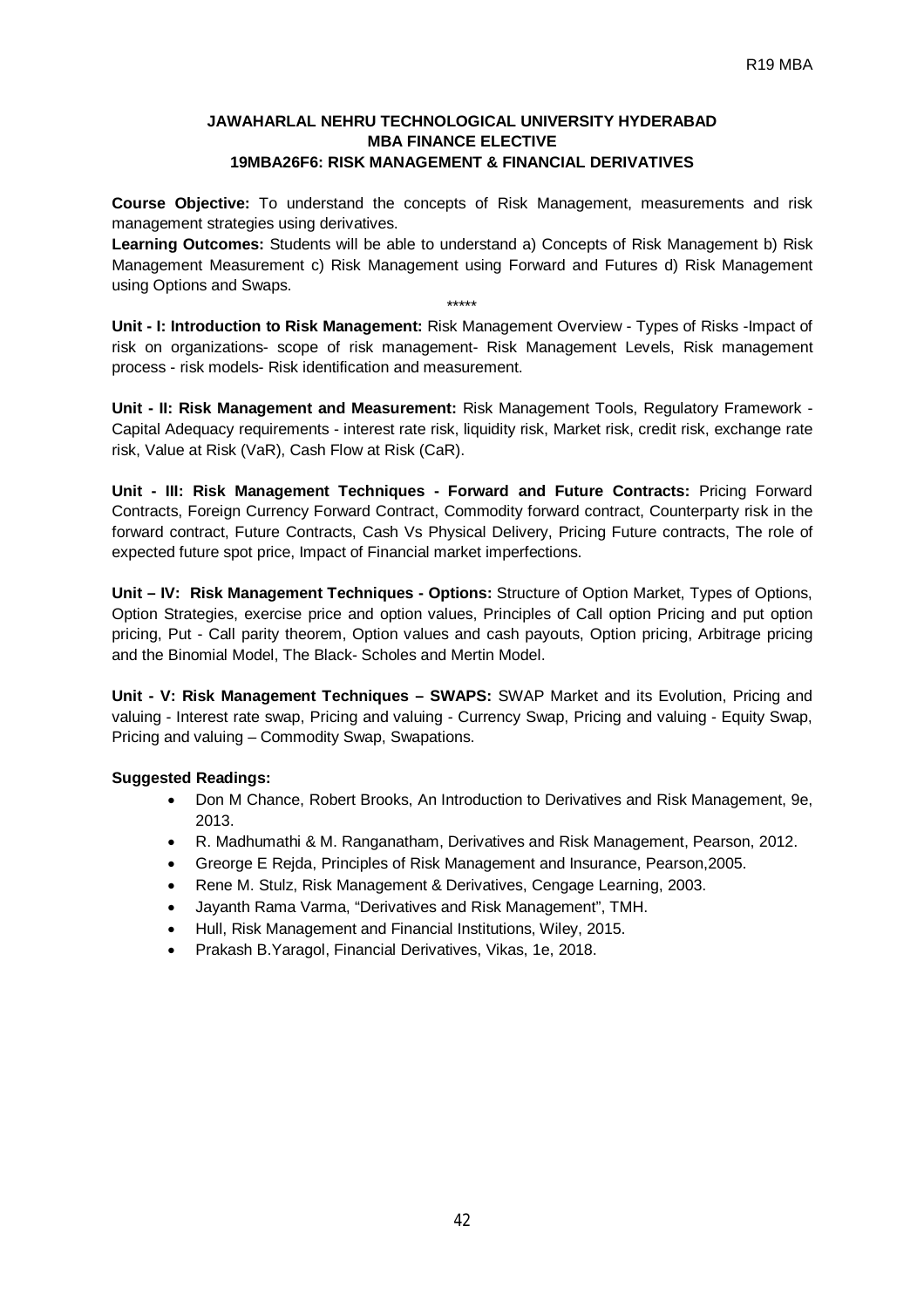**JAWAHARLAL NEHRU TECHNOLOGICAL UNIVERSITY HYDERABAD**
**MBA FINANCE ELECTIVE**
**19MBA26F6: RISK MANAGEMENT & FINANCIAL DERIVATIVES**

**Course Objective:** To understand the concepts of Risk Management, measurements and risk management strategies using derivatives.
**Learning Outcomes:** Students will be able to understand a) Concepts of Risk Management b) Risk Management Measurement c) Risk Management using Forward and Futures d) Risk Management using Options and Swaps.

*****

**Unit - I: Introduction to Risk Management:** Risk Management Overview - Types of Risks -Impact of risk on organizations- scope of risk management- Risk Management Levels, Risk management process - risk models- Risk identification and measurement.

**Unit - II: Risk Management and Measurement:** Risk Management Tools, Regulatory Framework - Capital Adequacy requirements - interest rate risk, liquidity risk, Market risk, credit risk, exchange rate risk, Value at Risk (VaR), Cash Flow at Risk (CaR).

**Unit - III: Risk Management Techniques - Forward and Future Contracts:** Pricing Forward Contracts, Foreign Currency Forward Contract, Commodity forward contract, Counterparty risk in the forward contract, Future Contracts, Cash Vs Physical Delivery, Pricing Future contracts, The role of expected future spot price, Impact of Financial market imperfections.

**Unit – IV: Risk Management Techniques - Options:** Structure of Option Market, Types of Options, Option Strategies, exercise price and option values, Principles of Call option Pricing and put option pricing, Put - Call parity theorem, Option values and cash payouts, Option pricing, Arbitrage pricing and the Binomial Model, The Black- Scholes and Mertin Model.

**Unit - V: Risk Management Techniques – SWAPS:** SWAP Market and its Evolution, Pricing and valuing - Interest rate swap, Pricing and valuing - Currency Swap, Pricing and valuing - Equity Swap, Pricing and valuing – Commodity Swap, Swapations.

**Suggested Readings:**

- Don M Chance, Robert Brooks, An Introduction to Derivatives and Risk Management, 9e, 2013.
- R. Madhumathi & M. Ranganatham, Derivatives and Risk Management, Pearson, 2012.
- Greorge E Rejda, Principles of Risk Management and Insurance, Pearson,2005.
- Rene M. Stulz, Risk Management & Derivatives, Cengage Learning, 2003.
- Jayanth Rama Varma, "Derivatives and Risk Management", TMH.
- Hull, Risk Management and Financial Institutions, Wiley, 2015.
- Prakash B.Yaragol, Financial Derivatives, Vikas, 1e, 2018.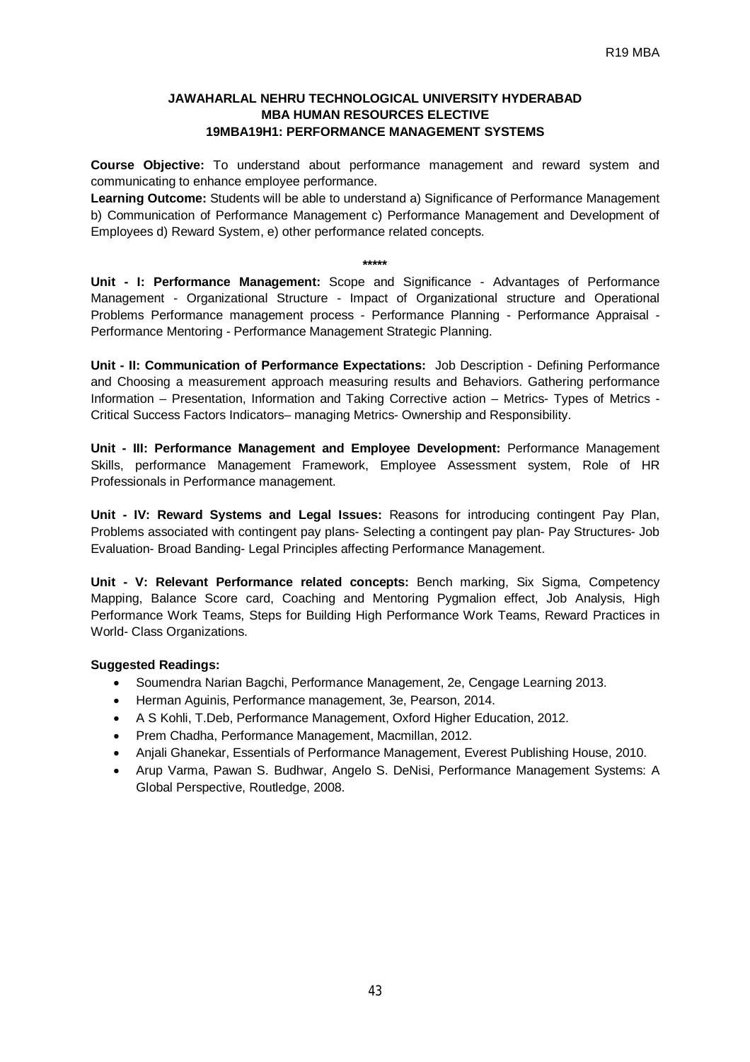### JAWAHARLAL NEHRU TECHNOLOGICAL UNIVERSITY HYDERABAD
### MBA HUMAN RESOURCES ELECTIVE
### 19MBA19H1: PERFORMANCE MANAGEMENT SYSTEMS

**Course Objective:** To understand about performance management and reward system and communicating to enhance employee performance.

**Learning Outcome:** Students will be able to understand a) Significance of Performance Management b) Communication of Performance Management c) Performance Management and Development of Employees d) Reward System, e) other performance related concepts.

\*\*\*\*\*

**Unit - I: Performance Management:** Scope and Significance - Advantages of Performance Management - Organizational Structure - Impact of Organizational structure and Operational Problems Performance management process - Performance Planning - Performance Appraisal - Performance Mentoring - Performance Management Strategic Planning.

**Unit - II: Communication of Performance Expectations:** Job Description - Defining Performance and Choosing a measurement approach measuring results and Behaviors. Gathering performance Information – Presentation, Information and Taking Corrective action – Metrics- Types of Metrics - Critical Success Factors Indicators– managing Metrics- Ownership and Responsibility.

**Unit - III: Performance Management and Employee Development:** Performance Management Skills, performance Management Framework, Employee Assessment system, Role of HR Professionals in Performance management.

**Unit - IV: Reward Systems and Legal Issues:** Reasons for introducing contingent Pay Plan, Problems associated with contingent pay plans- Selecting a contingent pay plan- Pay Structures- Job Evaluation- Broad Banding- Legal Principles affecting Performance Management.

**Unit - V: Relevant Performance related concepts:** Bench marking, Six Sigma, Competency Mapping, Balance Score card, Coaching and Mentoring Pygmalion effect, Job Analysis, High Performance Work Teams, Steps for Building High Performance Work Teams, Reward Practices in World- Class Organizations.

**Suggested Readings:**

- Soumendra Narian Bagchi, Performance Management, 2e, Cengage Learning 2013.
- Herman Aguinis, Performance management, 3e, Pearson, 2014.
- A S Kohli, T.Deb, Performance Management, Oxford Higher Education, 2012.
- Prem Chadha, Performance Management, Macmillan, 2012.
- Anjali Ghanekar, Essentials of Performance Management, Everest Publishing House, 2010.
- Arup Varma, Pawan S. Budhwar, Angelo S. DeNisi, Performance Management Systems: A Global Perspective, Routledge, 2008.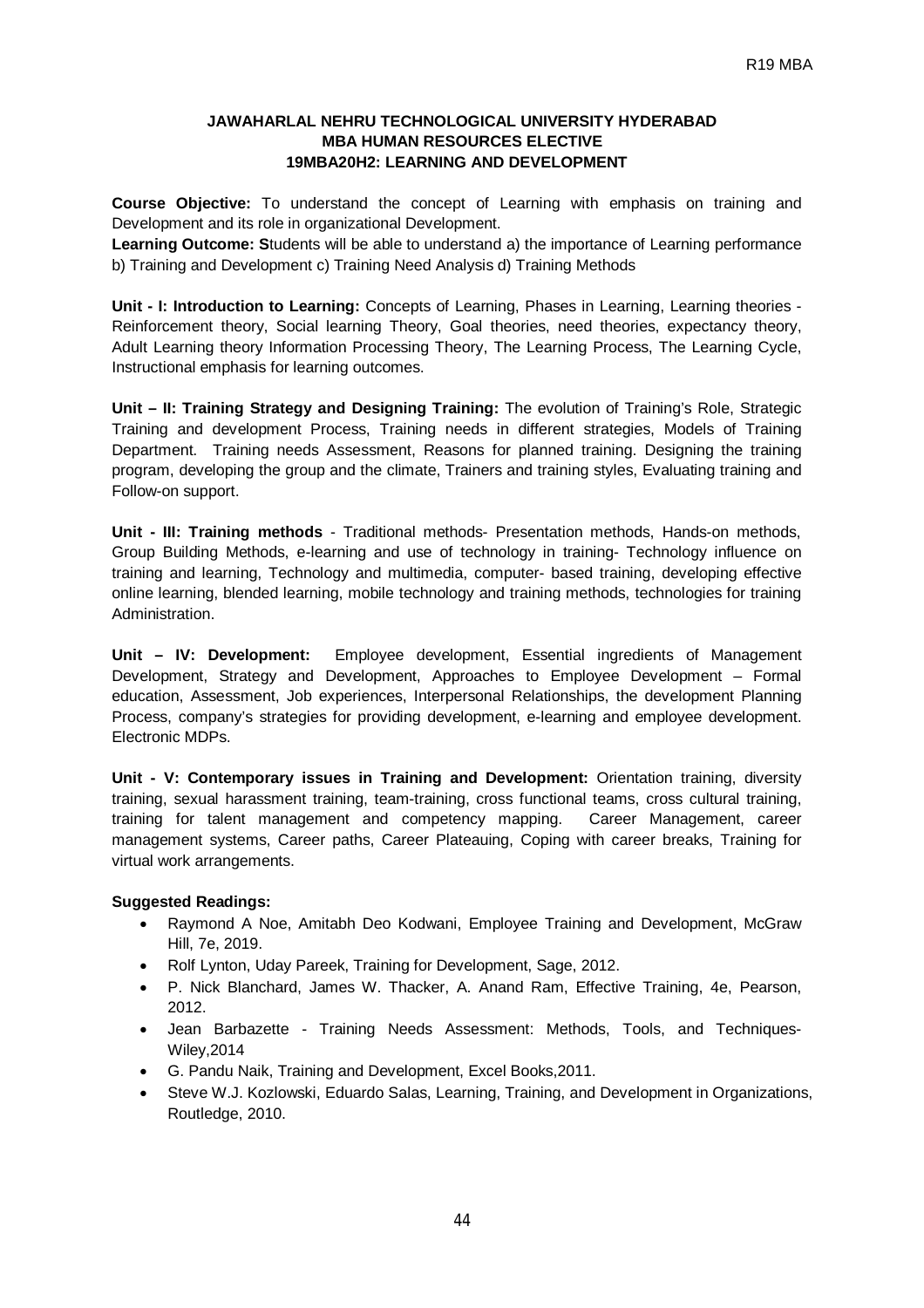### JAWAHARLAL NEHRU TECHNOLOGICAL UNIVERSITY HYDERABAD
### MBA HUMAN RESOURCES ELECTIVE
### 19MBA20H2: LEARNING AND DEVELOPMENT

**Course Objective:** To understand the concept of Learning with emphasis on training and Development and its role in organizational Development.

**Learning Outcome: S**tudents will be able to understand a) the importance of Learning performance b) Training and Development c) Training Need Analysis d) Training Methods

**Unit - I: Introduction to Learning:** Concepts of Learning, Phases in Learning, Learning theories - Reinforcement theory, Social learning Theory, Goal theories, need theories, expectancy theory, Adult Learning theory Information Processing Theory, The Learning Process, The Learning Cycle, Instructional emphasis for learning outcomes.

**Unit – II: Training Strategy and Designing Training:** The evolution of Training's Role, Strategic Training and development Process, Training needs in different strategies, Models of Training Department. Training needs Assessment, Reasons for planned training. Designing the training program, developing the group and the climate, Trainers and training styles, Evaluating training and Follow-on support.

**Unit - III: Training methods** - Traditional methods- Presentation methods, Hands-on methods, Group Building Methods, e-learning and use of technology in training- Technology influence on training and learning, Technology and multimedia, computer- based training, developing effective online learning, blended learning, mobile technology and training methods, technologies for training Administration.

**Unit – IV: Development:** Employee development, Essential ingredients of Management Development, Strategy and Development, Approaches to Employee Development – Formal education, Assessment, Job experiences, Interpersonal Relationships, the development Planning Process, company's strategies for providing development, e-learning and employee development. Electronic MDPs.

**Unit - V: Contemporary issues in Training and Development:** Orientation training, diversity training, sexual harassment training, team-training, cross functional teams, cross cultural training, training for talent management and competency mapping. Career Management, career management systems, Career paths, Career Plateauing, Coping with career breaks, Training for virtual work arrangements.

**Suggested Readings:**

- Raymond A Noe, Amitabh Deo Kodwani, Employee Training and Development, McGraw Hill, 7e, 2019.
- Rolf Lynton, Uday Pareek, Training for Development, Sage, 2012.
- P. Nick Blanchard, James W. Thacker, A. Anand Ram, Effective Training, 4e, Pearson, 2012.
- Jean Barbazette - Training Needs Assessment: Methods, Tools, and Techniques- Wiley,2014
- G. Pandu Naik, Training and Development, Excel Books,2011.
- Steve W.J. Kozlowski, Eduardo Salas, Learning, Training, and Development in Organizations, Routledge, 2010.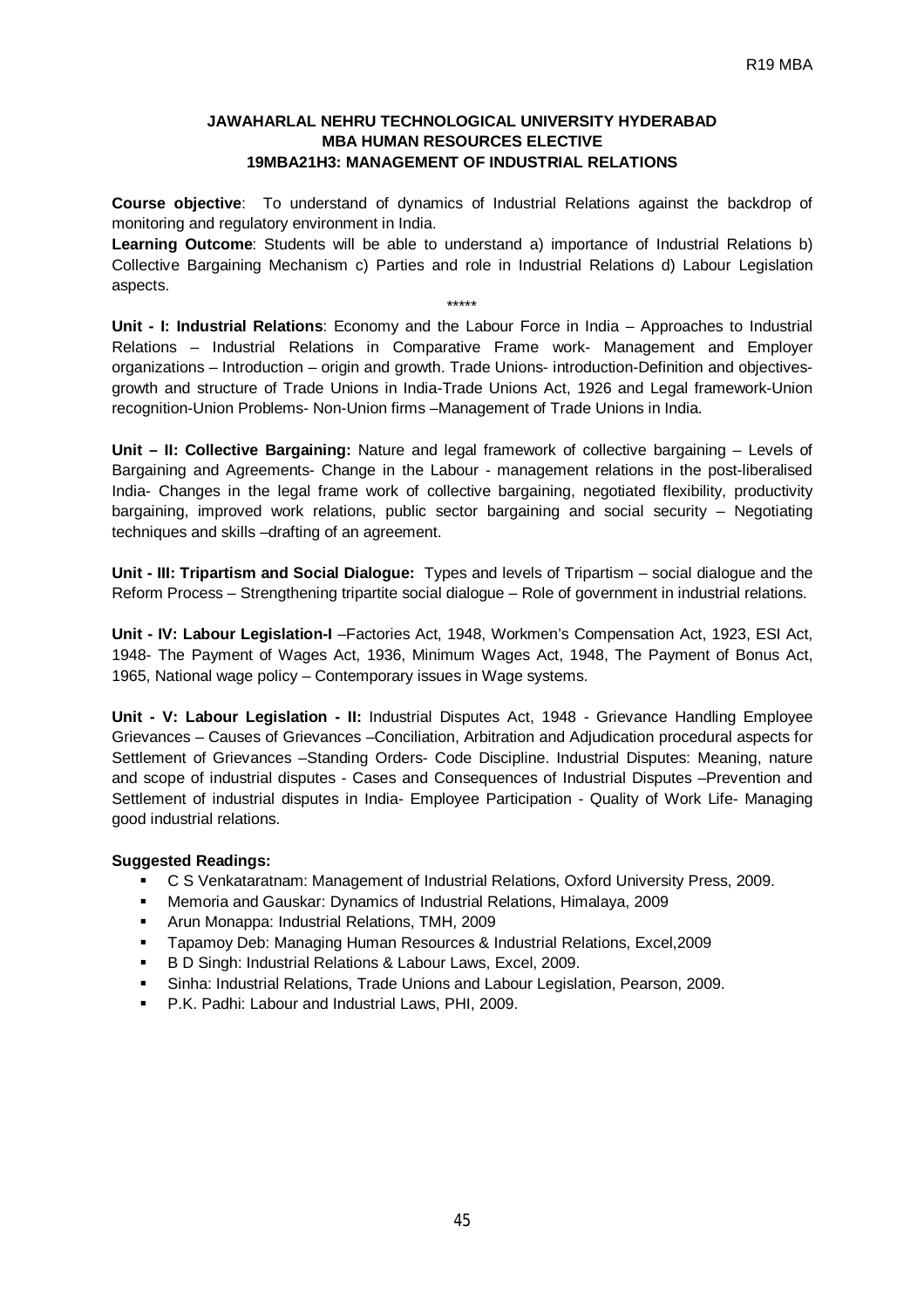**JAWAHARLAL NEHRU TECHNOLOGICAL UNIVERSITY HYDERABAD**
**MBA HUMAN RESOURCES ELECTIVE**
**19MBA21H3: MANAGEMENT OF INDUSTRIAL RELATIONS**

**Course objective**: To understand of dynamics of Industrial Relations against the backdrop of monitoring and regulatory environment in India.

**Learning Outcome**: Students will be able to understand a) importance of Industrial Relations b) Collective Bargaining Mechanism c) Parties and role in Industrial Relations d) Labour Legislation aspects.

*****

**Unit - I: Industrial Relations**: Economy and the Labour Force in India – Approaches to Industrial Relations – Industrial Relations in Comparative Frame work- Management and Employer organizations – Introduction – origin and growth. Trade Unions- introduction-Definition and objectives-growth and structure of Trade Unions in India-Trade Unions Act, 1926 and Legal framework-Union recognition-Union Problems- Non-Union firms –Management of Trade Unions in India.

**Unit – II: Collective Bargaining:** Nature and legal framework of collective bargaining – Levels of Bargaining and Agreements- Change in the Labour - management relations in the post-liberalised India- Changes in the legal frame work of collective bargaining, negotiated flexibility, productivity bargaining, improved work relations, public sector bargaining and social security – Negotiating techniques and skills –drafting of an agreement.

**Unit - III: Tripartism and Social Dialogue:** Types and levels of Tripartism – social dialogue and the Reform Process – Strengthening tripartite social dialogue – Role of government in industrial relations.

**Unit - IV: Labour Legislation-I** –Factories Act, 1948, Workmen's Compensation Act, 1923, ESI Act, 1948- The Payment of Wages Act, 1936, Minimum Wages Act, 1948, The Payment of Bonus Act, 1965, National wage policy – Contemporary issues in Wage systems.

**Unit - V: Labour Legislation - II:** Industrial Disputes Act, 1948 - Grievance Handling Employee Grievances – Causes of Grievances –Conciliation, Arbitration and Adjudication procedural aspects for Settlement of Grievances –Standing Orders- Code Discipline. Industrial Disputes: Meaning, nature and scope of industrial disputes - Cases and Consequences of Industrial Disputes –Prevention and Settlement of industrial disputes in India- Employee Participation - Quality of Work Life- Managing good industrial relations.

**Suggested Readings:**

- C S Venkataratnam: Management of Industrial Relations, Oxford University Press, 2009.
- Memoria and Gauskar: Dynamics of Industrial Relations, Himalaya, 2009
- Arun Monappa: Industrial Relations, TMH, 2009
- Tapamoy Deb: Managing Human Resources & Industrial Relations, Excel,2009
- B D Singh: Industrial Relations & Labour Laws, Excel, 2009.
- Sinha: Industrial Relations, Trade Unions and Labour Legislation, Pearson, 2009.
- P.K. Padhi: Labour and Industrial Laws, PHI, 2009.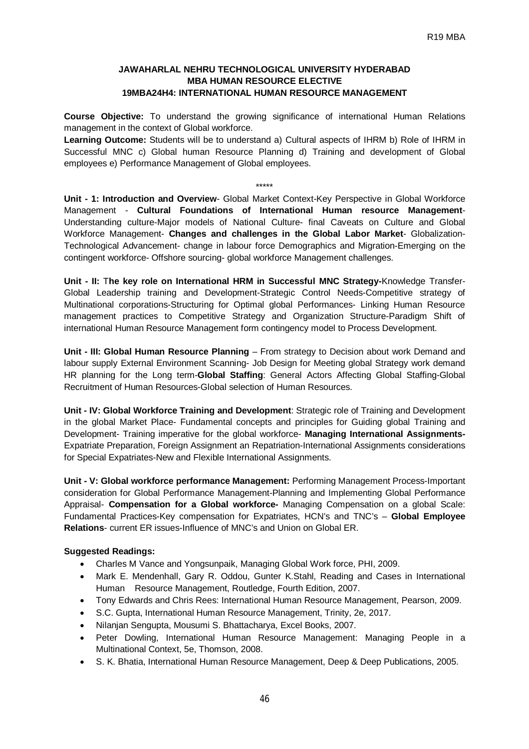**JAWAHARLAL NEHRU TECHNOLOGICAL UNIVERSITY HYDERABAD**
**MBA HUMAN RESOURCE ELECTIVE**
**19MBA24H4: INTERNATIONAL HUMAN RESOURCE MANAGEMENT**

**Course Objective:** To understand the growing significance of international Human Relations management in the context of Global workforce.

**Learning Outcome:** Students will be to understand a) Cultural aspects of IHRM b) Role of IHRM in Successful MNC c) Global human Resource Planning d) Training and development of Global employees e) Performance Management of Global employees.

\*\*\*\*\*

**Unit - 1: Introduction and Overview**- Global Market Context-Key Perspective in Global Workforce Management - **Cultural Foundations of International Human resource Management**- Understanding culture-Major models of National Culture- final Caveats on Culture and Global Workforce Management- **Changes and challenges in the Global Labor Market**- Globalization-Technological Advancement- change in labour force Demographics and Migration-Emerging on the contingent workforce- Offshore sourcing- global workforce Management challenges.

**Unit - II: The key role on International HRM in Successful MNC Strategy-**Knowledge Transfer-Global Leadership training and Development-Strategic Control Needs-Competitive strategy of Multinational corporations-Structuring for Optimal global Performances- Linking Human Resource management practices to Competitive Strategy and Organization Structure-Paradigm Shift of international Human Resource Management form contingency model to Process Development.

**Unit - III: Global Human Resource Planning** – From strategy to Decision about work Demand and labour supply External Environment Scanning- Job Design for Meeting global Strategy work demand HR planning for the Long term-**Global Staffing**: General Actors Affecting Global Staffing-Global Recruitment of Human Resources-Global selection of Human Resources.

**Unit - IV: Global Workforce Training and Development**: Strategic role of Training and Development in the global Market Place- Fundamental concepts and principles for Guiding global Training and Development- Training imperative for the global workforce- **Managing International Assignments-** Expatriate Preparation, Foreign Assignment an Repatriation-International Assignments considerations for Special Expatriates-New and Flexible International Assignments.

**Unit - V: Global workforce performance Management:** Performing Management Process-Important consideration for Global Performance Management-Planning and Implementing Global Performance Appraisal- **Compensation for a Global workforce-** Managing Compensation on a global Scale: Fundamental Practices-Key compensation for Expatriates, HCN's and TNC's – **Global Employee Relations**- current ER issues-Influence of MNC's and Union on Global ER.

**Suggested Readings:**

- Charles M Vance and Yongsunpaik, Managing Global Work force, PHI, 2009.
- Mark E. Mendenhall, Gary R. Oddou, Gunter K.Stahl, Reading and Cases in International Human Resource Management, Routledge, Fourth Edition, 2007.
- Tony Edwards and Chris Rees: International Human Resource Management, Pearson, 2009.
- S.C. Gupta, International Human Resource Management, Trinity, 2e, 2017.
- Nilanjan Sengupta, Mousumi S. Bhattacharya, Excel Books, 2007.
- Peter Dowling, International Human Resource Management: Managing People in a Multinational Context, 5e, Thomson, 2008.
- S. K. Bhatia, International Human Resource Management, Deep & Deep Publications, 2005.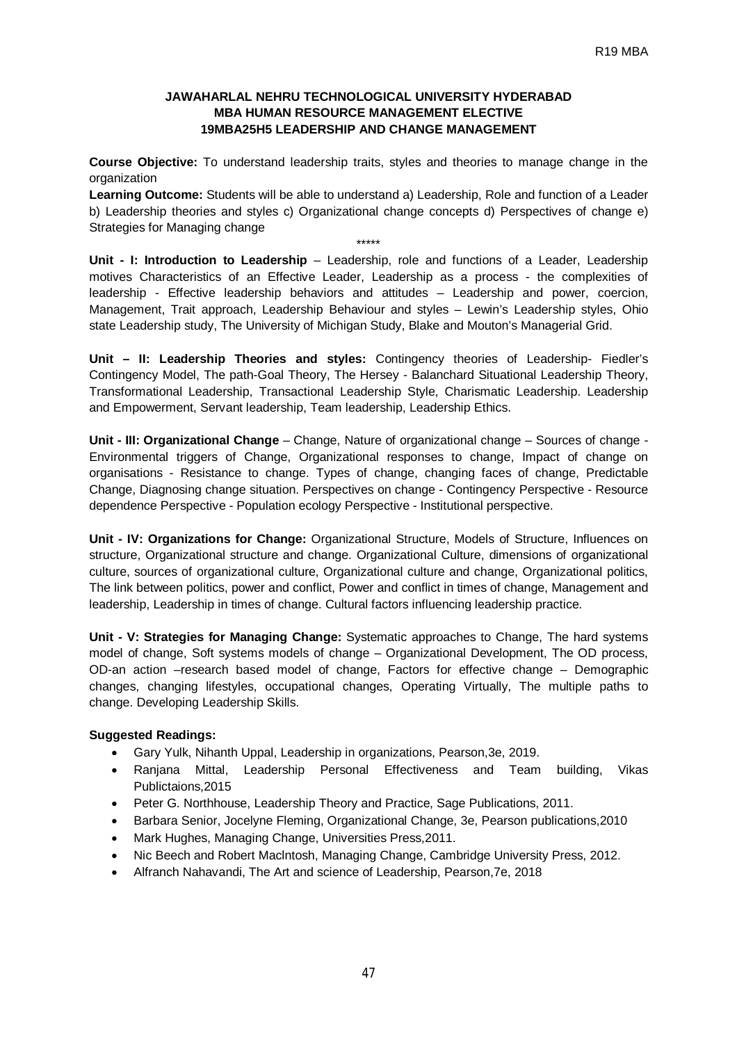**JAWAHARLAL NEHRU TECHNOLOGICAL UNIVERSITY HYDERABAD**
**MBA HUMAN RESOURCE MANAGEMENT ELECTIVE**
**19MBA25H5 LEADERSHIP AND CHANGE MANAGEMENT**

**Course Objective:** To understand leadership traits, styles and theories to manage change in the organization

**Learning Outcome:** Students will be able to understand a) Leadership, Role and function of a Leader b) Leadership theories and styles c) Organizational change concepts d) Perspectives of change e) Strategies for Managing change

*****

**Unit - I: Introduction to Leadership** – Leadership, role and functions of a Leader, Leadership motives Characteristics of an Effective Leader, Leadership as a process - the complexities of leadership - Effective leadership behaviors and attitudes – Leadership and power, coercion, Management, Trait approach, Leadership Behaviour and styles – Lewin's Leadership styles, Ohio state Leadership study, The University of Michigan Study, Blake and Mouton's Managerial Grid.

**Unit – II: Leadership Theories and styles:** Contingency theories of Leadership- Fiedler's Contingency Model, The path-Goal Theory, The Hersey - Balanchard Situational Leadership Theory, Transformational Leadership, Transactional Leadership Style, Charismatic Leadership. Leadership and Empowerment, Servant leadership, Team leadership, Leadership Ethics.

**Unit - III: Organizational Change** – Change, Nature of organizational change – Sources of change - Environmental triggers of Change, Organizational responses to change, Impact of change on organisations - Resistance to change. Types of change, changing faces of change, Predictable Change, Diagnosing change situation. Perspectives on change - Contingency Perspective - Resource dependence Perspective - Population ecology Perspective - Institutional perspective.

**Unit - IV: Organizations for Change:** Organizational Structure, Models of Structure, Influences on structure, Organizational structure and change. Organizational Culture, dimensions of organizational culture, sources of organizational culture, Organizational culture and change, Organizational politics, The link between politics, power and conflict, Power and conflict in times of change, Management and leadership, Leadership in times of change. Cultural factors influencing leadership practice.

**Unit - V: Strategies for Managing Change:** Systematic approaches to Change, The hard systems model of change, Soft systems models of change – Organizational Development, The OD process, OD-an action –research based model of change, Factors for effective change – Demographic changes, changing lifestyles, occupational changes, Operating Virtually, The multiple paths to change. Developing Leadership Skills.

**Suggested Readings:**

- Gary Yulk, Nihanth Uppal, Leadership in organizations, Pearson,3e, 2019.
- Ranjana Mittal, Leadership Personal Effectiveness and Team building, Vikas Publictaions,2015
- Peter G. Northhouse, Leadership Theory and Practice, Sage Publications, 2011.
- Barbara Senior, Jocelyne Fleming, Organizational Change, 3e, Pearson publications,2010
- Mark Hughes, Managing Change, Universities Press,2011.
- Nic Beech and Robert Maclntosh, Managing Change, Cambridge University Press, 2012.
- Alfranch Nahavandi, The Art and science of Leadership, Pearson,7e, 2018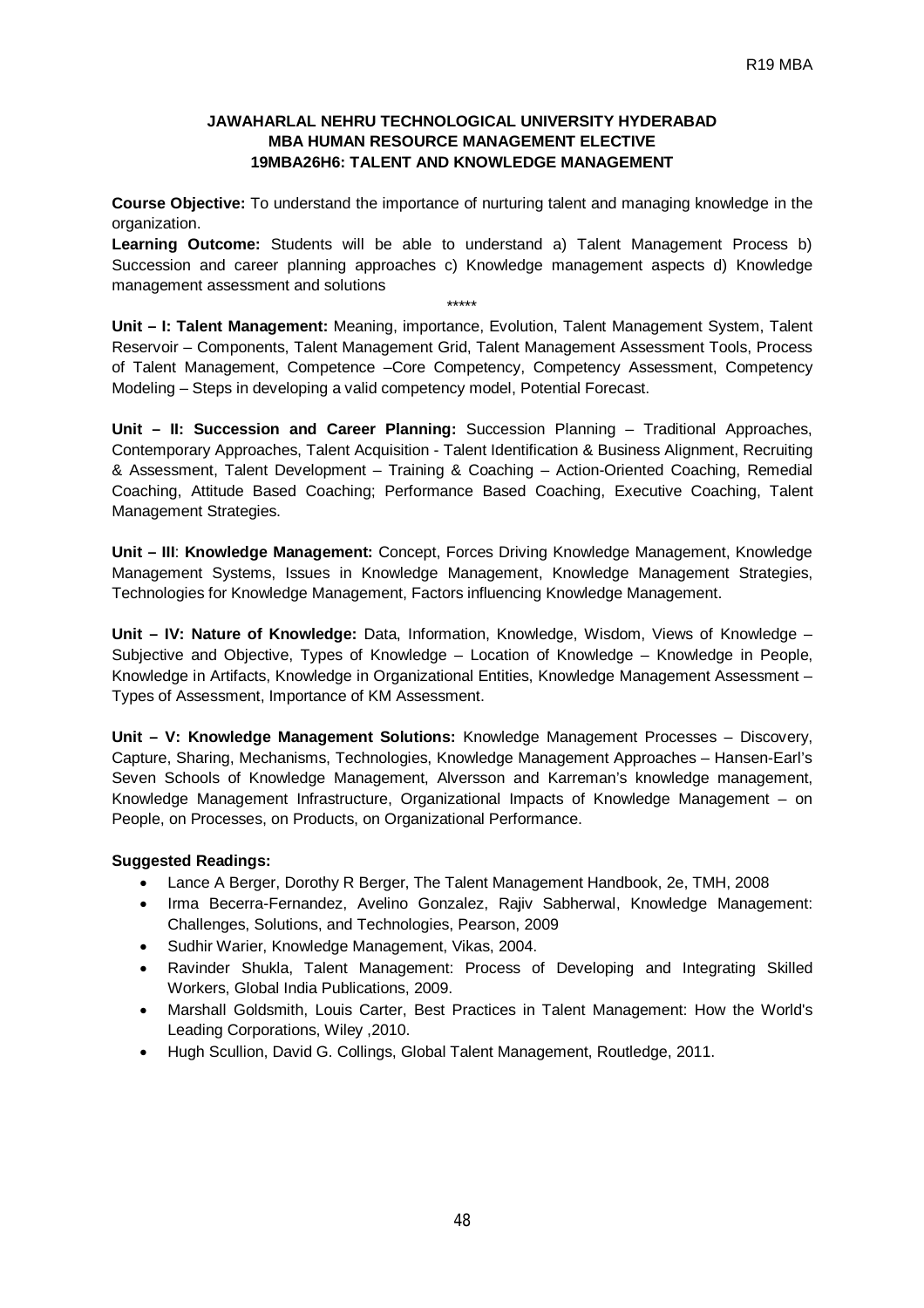**JAWAHARLAL NEHRU TECHNOLOGICAL UNIVERSITY HYDERABAD**
**MBA HUMAN RESOURCE MANAGEMENT ELECTIVE**
**19MBA26H6: TALENT AND KNOWLEDGE MANAGEMENT**

**Course Objective:** To understand the importance of nurturing talent and managing knowledge in the organization.

**Learning Outcome:** Students will be able to understand a) Talent Management Process b) Succession and career planning approaches c) Knowledge management aspects d) Knowledge management assessment and solutions

\*\*\*\*\*

**Unit – I: Talent Management:** Meaning, importance, Evolution, Talent Management System, Talent Reservoir – Components, Talent Management Grid, Talent Management Assessment Tools, Process of Talent Management, Competence –Core Competency, Competency Assessment, Competency Modeling – Steps in developing a valid competency model, Potential Forecast.

**Unit – II: Succession and Career Planning:** Succession Planning – Traditional Approaches, Contemporary Approaches, Talent Acquisition - Talent Identification & Business Alignment, Recruiting & Assessment, Talent Development – Training & Coaching – Action-Oriented Coaching, Remedial Coaching, Attitude Based Coaching; Performance Based Coaching, Executive Coaching, Talent Management Strategies.

**Unit – III**: **Knowledge Management:** Concept, Forces Driving Knowledge Management, Knowledge Management Systems, Issues in Knowledge Management, Knowledge Management Strategies, Technologies for Knowledge Management, Factors influencing Knowledge Management.

**Unit – IV: Nature of Knowledge:** Data, Information, Knowledge, Wisdom, Views of Knowledge – Subjective and Objective, Types of Knowledge – Location of Knowledge – Knowledge in People, Knowledge in Artifacts, Knowledge in Organizational Entities, Knowledge Management Assessment – Types of Assessment, Importance of KM Assessment.

**Unit – V: Knowledge Management Solutions:** Knowledge Management Processes – Discovery, Capture, Sharing, Mechanisms, Technologies, Knowledge Management Approaches – Hansen-Earl's Seven Schools of Knowledge Management, Alversson and Karreman's knowledge management, Knowledge Management Infrastructure, Organizational Impacts of Knowledge Management – on People, on Processes, on Products, on Organizational Performance.

**Suggested Readings:**

- Lance A Berger, Dorothy R Berger, The Talent Management Handbook, 2e, TMH, 2008
- Irma Becerra-Fernandez, Avelino Gonzalez, Rajiv Sabherwal, Knowledge Management: Challenges, Solutions, and Technologies, Pearson, 2009
- Sudhir Warier, Knowledge Management, Vikas, 2004.
- Ravinder Shukla, Talent Management: Process of Developing and Integrating Skilled Workers, Global India Publications, 2009.
- Marshall Goldsmith, Louis Carter, Best Practices in Talent Management: How the World's Leading Corporations, Wiley ,2010.
- Hugh Scullion, David G. Collings, Global Talent Management, Routledge, 2011.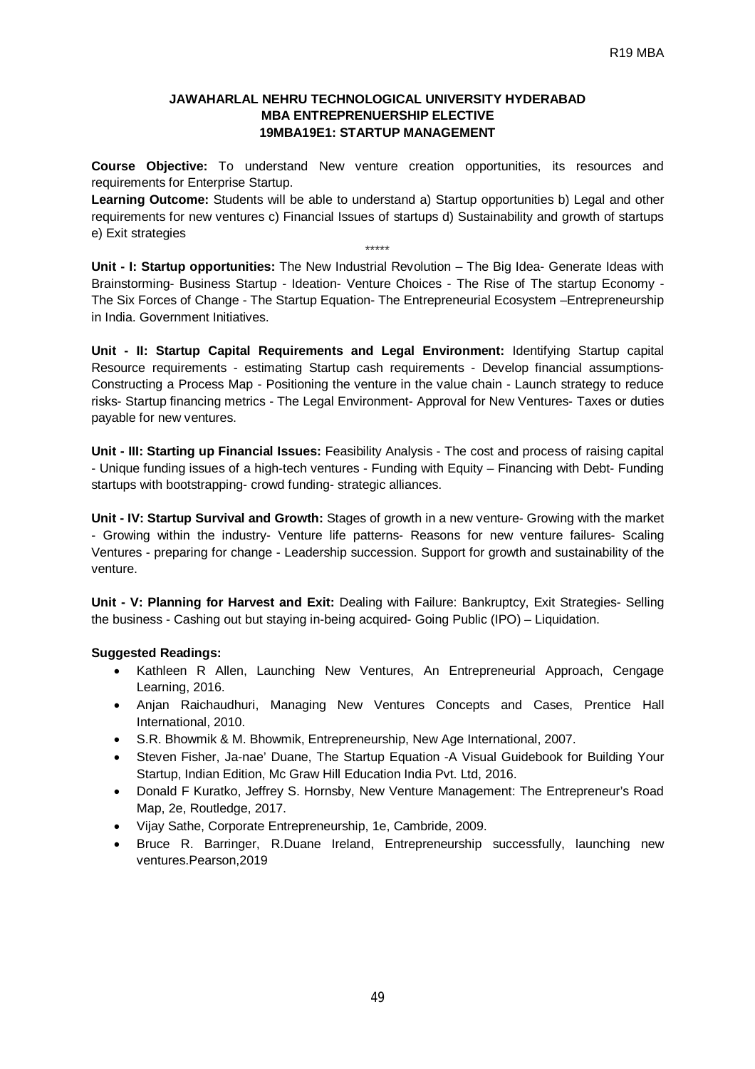**JAWAHARLAL NEHRU TECHNOLOGICAL UNIVERSITY HYDERABAD**
**MBA ENTREPRENUERSHIP ELECTIVE**
**19MBA19E1: STARTUP MANAGEMENT**

**Course Objective:** To understand New venture creation opportunities, its resources and requirements for Enterprise Startup.

**Learning Outcome:** Students will be able to understand a) Startup opportunities b) Legal and other requirements for new ventures c) Financial Issues of startups d) Sustainability and growth of startups e) Exit strategies

*****

**Unit - I: Startup opportunities:** The New Industrial Revolution – The Big Idea- Generate Ideas with Brainstorming- Business Startup - Ideation- Venture Choices - The Rise of The startup Economy - The Six Forces of Change - The Startup Equation- The Entrepreneurial Ecosystem –Entrepreneurship in India. Government Initiatives.

**Unit - II: Startup Capital Requirements and Legal Environment:** Identifying Startup capital Resource requirements - estimating Startup cash requirements - Develop financial assumptions- Constructing a Process Map - Positioning the venture in the value chain - Launch strategy to reduce risks- Startup financing metrics - The Legal Environment- Approval for New Ventures- Taxes or duties payable for new ventures.

**Unit - III: Starting up Financial Issues:** Feasibility Analysis - The cost and process of raising capital - Unique funding issues of a high-tech ventures - Funding with Equity – Financing with Debt- Funding startups with bootstrapping- crowd funding- strategic alliances.

**Unit - IV: Startup Survival and Growth:** Stages of growth in a new venture- Growing with the market - Growing within the industry- Venture life patterns- Reasons for new venture failures- Scaling Ventures - preparing for change - Leadership succession. Support for growth and sustainability of the venture.

**Unit - V: Planning for Harvest and Exit:** Dealing with Failure: Bankruptcy, Exit Strategies- Selling the business - Cashing out but staying in-being acquired- Going Public (IPO) – Liquidation.

**Suggested Readings:**

- Kathleen R Allen, Launching New Ventures, An Entrepreneurial Approach, Cengage Learning, 2016.
- Anjan Raichaudhuri, Managing New Ventures Concepts and Cases, Prentice Hall International, 2010.
- S.R. Bhowmik & M. Bhowmik, Entrepreneurship, New Age International, 2007.
- Steven Fisher, Ja-nae' Duane, The Startup Equation -A Visual Guidebook for Building Your Startup, Indian Edition, Mc Graw Hill Education India Pvt. Ltd, 2016.
- Donald F Kuratko, Jeffrey S. Hornsby, New Venture Management: The Entrepreneur's Road Map, 2e, Routledge, 2017.
- Vijay Sathe, Corporate Entrepreneurship, 1e, Cambride, 2009.
- Bruce R. Barringer, R.Duane Ireland, Entrepreneurship successfully, launching new ventures.Pearson,2019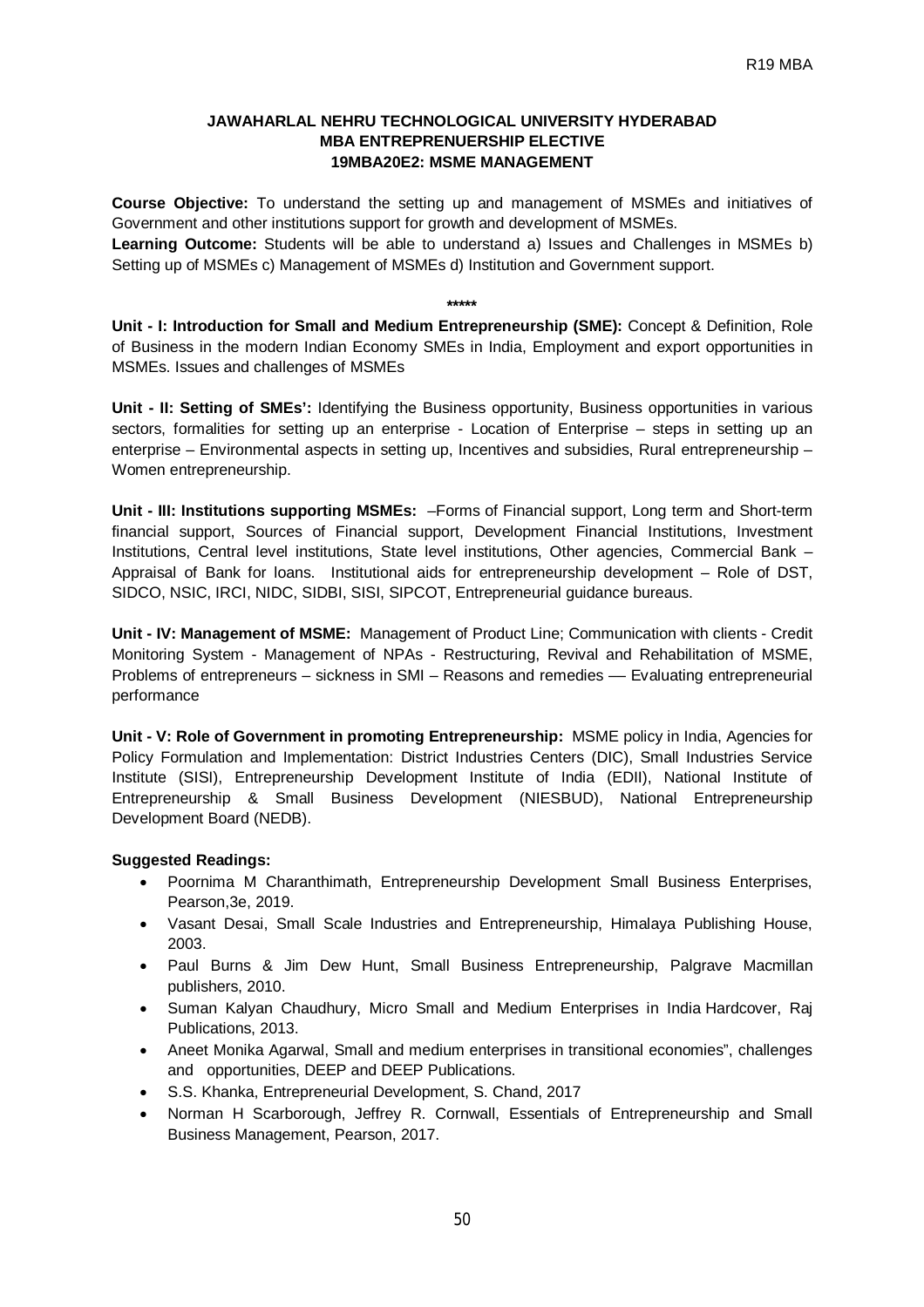**JAWAHARLAL NEHRU TECHNOLOGICAL UNIVERSITY HYDERABAD**
**MBA ENTREPRENUERSHIP ELECTIVE**
**19MBA20E2: MSME MANAGEMENT**

**Course Objective:** To understand the setting up and management of MSMEs and initiatives of Government and other institutions support for growth and development of MSMEs.
**Learning Outcome:** Students will be able to understand a) Issues and Challenges in MSMEs b) Setting up of MSMEs c) Management of MSMEs d) Institution and Government support.

\*\*\*\*\*

**Unit - I: Introduction for Small and Medium Entrepreneurship (SME):** Concept & Definition, Role of Business in the modern Indian Economy SMEs in India, Employment and export opportunities in MSMEs. Issues and challenges of MSMEs

**Unit - II: Setting of SMEs':** Identifying the Business opportunity, Business opportunities in various sectors, formalities for setting up an enterprise - Location of Enterprise – steps in setting up an enterprise – Environmental aspects in setting up, Incentives and subsidies, Rural entrepreneurship – Women entrepreneurship.

**Unit - III: Institutions supporting MSMEs:** –Forms of Financial support, Long term and Short-term financial support, Sources of Financial support, Development Financial Institutions, Investment Institutions, Central level institutions, State level institutions, Other agencies, Commercial Bank – Appraisal of Bank for loans. Institutional aids for entrepreneurship development – Role of DST, SIDCO, NSIC, IRCI, NIDC, SIDBI, SISI, SIPCOT, Entrepreneurial guidance bureaus.

**Unit - IV: Management of MSME:** Management of Product Line; Communication with clients - Credit Monitoring System - Management of NPAs - Restructuring, Revival and Rehabilitation of MSME, Problems of entrepreneurs – sickness in SMI – Reasons and remedies –– Evaluating entrepreneurial performance

**Unit - V: Role of Government in promoting Entrepreneurship:** MSME policy in India, Agencies for Policy Formulation and Implementation: District Industries Centers (DIC), Small Industries Service Institute (SISI), Entrepreneurship Development Institute of India (EDII), National Institute of Entrepreneurship & Small Business Development (NIESBUD), National Entrepreneurship Development Board (NEDB).

**Suggested Readings:**

- Poornima M Charanthimath, Entrepreneurship Development Small Business Enterprises, Pearson,3e, 2019.
- Vasant Desai, Small Scale Industries and Entrepreneurship, Himalaya Publishing House, 2003.
- Paul Burns & Jim Dew Hunt, Small Business Entrepreneurship, Palgrave Macmillan publishers, 2010.
- Suman Kalyan Chaudhury, Micro Small and Medium Enterprises in India Hardcover, Raj Publications, 2013.
- Aneet Monika Agarwal, Small and medium enterprises in transitional economies", challenges and opportunities, DEEP and DEEP Publications.
- S.S. Khanka, Entrepreneurial Development, S. Chand, 2017
- Norman H Scarborough, Jeffrey R. Cornwall, Essentials of Entrepreneurship and Small Business Management, Pearson, 2017.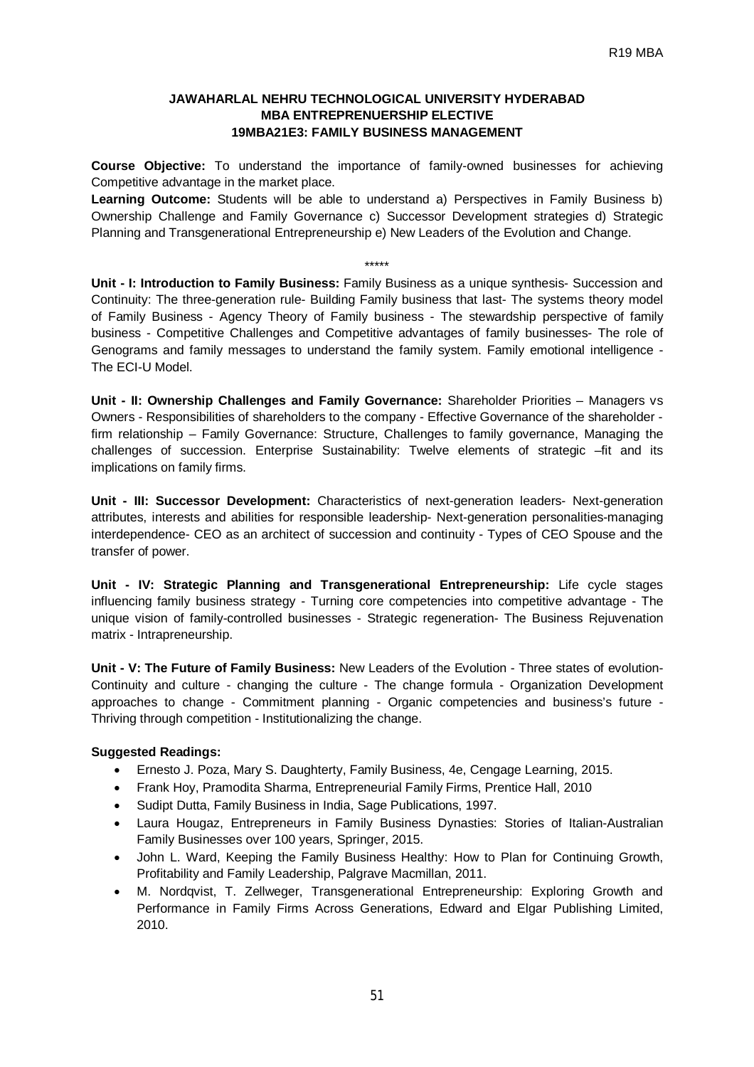# JAWAHARLAL NEHRU TECHNOLOGICAL UNIVERSITY HYDERABAD
## MBA ENTREPRENUERSHIP ELECTIVE
## 19MBA21E3: FAMILY BUSINESS MANAGEMENT

**Course Objective:** To understand the importance of family-owned businesses for achieving Competitive advantage in the market place.

**Learning Outcome:** Students will be able to understand a) Perspectives in Family Business b) Ownership Challenge and Family Governance c) Successor Development strategies d) Strategic Planning and Transgenerational Entrepreneurship e) New Leaders of the Evolution and Change.

*****

**Unit - I: Introduction to Family Business:** Family Business as a unique synthesis- Succession and Continuity: The three-generation rule- Building Family business that last- The systems theory model of Family Business - Agency Theory of Family business - The stewardship perspective of family business - Competitive Challenges and Competitive advantages of family businesses- The role of Genograms and family messages to understand the family system. Family emotional intelligence - The ECI-U Model.

**Unit - II: Ownership Challenges and Family Governance:** Shareholder Priorities – Managers vs Owners - Responsibilities of shareholders to the company - Effective Governance of the shareholder - firm relationship – Family Governance: Structure, Challenges to family governance, Managing the challenges of succession. Enterprise Sustainability: Twelve elements of strategic –fit and its implications on family firms.

**Unit - III: Successor Development:** Characteristics of next-generation leaders- Next-generation attributes, interests and abilities for responsible leadership- Next-generation personalities-managing interdependence- CEO as an architect of succession and continuity - Types of CEO Spouse and the transfer of power.

**Unit - IV: Strategic Planning and Transgenerational Entrepreneurship:** Life cycle stages influencing family business strategy - Turning core competencies into competitive advantage - The unique vision of family-controlled businesses - Strategic regeneration- The Business Rejuvenation matrix - Intrapreneurship.

**Unit - V: The Future of Family Business:** New Leaders of the Evolution - Three states of evolution- Continuity and culture - changing the culture - The change formula - Organization Development approaches to change - Commitment planning - Organic competencies and business's future - Thriving through competition - Institutionalizing the change.

**Suggested Readings:**

- Ernesto J. Poza, Mary S. Daughterty, Family Business, 4e, Cengage Learning, 2015.
- Frank Hoy, Pramodita Sharma, Entrepreneurial Family Firms, Prentice Hall, 2010
- Sudipt Dutta, Family Business in India, Sage Publications, 1997.
- Laura Hougaz, Entrepreneurs in Family Business Dynasties: Stories of Italian-Australian Family Businesses over 100 years, Springer, 2015.
- John L. Ward, Keeping the Family Business Healthy: How to Plan for Continuing Growth, Profitability and Family Leadership, Palgrave Macmillan, 2011.
- M. Nordqvist, T. Zellweger, Transgenerational Entrepreneurship: Exploring Growth and Performance in Family Firms Across Generations, Edward and Elgar Publishing Limited, 2010.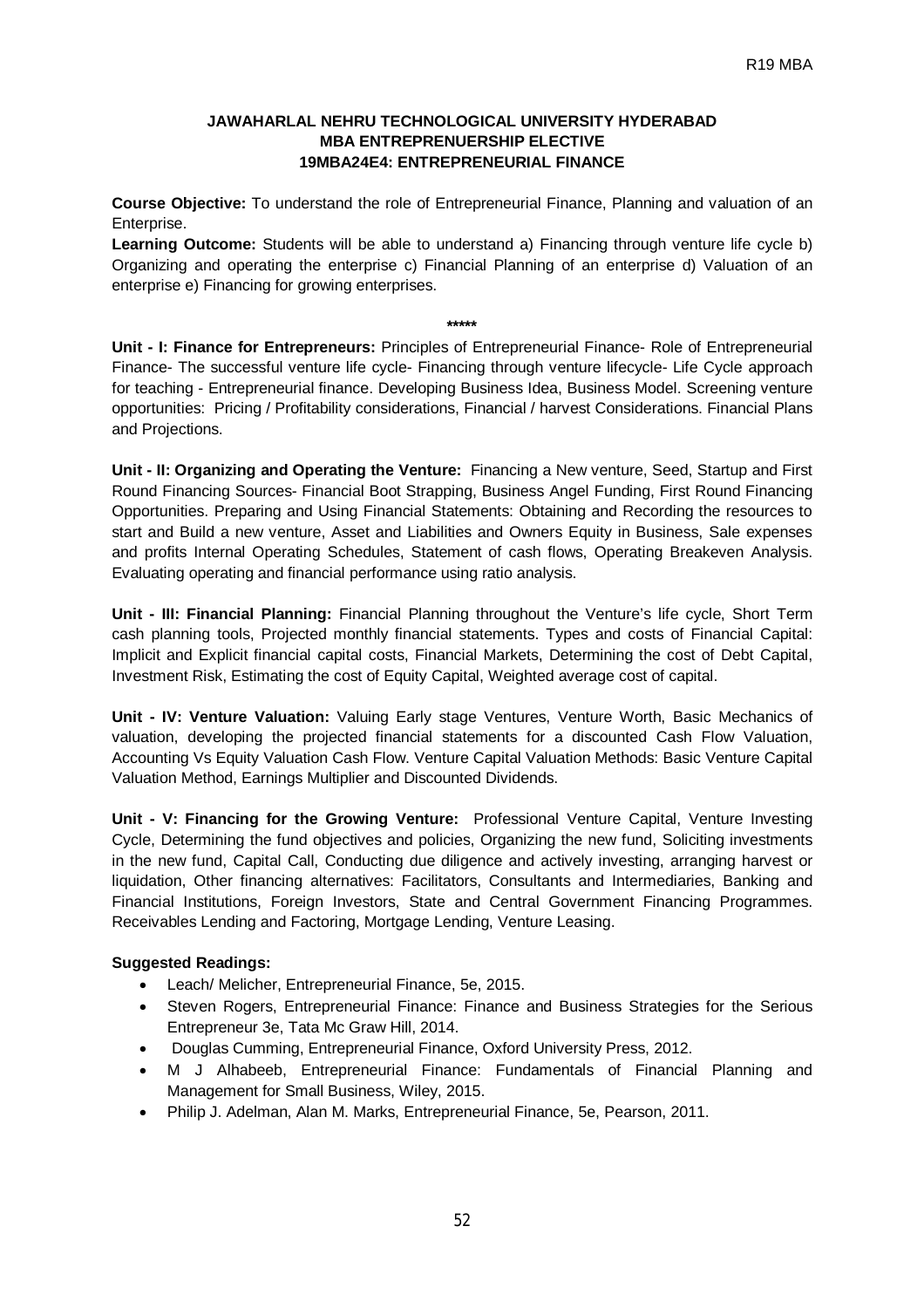**JAWAHARLAL NEHRU TECHNOLOGICAL UNIVERSITY HYDERABAD**
**MBA ENTREPRENUERSHIP ELECTIVE**
**19MBA24E4: ENTREPRENEURIAL FINANCE**

**Course Objective:** To understand the role of Entrepreneurial Finance, Planning and valuation of an Enterprise.

**Learning Outcome:** Students will be able to understand a) Financing through venture life cycle b) Organizing and operating the enterprise c) Financial Planning of an enterprise d) Valuation of an enterprise e) Financing for growing enterprises.

*****

**Unit - I: Finance for Entrepreneurs:** Principles of Entrepreneurial Finance- Role of Entrepreneurial Finance- The successful venture life cycle- Financing through venture lifecycle- Life Cycle approach for teaching - Entrepreneurial finance. Developing Business Idea, Business Model. Screening venture opportunities: Pricing / Profitability considerations, Financial / harvest Considerations. Financial Plans and Projections.

**Unit - II: Organizing and Operating the Venture:** Financing a New venture, Seed, Startup and First Round Financing Sources- Financial Boot Strapping, Business Angel Funding, First Round Financing Opportunities. Preparing and Using Financial Statements: Obtaining and Recording the resources to start and Build a new venture, Asset and Liabilities and Owners Equity in Business, Sale expenses and profits Internal Operating Schedules, Statement of cash flows, Operating Breakeven Analysis. Evaluating operating and financial performance using ratio analysis.

**Unit - III: Financial Planning:** Financial Planning throughout the Venture's life cycle, Short Term cash planning tools, Projected monthly financial statements. Types and costs of Financial Capital: Implicit and Explicit financial capital costs, Financial Markets, Determining the cost of Debt Capital, Investment Risk, Estimating the cost of Equity Capital, Weighted average cost of capital.

**Unit - IV: Venture Valuation:** Valuing Early stage Ventures, Venture Worth, Basic Mechanics of valuation, developing the projected financial statements for a discounted Cash Flow Valuation, Accounting Vs Equity Valuation Cash Flow. Venture Capital Valuation Methods: Basic Venture Capital Valuation Method, Earnings Multiplier and Discounted Dividends.

**Unit - V: Financing for the Growing Venture:** Professional Venture Capital, Venture Investing Cycle, Determining the fund objectives and policies, Organizing the new fund, Soliciting investments in the new fund, Capital Call, Conducting due diligence and actively investing, arranging harvest or liquidation, Other financing alternatives: Facilitators, Consultants and Intermediaries, Banking and Financial Institutions, Foreign Investors, State and Central Government Financing Programmes. Receivables Lending and Factoring, Mortgage Lending, Venture Leasing.

**Suggested Readings:**

- Leach/ Melicher, Entrepreneurial Finance, 5e, 2015.
- Steven Rogers, Entrepreneurial Finance: Finance and Business Strategies for the Serious Entrepreneur 3e, Tata Mc Graw Hill, 2014.
- Douglas Cumming, Entrepreneurial Finance, Oxford University Press, 2012.
- M J Alhabeeb, Entrepreneurial Finance: Fundamentals of Financial Planning and Management for Small Business, Wiley, 2015.
- Philip J. Adelman, Alan M. Marks, Entrepreneurial Finance, 5e, Pearson, 2011.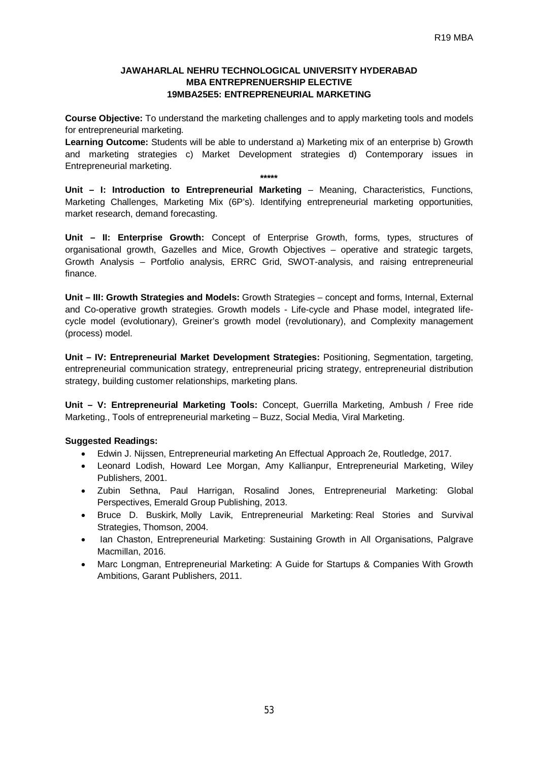**JAWAHARLAL NEHRU TECHNOLOGICAL UNIVERSITY HYDERABAD**
**MBA ENTREPRENUERSHIP ELECTIVE**
**19MBA25E5: ENTREPRENEURIAL MARKETING**

**Course Objective:** To understand the marketing challenges and to apply marketing tools and models for entrepreneurial marketing.

**Learning Outcome:** Students will be able to understand a) Marketing mix of an enterprise b) Growth and marketing strategies c) Market Development strategies d) Contemporary issues in Entrepreneurial marketing.

*****

**Unit – I: Introduction to Entrepreneurial Marketing** – Meaning, Characteristics, Functions, Marketing Challenges, Marketing Mix (6P's). Identifying entrepreneurial marketing opportunities, market research, demand forecasting.

**Unit – II: Enterprise Growth:** Concept of Enterprise Growth, forms, types, structures of organisational growth, Gazelles and Mice, Growth Objectives – operative and strategic targets, Growth Analysis – Portfolio analysis, ERRC Grid, SWOT-analysis, and raising entrepreneurial finance.

**Unit – III: Growth Strategies and Models:** Growth Strategies – concept and forms, Internal, External and Co-operative growth strategies. Growth models - Life-cycle and Phase model, integrated life-cycle model (evolutionary), Greiner's growth model (revolutionary), and Complexity management (process) model.

**Unit – IV: Entrepreneurial Market Development Strategies:** Positioning, Segmentation, targeting, entrepreneurial communication strategy, entrepreneurial pricing strategy, entrepreneurial distribution strategy, building customer relationships, marketing plans.

**Unit – V: Entrepreneurial Marketing Tools:** Concept, Guerrilla Marketing, Ambush / Free ride Marketing., Tools of entrepreneurial marketing – Buzz, Social Media, Viral Marketing.

**Suggested Readings:**

- Edwin J. Nijssen, Entrepreneurial marketing An Effectual Approach 2e, Routledge, 2017.
- Leonard Lodish, Howard Lee Morgan, Amy Kallianpur, Entrepreneurial Marketing, Wiley Publishers, 2001.
- Zubin Sethna, Paul Harrigan, Rosalind Jones, Entrepreneurial Marketing: Global Perspectives, Emerald Group Publishing, 2013.
- Bruce D. Buskirk, Molly Lavik, Entrepreneurial Marketing: Real Stories and Survival Strategies, Thomson, 2004.
- Ian Chaston, Entrepreneurial Marketing: Sustaining Growth in All Organisations, Palgrave Macmillan, 2016.
- Marc Longman, Entrepreneurial Marketing: A Guide for Startups & Companies With Growth Ambitions, Garant Publishers, 2011.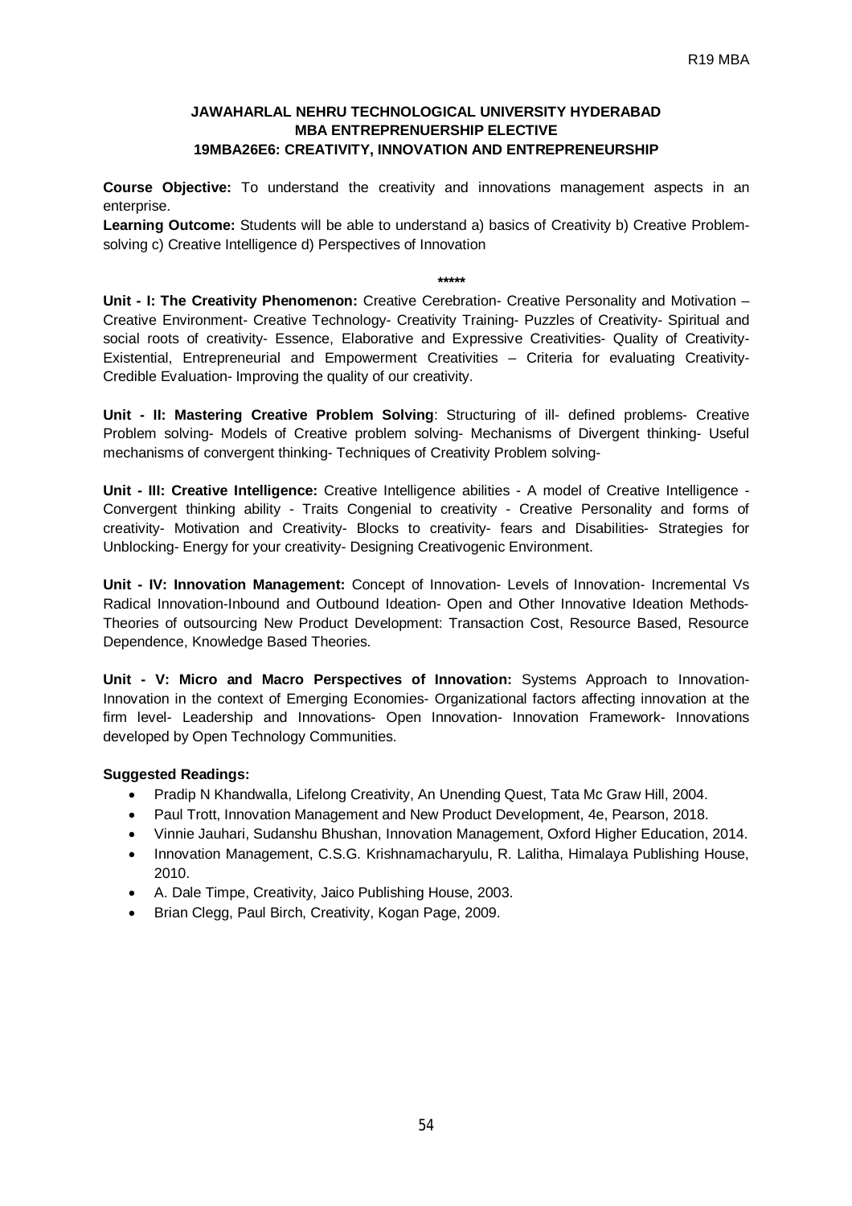**JAWAHARLAL NEHRU TECHNOLOGICAL UNIVERSITY HYDERABAD**
**MBA ENTREPRENUERSHIP ELECTIVE**
**19MBA26E6: CREATIVITY, INNOVATION AND ENTREPRENEURSHIP**

**Course Objective:** To understand the creativity and innovations management aspects in an enterprise.

**Learning Outcome:** Students will be able to understand a) basics of Creativity b) Creative Problem-solving c) Creative Intelligence d) Perspectives of Innovation

*****

**Unit - I: The Creativity Phenomenon:** Creative Cerebration- Creative Personality and Motivation – Creative Environment- Creative Technology- Creativity Training- Puzzles of Creativity- Spiritual and social roots of creativity- Essence, Elaborative and Expressive Creativities- Quality of Creativity- Existential, Entrepreneurial and Empowerment Creativities – Criteria for evaluating Creativity- Credible Evaluation- Improving the quality of our creativity.

**Unit - II: Mastering Creative Problem Solving**: Structuring of ill- defined problems- Creative Problem solving- Models of Creative problem solving- Mechanisms of Divergent thinking- Useful mechanisms of convergent thinking- Techniques of Creativity Problem solving-

**Unit - III: Creative Intelligence:** Creative Intelligence abilities - A model of Creative Intelligence - Convergent thinking ability - Traits Congenial to creativity - Creative Personality and forms of creativity- Motivation and Creativity- Blocks to creativity- fears and Disabilities- Strategies for Unblocking- Energy for your creativity- Designing Creativogenic Environment.

**Unit - IV: Innovation Management:** Concept of Innovation- Levels of Innovation- Incremental Vs Radical Innovation-Inbound and Outbound Ideation- Open and Other Innovative Ideation Methods- Theories of outsourcing New Product Development: Transaction Cost, Resource Based, Resource Dependence, Knowledge Based Theories.

**Unit - V: Micro and Macro Perspectives of Innovation:** Systems Approach to Innovation- Innovation in the context of Emerging Economies- Organizational factors affecting innovation at the firm level- Leadership and Innovations- Open Innovation- Innovation Framework- Innovations developed by Open Technology Communities.

**Suggested Readings:**

- Pradip N Khandwalla, Lifelong Creativity, An Unending Quest, Tata Mc Graw Hill, 2004.
- Paul Trott, Innovation Management and New Product Development, 4e, Pearson, 2018.
- Vinnie Jauhari, Sudanshu Bhushan, Innovation Management, Oxford Higher Education, 2014.
- Innovation Management, C.S.G. Krishnamacharyulu, R. Lalitha, Himalaya Publishing House, 2010.
- A. Dale Timpe, Creativity, Jaico Publishing House, 2003.
- Brian Clegg, Paul Birch, Creativity, Kogan Page, 2009.